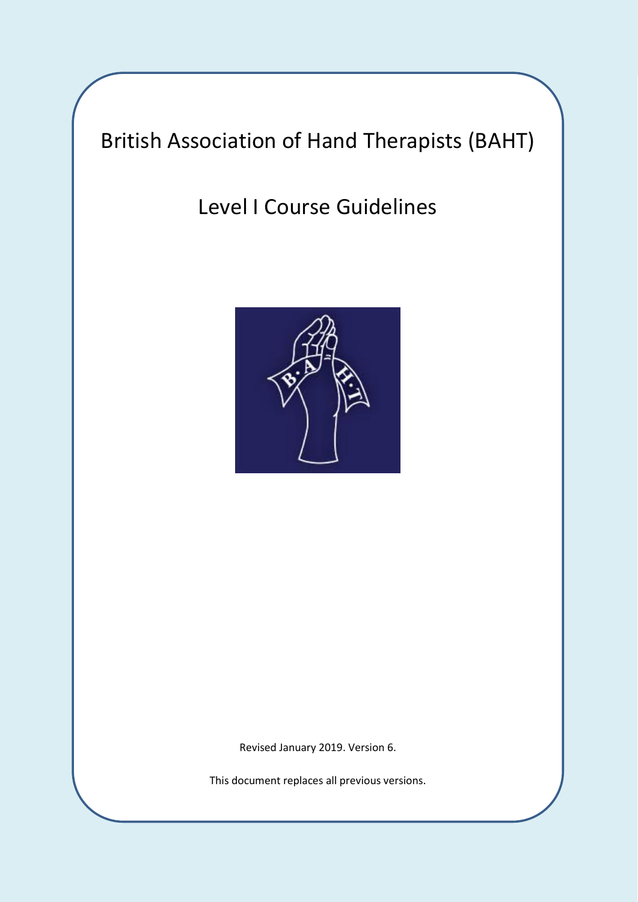# British Association of Hand Therapists (BAHT)

## Level I Course Guidelines

Revised January 2019. Version 6.

This document replaces all previous versions.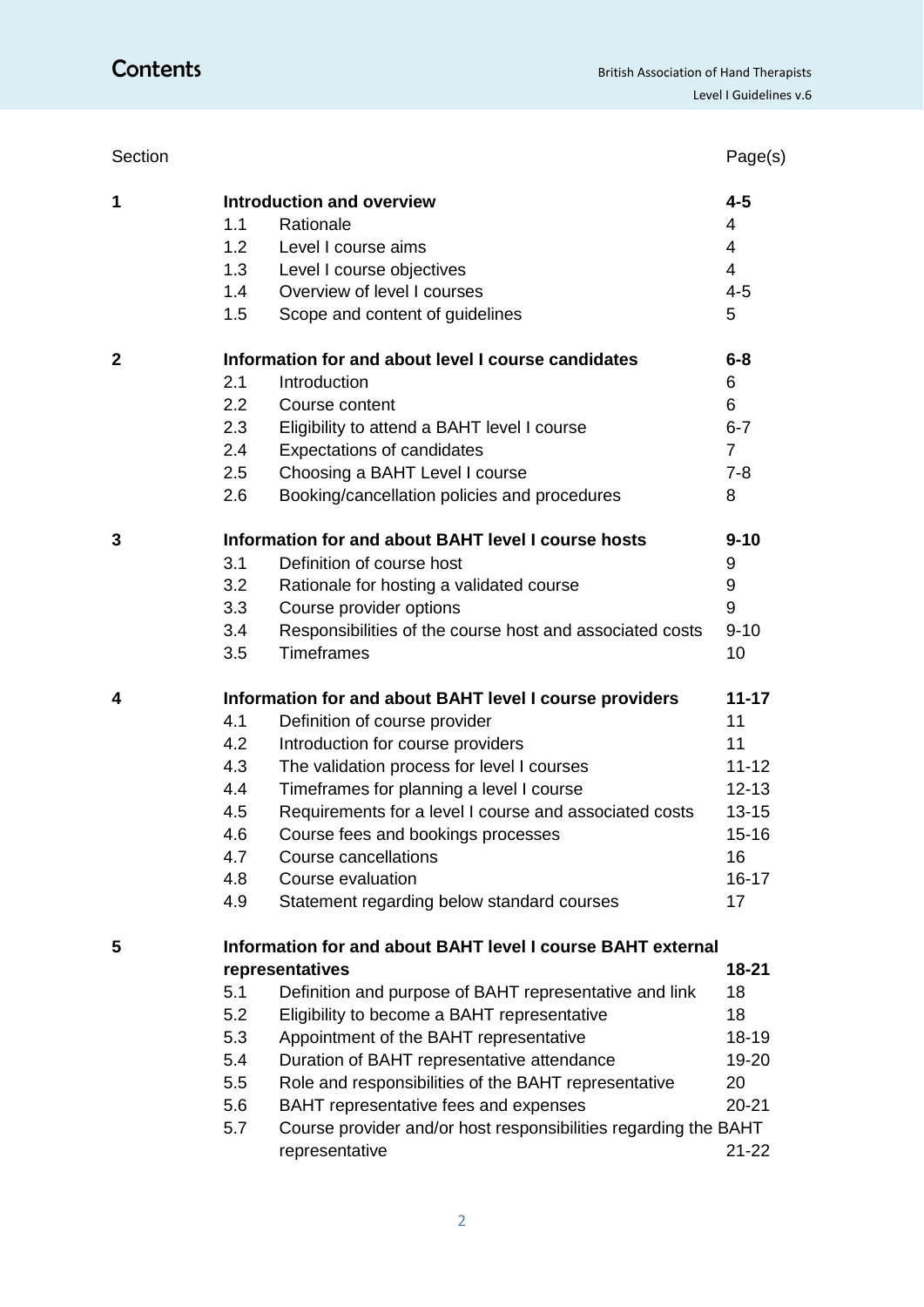# Contents

| Section | | | Page(s) |
|---|---|---|---|
| **1** | | **Introduction and overview** | **4-5** |
| | 1.1 | Rationale | 4 |
| | 1.2 | Level I course aims | 4 |
| | 1.3 | Level I course objectives | 4 |
| | 1.4 | Overview of level I courses | 4-5 |
| | 1.5 | Scope and content of guidelines | 5 |
| **2** | | **Information for and about level I course candidates** | **6-8** |
| | 2.1 | Introduction | 6 |
| | 2.2 | Course content | 6 |
| | 2.3 | Eligibility to attend a BAHT level I course | 6-7 |
| | 2.4 | Expectations of candidates | 7 |
| | 2.5 | Choosing a BAHT Level I course | 7-8 |
| | 2.6 | Booking/cancellation policies and procedures | 8 |
| **3** | | **Information for and about BAHT level I course hosts** | **9-10** |
| | 3.1 | Definition of course host | 9 |
| | 3.2 | Rationale for hosting a validated course | 9 |
| | 3.3 | Course provider options | 9 |
| | 3.4 | Responsibilities of the course host and associated costs | 9-10 |
| | 3.5 | Timeframes | 10 |
| **4** | | **Information for and about BAHT level I course providers** | **11-17** |
| | 4.1 | Definition of course provider | 11 |
| | 4.2 | Introduction for course providers | 11 |
| | 4.3 | The validation process for level I courses | 11-12 |
| | 4.4 | Timeframes for planning a level I course | 12-13 |
| | 4.5 | Requirements for a level I course and associated costs | 13-15 |
| | 4.6 | Course fees and bookings processes | 15-16 |
| | 4.7 | Course cancellations | 16 |
| | 4.8 | Course evaluation | 16-17 |
| | 4.9 | Statement regarding below standard courses | 17 |
| **5** | | **Information for and about BAHT level I course BAHT external representatives** | **18-21** |
| | 5.1 | Definition and purpose of BAHT representative and link | 18 |
| | 5.2 | Eligibility to become a BAHT representative | 18 |
| | 5.3 | Appointment of the BAHT representative | 18-19 |
| | 5.4 | Duration of BAHT representative attendance | 19-20 |
| | 5.5 | Role and responsibilities of the BAHT representative | 20 |
| | 5.6 | BAHT representative fees and expenses | 20-21 |
| | 5.7 | Course provider and/or host responsibilities regarding the BAHT representative | 21-22 |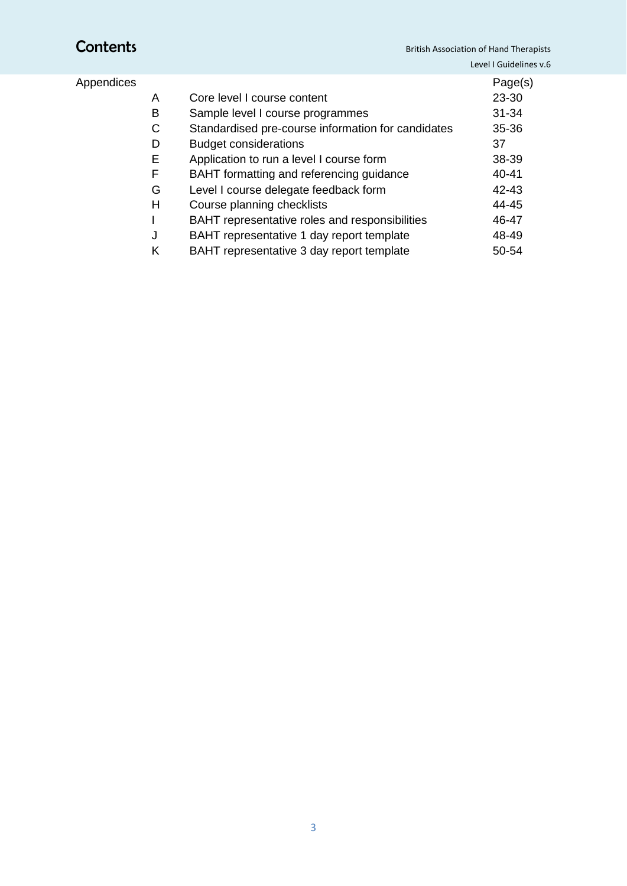# Contents

| Appendices | | Page(s) |
|---|---|---|
| A | Core level I course content | 23-30 |
| B | Sample level I course programmes | 31-34 |
| C | Standardised pre-course information for candidates | 35-36 |
| D | Budget considerations | 37 |
| E | Application to run a level I course form | 38-39 |
| F | BAHT formatting and referencing guidance | 40-41 |
| G | Level I course delegate feedback form | 42-43 |
| H | Course planning checklists | 44-45 |
| I | BAHT representative roles and responsibilities | 46-47 |
| J | BAHT representative 1 day report template | 48-49 |
| K | BAHT representative 3 day report template | 50-54 |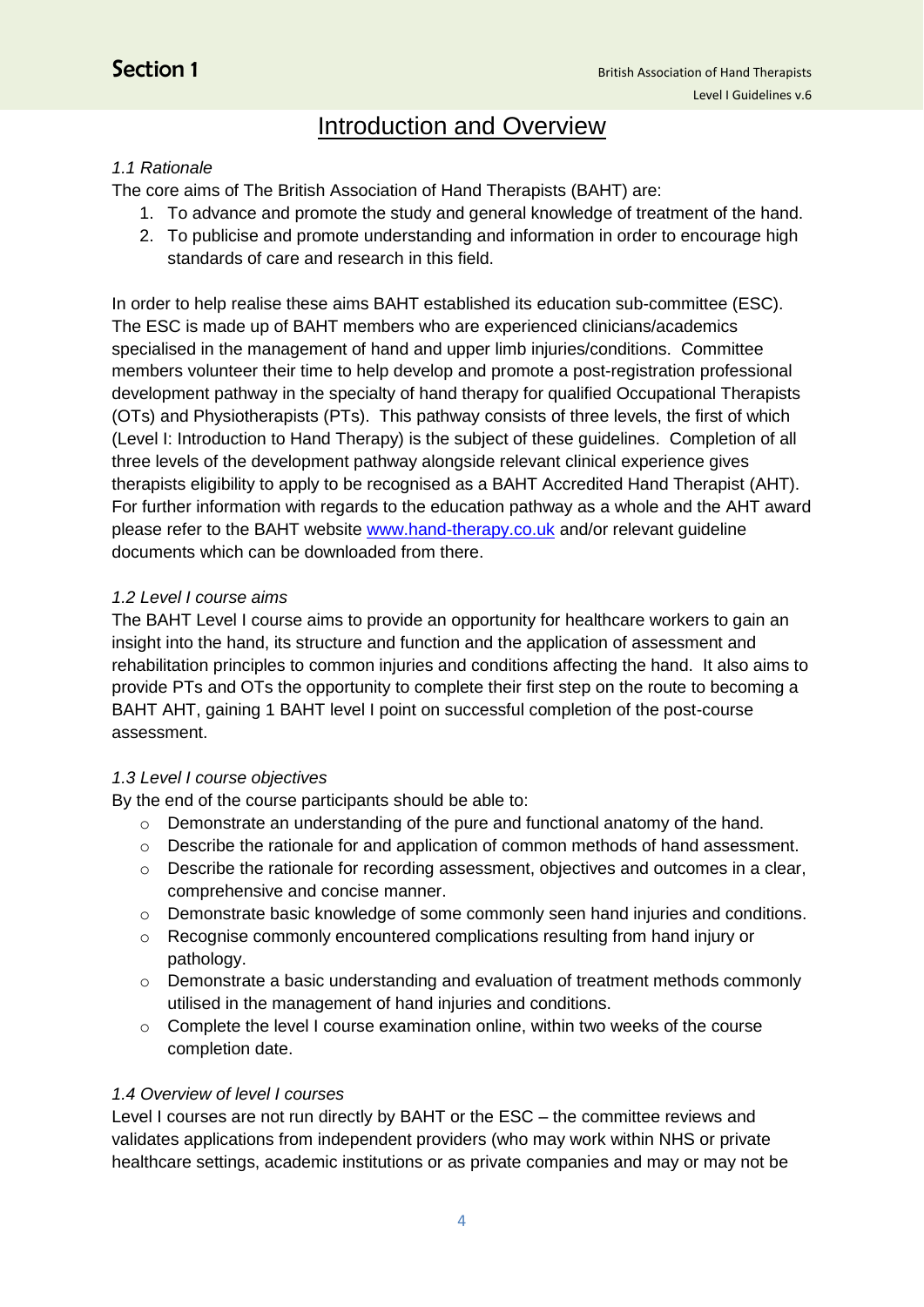# Section 1

## Introduction and Overview

### *1.1 Rationale*

The core aims of The British Association of Hand Therapists (BAHT) are:

1. To advance and promote the study and general knowledge of treatment of the hand.
2. To publicise and promote understanding and information in order to encourage high standards of care and research in this field.

In order to help realise these aims BAHT established its education sub-committee (ESC). The ESC is made up of BAHT members who are experienced clinicians/academics specialised in the management of hand and upper limb injuries/conditions. Committee members volunteer their time to help develop and promote a post-registration professional development pathway in the specialty of hand therapy for qualified Occupational Therapists (OTs) and Physiotherapists (PTs). This pathway consists of three levels, the first of which (Level I: Introduction to Hand Therapy) is the subject of these guidelines. Completion of all three levels of the development pathway alongside relevant clinical experience gives therapists eligibility to apply to be recognised as a BAHT Accredited Hand Therapist (AHT). For further information with regards to the education pathway as a whole and the AHT award please refer to the BAHT website [www.hand-therapy.co.uk](http://www.hand-therapy.co.uk) and/or relevant guideline documents which can be downloaded from there.

### *1.2 Level I course aims*

The BAHT Level I course aims to provide an opportunity for healthcare workers to gain an insight into the hand, its structure and function and the application of assessment and rehabilitation principles to common injuries and conditions affecting the hand. It also aims to provide PTs and OTs the opportunity to complete their first step on the route to becoming a BAHT AHT, gaining 1 BAHT level I point on successful completion of the post-course assessment.

### *1.3 Level I course objectives*

By the end of the course participants should be able to:

- Demonstrate an understanding of the pure and functional anatomy of the hand.
- Describe the rationale for and application of common methods of hand assessment.
- Describe the rationale for recording assessment, objectives and outcomes in a clear, comprehensive and concise manner.
- Demonstrate basic knowledge of some commonly seen hand injuries and conditions.
- Recognise commonly encountered complications resulting from hand injury or pathology.
- Demonstrate a basic understanding and evaluation of treatment methods commonly utilised in the management of hand injuries and conditions.
- Complete the level I course examination online, within two weeks of the course completion date.

### *1.4 Overview of level I courses*

Level I courses are not run directly by BAHT or the ESC – the committee reviews and validates applications from independent providers (who may work within NHS or private healthcare settings, academic institutions or as private companies and may or may not be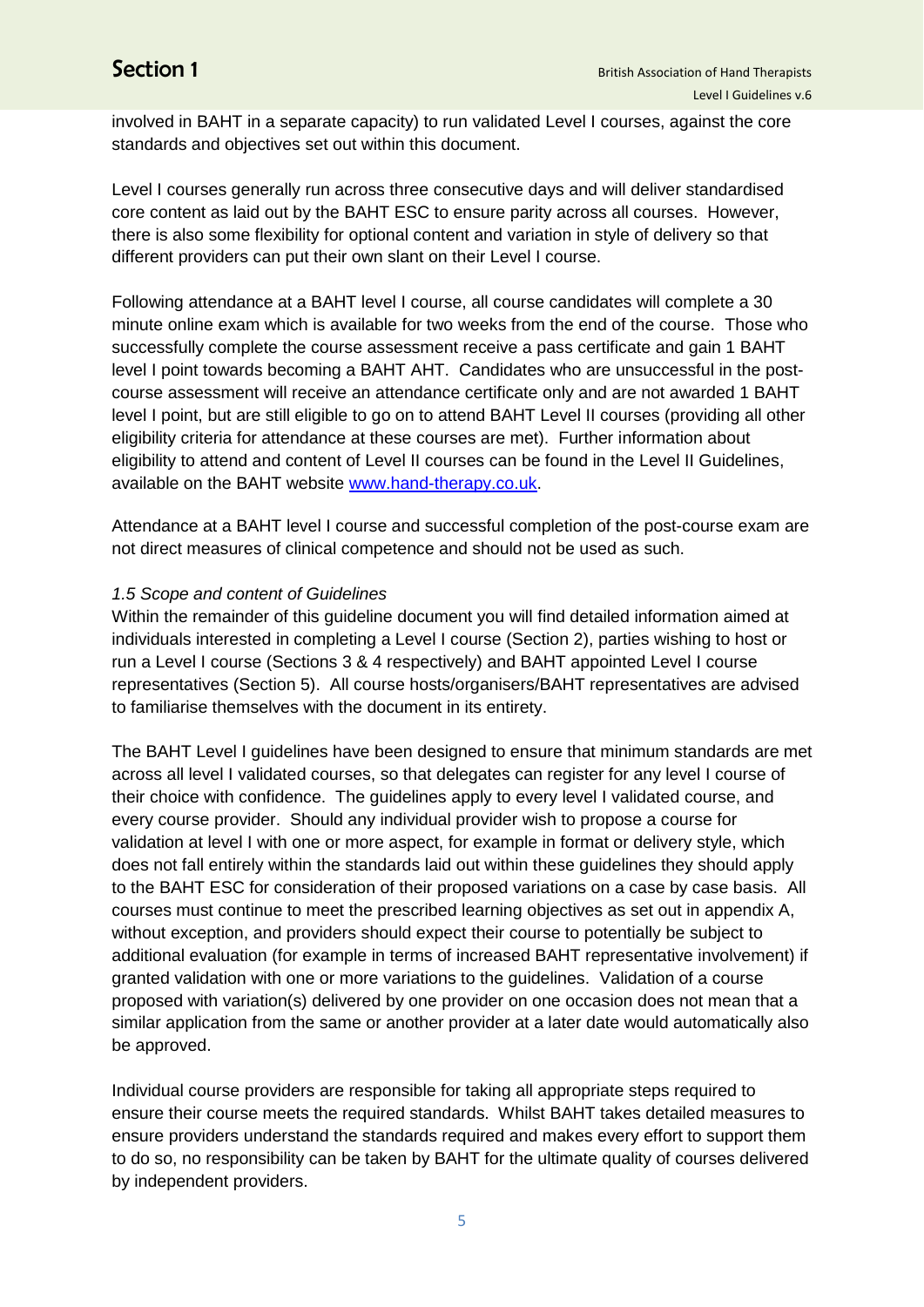involved in BAHT in a separate capacity) to run validated Level I courses, against the core standards and objectives set out within this document.

Level I courses generally run across three consecutive days and will deliver standardised core content as laid out by the BAHT ESC to ensure parity across all courses. However, there is also some flexibility for optional content and variation in style of delivery so that different providers can put their own slant on their Level I course.

Following attendance at a BAHT level I course, all course candidates will complete a 30 minute online exam which is available for two weeks from the end of the course. Those who successfully complete the course assessment receive a pass certificate and gain 1 BAHT level I point towards becoming a BAHT AHT. Candidates who are unsuccessful in the post-course assessment will receive an attendance certificate only and are not awarded 1 BAHT level I point, but are still eligible to go on to attend BAHT Level II courses (providing all other eligibility criteria for attendance at these courses are met). Further information about eligibility to attend and content of Level II courses can be found in the Level II Guidelines, available on the BAHT website [www.hand-therapy.co.uk](www.hand-therapy.co.uk).

Attendance at a BAHT level I course and successful completion of the post-course exam are not direct measures of clinical competence and should not be used as such.

*1.5 Scope and content of Guidelines*

Within the remainder of this guideline document you will find detailed information aimed at individuals interested in completing a Level I course (Section 2), parties wishing to host or run a Level I course (Sections 3 & 4 respectively) and BAHT appointed Level I course representatives (Section 5). All course hosts/organisers/BAHT representatives are advised to familiarise themselves with the document in its entirety.

The BAHT Level I guidelines have been designed to ensure that minimum standards are met across all level I validated courses, so that delegates can register for any level I course of their choice with confidence. The guidelines apply to every level I validated course, and every course provider. Should any individual provider wish to propose a course for validation at level I with one or more aspect, for example in format or delivery style, which does not fall entirely within the standards laid out within these guidelines they should apply to the BAHT ESC for consideration of their proposed variations on a case by case basis. All courses must continue to meet the prescribed learning objectives as set out in appendix A, without exception, and providers should expect their course to potentially be subject to additional evaluation (for example in terms of increased BAHT representative involvement) if granted validation with one or more variations to the guidelines. Validation of a course proposed with variation(s) delivered by one provider on one occasion does not mean that a similar application from the same or another provider at a later date would automatically also be approved.

Individual course providers are responsible for taking all appropriate steps required to ensure their course meets the required standards. Whilst BAHT takes detailed measures to ensure providers understand the standards required and makes every effort to support them to do so, no responsibility can be taken by BAHT for the ultimate quality of courses delivered by independent providers.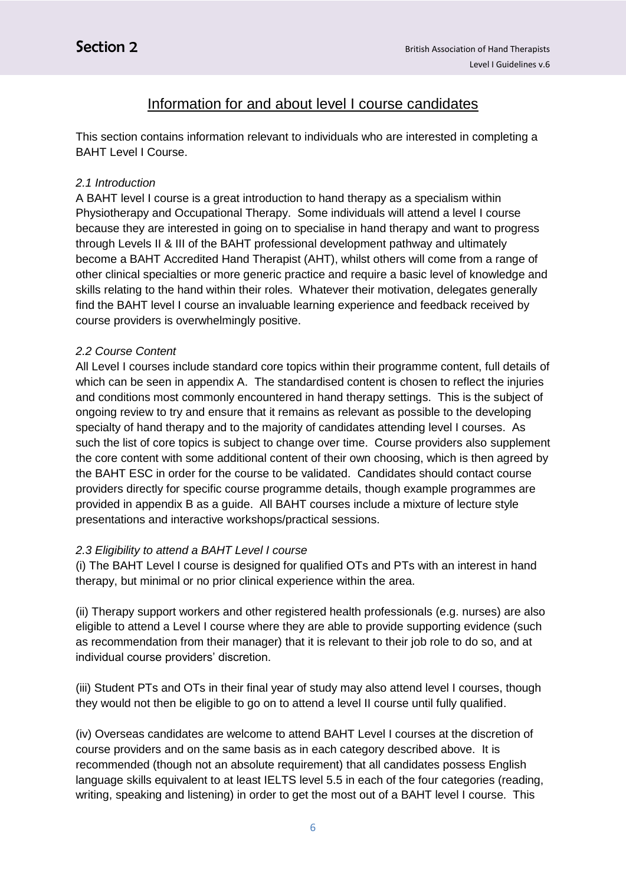# Section 2

## Information for and about level I course candidates

This section contains information relevant to individuals who are interested in completing a BAHT Level I Course.

### *2.1 Introduction*

A BAHT level I course is a great introduction to hand therapy as a specialism within Physiotherapy and Occupational Therapy. Some individuals will attend a level I course because they are interested in going on to specialise in hand therapy and want to progress through Levels II & III of the BAHT professional development pathway and ultimately become a BAHT Accredited Hand Therapist (AHT), whilst others will come from a range of other clinical specialties or more generic practice and require a basic level of knowledge and skills relating to the hand within their roles. Whatever their motivation, delegates generally find the BAHT level I course an invaluable learning experience and feedback received by course providers is overwhelmingly positive.

### *2.2 Course Content*

All Level I courses include standard core topics within their programme content, full details of which can be seen in appendix A. The standardised content is chosen to reflect the injuries and conditions most commonly encountered in hand therapy settings. This is the subject of ongoing review to try and ensure that it remains as relevant as possible to the developing specialty of hand therapy and to the majority of candidates attending level I courses. As such the list of core topics is subject to change over time. Course providers also supplement the core content with some additional content of their own choosing, which is then agreed by the BAHT ESC in order for the course to be validated. Candidates should contact course providers directly for specific course programme details, though example programmes are provided in appendix B as a guide. All BAHT courses include a mixture of lecture style presentations and interactive workshops/practical sessions.

### *2.3 Eligibility to attend a BAHT Level I course*

(i) The BAHT Level I course is designed for qualified OTs and PTs with an interest in hand therapy, but minimal or no prior clinical experience within the area.

(ii) Therapy support workers and other registered health professionals (e.g. nurses) are also eligible to attend a Level I course where they are able to provide supporting evidence (such as recommendation from their manager) that it is relevant to their job role to do so, and at individual course providers' discretion.

(iii) Student PTs and OTs in their final year of study may also attend level I courses, though they would not then be eligible to go on to attend a level II course until fully qualified.

(iv) Overseas candidates are welcome to attend BAHT Level I courses at the discretion of course providers and on the same basis as in each category described above. It is recommended (though not an absolute requirement) that all candidates possess English language skills equivalent to at least IELTS level 5.5 in each of the four categories (reading, writing, speaking and listening) in order to get the most out of a BAHT level I course. This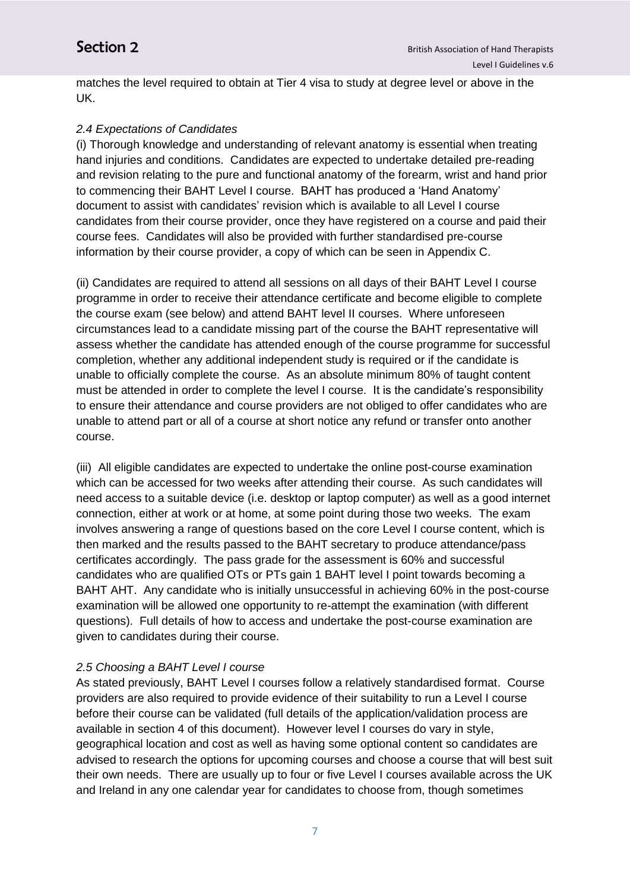matches the level required to obtain at Tier 4 visa to study at degree level or above in the UK.

*2.4 Expectations of Candidates*

(i) Thorough knowledge and understanding of relevant anatomy is essential when treating hand injuries and conditions. Candidates are expected to undertake detailed pre-reading and revision relating to the pure and functional anatomy of the forearm, wrist and hand prior to commencing their BAHT Level I course. BAHT has produced a 'Hand Anatomy' document to assist with candidates' revision which is available to all Level I course candidates from their course provider, once they have registered on a course and paid their course fees. Candidates will also be provided with further standardised pre-course information by their course provider, a copy of which can be seen in Appendix C.

(ii) Candidates are required to attend all sessions on all days of their BAHT Level I course programme in order to receive their attendance certificate and become eligible to complete the course exam (see below) and attend BAHT level II courses. Where unforeseen circumstances lead to a candidate missing part of the course the BAHT representative will assess whether the candidate has attended enough of the course programme for successful completion, whether any additional independent study is required or if the candidate is unable to officially complete the course. As an absolute minimum 80% of taught content must be attended in order to complete the level I course. It is the candidate's responsibility to ensure their attendance and course providers are not obliged to offer candidates who are unable to attend part or all of a course at short notice any refund or transfer onto another course.

(iii) All eligible candidates are expected to undertake the online post-course examination which can be accessed for two weeks after attending their course. As such candidates will need access to a suitable device (i.e. desktop or laptop computer) as well as a good internet connection, either at work or at home, at some point during those two weeks. The exam involves answering a range of questions based on the core Level I course content, which is then marked and the results passed to the BAHT secretary to produce attendance/pass certificates accordingly. The pass grade for the assessment is 60% and successful candidates who are qualified OTs or PTs gain 1 BAHT level I point towards becoming a BAHT AHT. Any candidate who is initially unsuccessful in achieving 60% in the post-course examination will be allowed one opportunity to re-attempt the examination (with different questions). Full details of how to access and undertake the post-course examination are given to candidates during their course.

*2.5 Choosing a BAHT Level I course*

As stated previously, BAHT Level I courses follow a relatively standardised format. Course providers are also required to provide evidence of their suitability to run a Level I course before their course can be validated (full details of the application/validation process are available in section 4 of this document). However level I courses do vary in style, geographical location and cost as well as having some optional content so candidates are advised to research the options for upcoming courses and choose a course that will best suit their own needs. There are usually up to four or five Level I courses available across the UK and Ireland in any one calendar year for candidates to choose from, though sometimes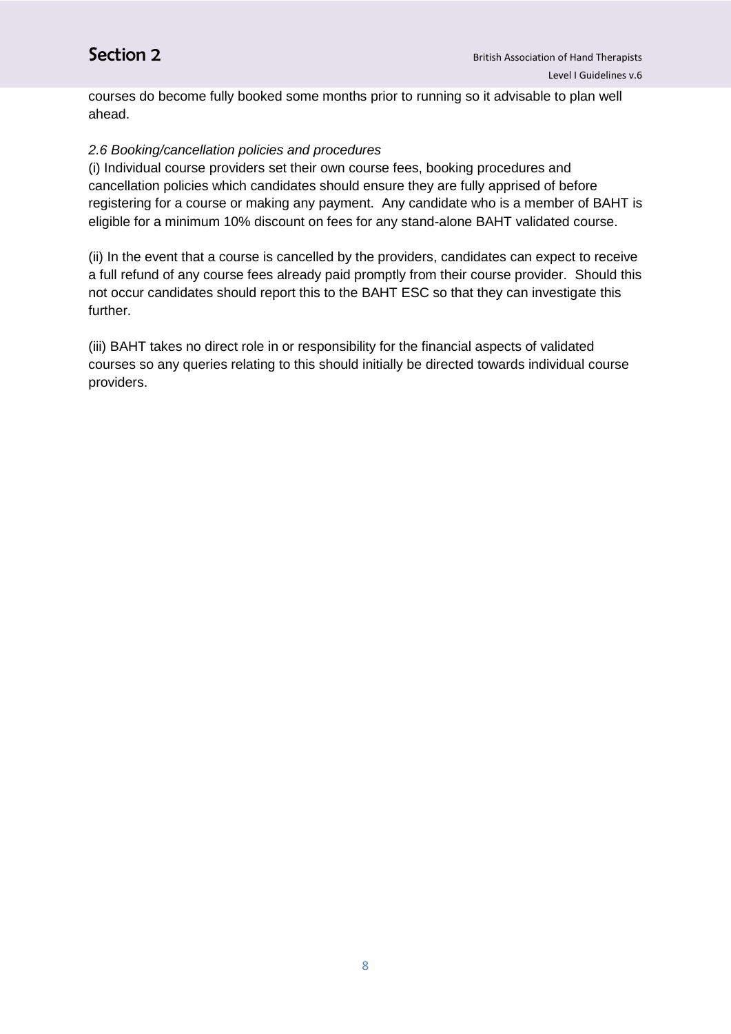courses do become fully booked some months prior to running so it advisable to plan well ahead.

*2.6 Booking/cancellation policies and procedures*

(i) Individual course providers set their own course fees, booking procedures and cancellation policies which candidates should ensure they are fully apprised of before registering for a course or making any payment. Any candidate who is a member of BAHT is eligible for a minimum 10% discount on fees for any stand-alone BAHT validated course.

(ii) In the event that a course is cancelled by the providers, candidates can expect to receive a full refund of any course fees already paid promptly from their course provider. Should this not occur candidates should report this to the BAHT ESC so that they can investigate this further.

(iii) BAHT takes no direct role in or responsibility for the financial aspects of validated courses so any queries relating to this should initially be directed towards individual course providers.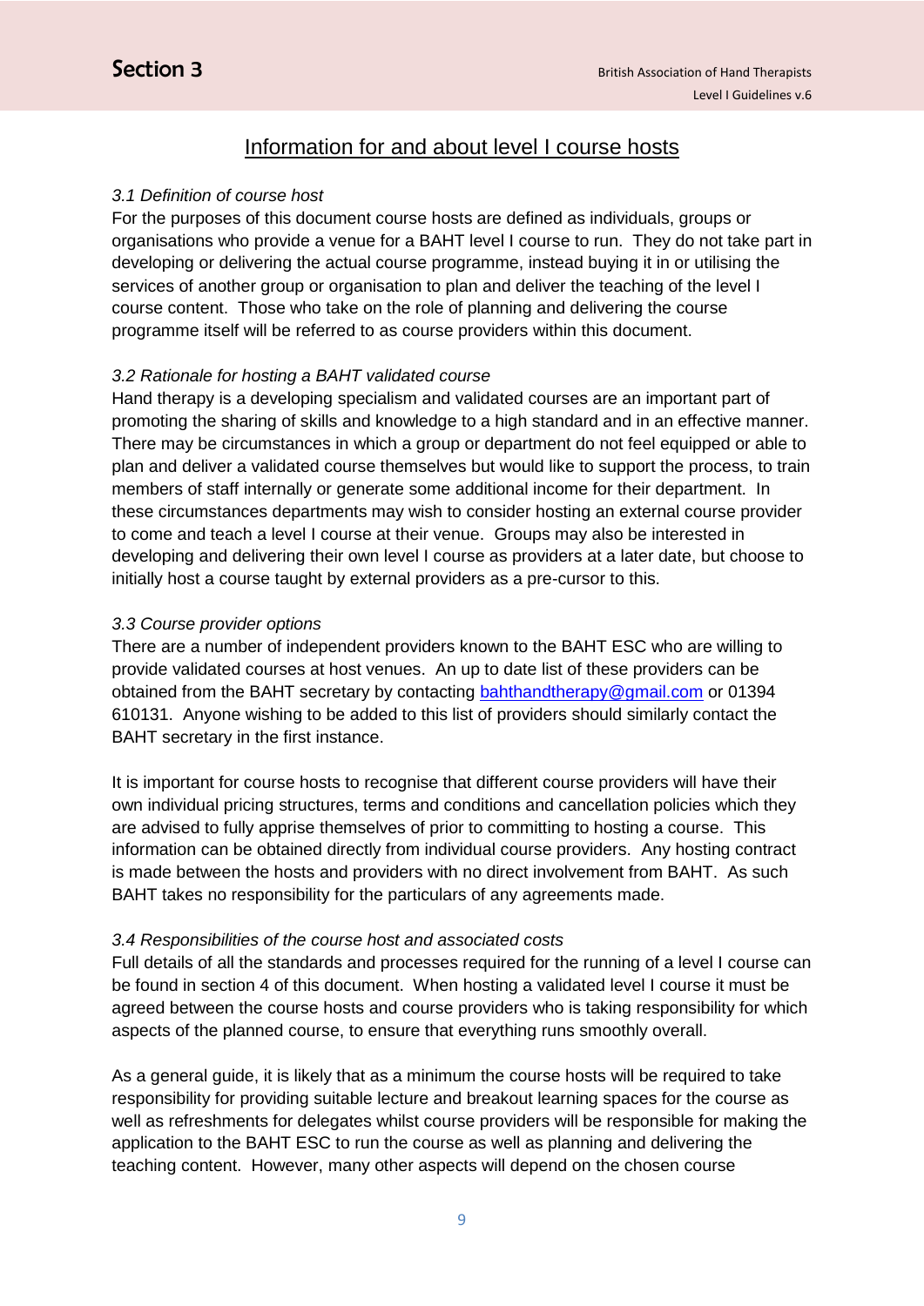## Information for and about level I course hosts

*3.1 Definition of course host*

For the purposes of this document course hosts are defined as individuals, groups or organisations who provide a venue for a BAHT level I course to run. They do not take part in developing or delivering the actual course programme, instead buying it in or utilising the services of another group or organisation to plan and deliver the teaching of the level I course content. Those who take on the role of planning and delivering the course programme itself will be referred to as course providers within this document.

*3.2 Rationale for hosting a BAHT validated course*

Hand therapy is a developing specialism and validated courses are an important part of promoting the sharing of skills and knowledge to a high standard and in an effective manner. There may be circumstances in which a group or department do not feel equipped or able to plan and deliver a validated course themselves but would like to support the process, to train members of staff internally or generate some additional income for their department. In these circumstances departments may wish to consider hosting an external course provider to come and teach a level I course at their venue. Groups may also be interested in developing and delivering their own level I course as providers at a later date, but choose to initially host a course taught by external providers as a pre-cursor to this.

*3.3 Course provider options*

There are a number of independent providers known to the BAHT ESC who are willing to provide validated courses at host venues. An up to date list of these providers can be obtained from the BAHT secretary by contacting bahthandtherapy@gmail.com or 01394 610131. Anyone wishing to be added to this list of providers should similarly contact the BAHT secretary in the first instance.

It is important for course hosts to recognise that different course providers will have their own individual pricing structures, terms and conditions and cancellation policies which they are advised to fully apprise themselves of prior to committing to hosting a course. This information can be obtained directly from individual course providers. Any hosting contract is made between the hosts and providers with no direct involvement from BAHT. As such BAHT takes no responsibility for the particulars of any agreements made.

*3.4 Responsibilities of the course host and associated costs*

Full details of all the standards and processes required for the running of a level I course can be found in section 4 of this document. When hosting a validated level I course it must be agreed between the course hosts and course providers who is taking responsibility for which aspects of the planned course, to ensure that everything runs smoothly overall.

As a general guide, it is likely that as a minimum the course hosts will be required to take responsibility for providing suitable lecture and breakout learning spaces for the course as well as refreshments for delegates whilst course providers will be responsible for making the application to the BAHT ESC to run the course as well as planning and delivering the teaching content. However, many other aspects will depend on the chosen course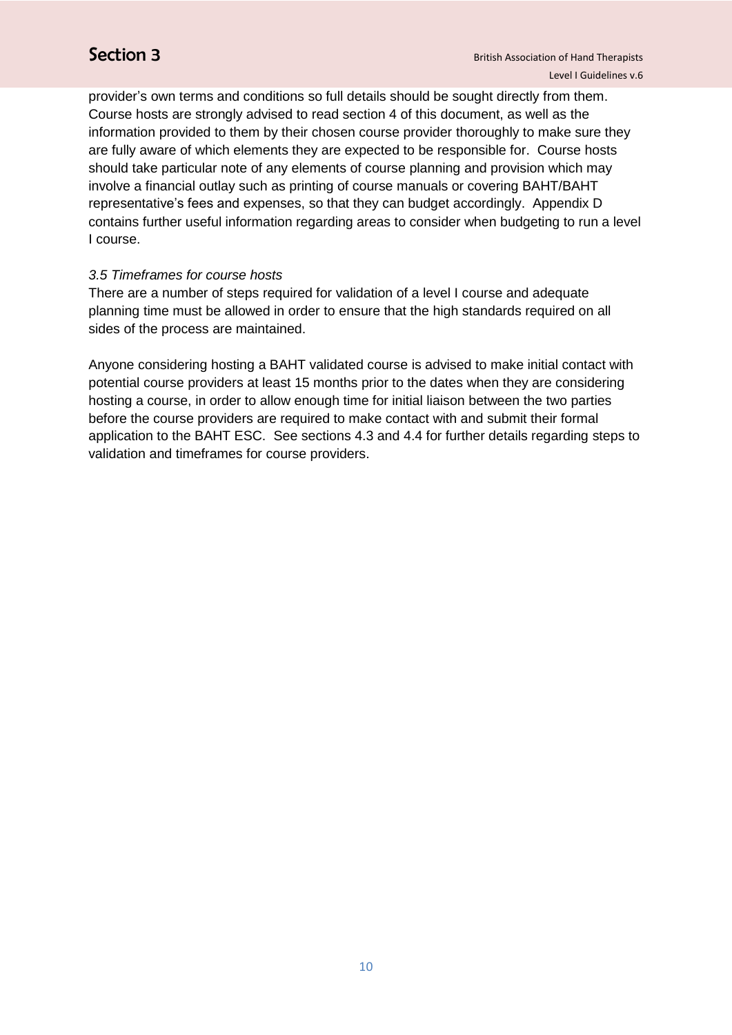provider's own terms and conditions so full details should be sought directly from them. Course hosts are strongly advised to read section 4 of this document, as well as the information provided to them by their chosen course provider thoroughly to make sure they are fully aware of which elements they are expected to be responsible for. Course hosts should take particular note of any elements of course planning and provision which may involve a financial outlay such as printing of course manuals or covering BAHT/BAHT representative's fees and expenses, so that they can budget accordingly. Appendix D contains further useful information regarding areas to consider when budgeting to run a level I course.

### *3.5 Timeframes for course hosts*

There are a number of steps required for validation of a level I course and adequate planning time must be allowed in order to ensure that the high standards required on all sides of the process are maintained.

Anyone considering hosting a BAHT validated course is advised to make initial contact with potential course providers at least 15 months prior to the dates when they are considering hosting a course, in order to allow enough time for initial liaison between the two parties before the course providers are required to make contact with and submit their formal application to the BAHT ESC. See sections 4.3 and 4.4 for further details regarding steps to validation and timeframes for course providers.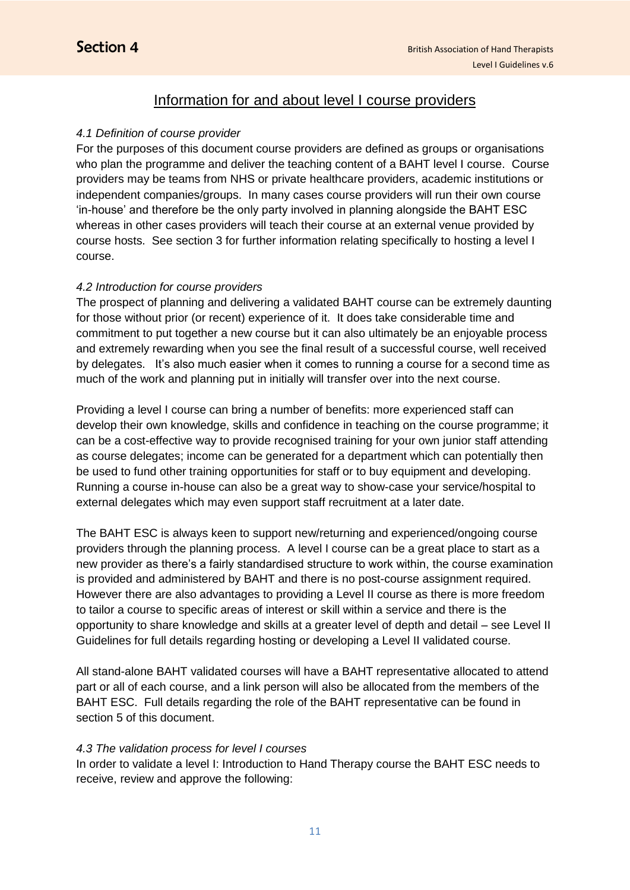## Information for and about level I course providers

*4.1 Definition of course provider*

For the purposes of this document course providers are defined as groups or organisations who plan the programme and deliver the teaching content of a BAHT level I course. Course providers may be teams from NHS or private healthcare providers, academic institutions or independent companies/groups. In many cases course providers will run their own course 'in-house' and therefore be the only party involved in planning alongside the BAHT ESC whereas in other cases providers will teach their course at an external venue provided by course hosts. See section 3 for further information relating specifically to hosting a level I course.

*4.2 Introduction for course providers*

The prospect of planning and delivering a validated BAHT course can be extremely daunting for those without prior (or recent) experience of it. It does take considerable time and commitment to put together a new course but it can also ultimately be an enjoyable process and extremely rewarding when you see the final result of a successful course, well received by delegates. It's also much easier when it comes to running a course for a second time as much of the work and planning put in initially will transfer over into the next course.

Providing a level I course can bring a number of benefits: more experienced staff can develop their own knowledge, skills and confidence in teaching on the course programme; it can be a cost-effective way to provide recognised training for your own junior staff attending as course delegates; income can be generated for a department which can potentially then be used to fund other training opportunities for staff or to buy equipment and developing. Running a course in-house can also be a great way to show-case your service/hospital to external delegates which may even support staff recruitment at a later date.

The BAHT ESC is always keen to support new/returning and experienced/ongoing course providers through the planning process. A level I course can be a great place to start as a new provider as there's a fairly standardised structure to work within, the course examination is provided and administered by BAHT and there is no post-course assignment required. However there are also advantages to providing a Level II course as there is more freedom to tailor a course to specific areas of interest or skill within a service and there is the opportunity to share knowledge and skills at a greater level of depth and detail – see Level II Guidelines for full details regarding hosting or developing a Level II validated course.

All stand-alone BAHT validated courses will have a BAHT representative allocated to attend part or all of each course, and a link person will also be allocated from the members of the BAHT ESC. Full details regarding the role of the BAHT representative can be found in section 5 of this document.

*4.3 The validation process for level I courses*

In order to validate a level I: Introduction to Hand Therapy course the BAHT ESC needs to receive, review and approve the following: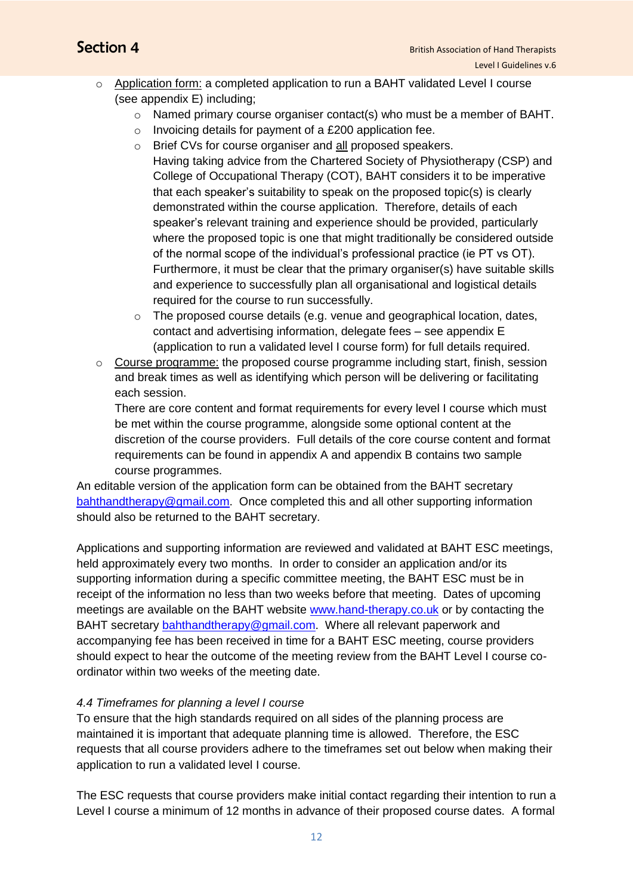- Application form: a completed application to run a BAHT validated Level I course (see appendix E) including;
    - Named primary course organiser contact(s) who must be a member of BAHT.
    - Invoicing details for payment of a £200 application fee.
    - Brief CVs for course organiser and all proposed speakers.
      Having taking advice from the Chartered Society of Physiotherapy (CSP) and College of Occupational Therapy (COT), BAHT considers it to be imperative that each speaker's suitability to speak on the proposed topic(s) is clearly demonstrated within the course application. Therefore, details of each speaker's relevant training and experience should be provided, particularly where the proposed topic is one that might traditionally be considered outside of the normal scope of the individual's professional practice (ie PT vs OT). Furthermore, it must be clear that the primary organiser(s) have suitable skills and experience to successfully plan all organisational and logistical details required for the course to run successfully.
    - The proposed course details (e.g. venue and geographical location, dates, contact and advertising information, delegate fees – see appendix E (application to run a validated level I course form) for full details required.
- Course programme: the proposed course programme including start, finish, session and break times as well as identifying which person will be delivering or facilitating each session.
  There are core content and format requirements for every level I course which must be met within the course programme, alongside some optional content at the discretion of the course providers. Full details of the core course content and format requirements can be found in appendix A and appendix B contains two sample course programmes.

An editable version of the application form can be obtained from the BAHT secretary bahthandtherapy@gmail.com. Once completed this and all other supporting information should also be returned to the BAHT secretary.

Applications and supporting information are reviewed and validated at BAHT ESC meetings, held approximately every two months. In order to consider an application and/or its supporting information during a specific committee meeting, the BAHT ESC must be in receipt of the information no less than two weeks before that meeting. Dates of upcoming meetings are available on the BAHT website www.hand-therapy.co.uk or by contacting the BAHT secretary bahthandtherapy@gmail.com. Where all relevant paperwork and accompanying fee has been received in time for a BAHT ESC meeting, course providers should expect to hear the outcome of the meeting review from the BAHT Level I course co-ordinator within two weeks of the meeting date.

*4.4 Timeframes for planning a level I course*

To ensure that the high standards required on all sides of the planning process are maintained it is important that adequate planning time is allowed. Therefore, the ESC requests that all course providers adhere to the timeframes set out below when making their application to run a validated level I course.

The ESC requests that course providers make initial contact regarding their intention to run a Level I course a minimum of 12 months in advance of their proposed course dates. A formal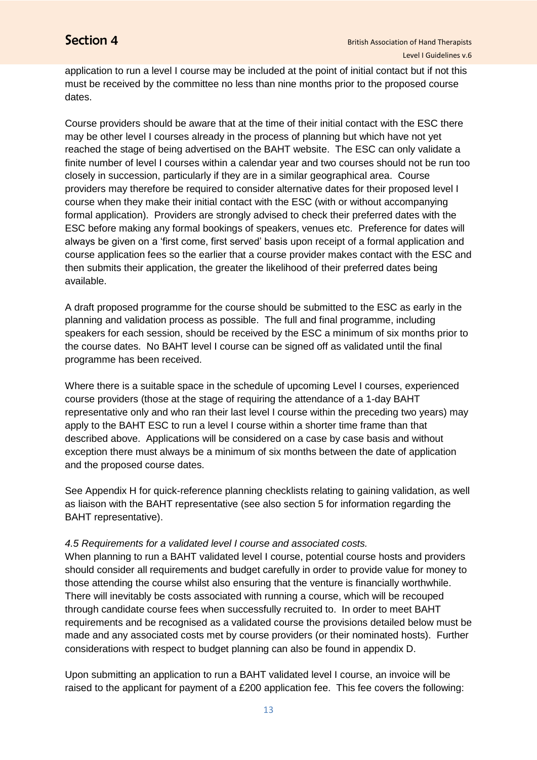application to run a level I course may be included at the point of initial contact but if not this must be received by the committee no less than nine months prior to the proposed course dates.

Course providers should be aware that at the time of their initial contact with the ESC there may be other level I courses already in the process of planning but which have not yet reached the stage of being advertised on the BAHT website. The ESC can only validate a finite number of level I courses within a calendar year and two courses should not be run too closely in succession, particularly if they are in a similar geographical area. Course providers may therefore be required to consider alternative dates for their proposed level I course when they make their initial contact with the ESC (with or without accompanying formal application). Providers are strongly advised to check their preferred dates with the ESC before making any formal bookings of speakers, venues etc. Preference for dates will always be given on a 'first come, first served' basis upon receipt of a formal application and course application fees so the earlier that a course provider makes contact with the ESC and then submits their application, the greater the likelihood of their preferred dates being available.

A draft proposed programme for the course should be submitted to the ESC as early in the planning and validation process as possible. The full and final programme, including speakers for each session, should be received by the ESC a minimum of six months prior to the course dates. No BAHT level I course can be signed off as validated until the final programme has been received.

Where there is a suitable space in the schedule of upcoming Level I courses, experienced course providers (those at the stage of requiring the attendance of a 1-day BAHT representative only and who ran their last level I course within the preceding two years) may apply to the BAHT ESC to run a level I course within a shorter time frame than that described above. Applications will be considered on a case by case basis and without exception there must always be a minimum of six months between the date of application and the proposed course dates.

See Appendix H for quick-reference planning checklists relating to gaining validation, as well as liaison with the BAHT representative (see also section 5 for information regarding the BAHT representative).

*4.5 Requirements for a validated level I course and associated costs.*

When planning to run a BAHT validated level I course, potential course hosts and providers should consider all requirements and budget carefully in order to provide value for money to those attending the course whilst also ensuring that the venture is financially worthwhile. There will inevitably be costs associated with running a course, which will be recouped through candidate course fees when successfully recruited to. In order to meet BAHT requirements and be recognised as a validated course the provisions detailed below must be made and any associated costs met by course providers (or their nominated hosts). Further considerations with respect to budget planning can also be found in appendix D.

Upon submitting an application to run a BAHT validated level I course, an invoice will be raised to the applicant for payment of a £200 application fee. This fee covers the following: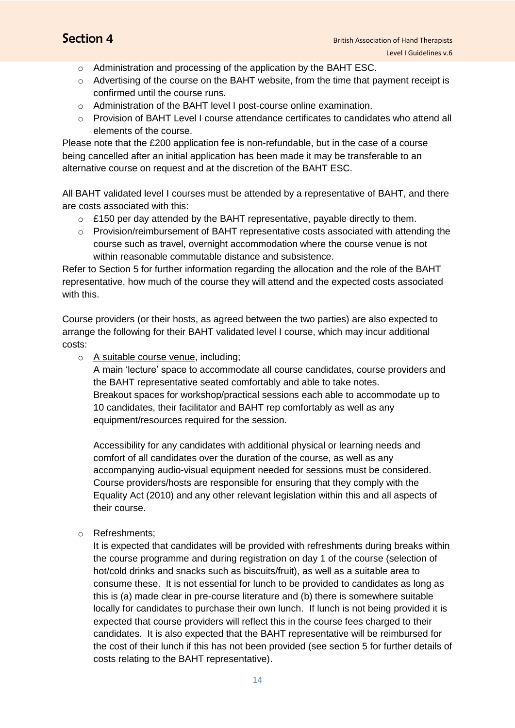- Administration and processing of the application by the BAHT ESC.
- Advertising of the course on the BAHT website, from the time that payment receipt is confirmed until the course runs.
- Administration of the BAHT level I post-course online examination.
- Provision of BAHT Level I course attendance certificates to candidates who attend all elements of the course.

Please note that the £200 application fee is non-refundable, but in the case of a course being cancelled after an initial application has been made it may be transferable to an alternative course on request and at the discretion of the BAHT ESC.

All BAHT validated level I courses must be attended by a representative of BAHT, and there are costs associated with this:

- £150 per day attended by the BAHT representative, payable directly to them.
- Provision/reimbursement of BAHT representative costs associated with attending the course such as travel, overnight accommodation where the course venue is not within reasonable commutable distance and subsistence.

Refer to Section 5 for further information regarding the allocation and the role of the BAHT representative, how much of the course they will attend and the expected costs associated with this.

Course providers (or their hosts, as agreed between the two parties) are also expected to arrange the following for their BAHT validated level I course, which may incur additional costs:

- <u>A suitable course venue</u>, including;

  A main 'lecture' space to accommodate all course candidates, course providers and the BAHT representative seated comfortably and able to take notes.
  Breakout spaces for workshop/practical sessions each able to accommodate up to 10 candidates, their facilitator and BAHT rep comfortably as well as any equipment/resources required for the session.

  Accessibility for any candidates with additional physical or learning needs and comfort of all candidates over the duration of the course, as well as any accompanying audio-visual equipment needed for sessions must be considered. Course providers/hosts are responsible for ensuring that they comply with the Equality Act (2010) and any other relevant legislation within this and all aspects of their course.

- <u>Refreshments</u>;

  It is expected that candidates will be provided with refreshments during breaks within the course programme and during registration on day 1 of the course (selection of hot/cold drinks and snacks such as biscuits/fruit), as well as a suitable area to consume these. It is not essential for lunch to be provided to candidates as long as this is (a) made clear in pre-course literature and (b) there is somewhere suitable locally for candidates to purchase their own lunch. If lunch is not being provided it is expected that course providers will reflect this in the course fees charged to their candidates. It is also expected that the BAHT representative will be reimbursed for the cost of their lunch if this has not been provided (see section 5 for further details of costs relating to the BAHT representative).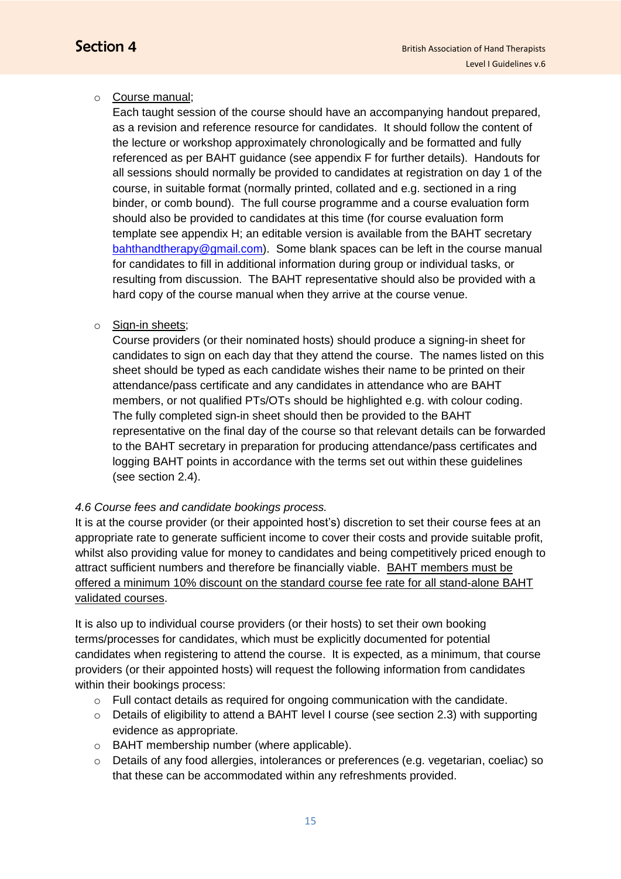- <u>Course manual</u>;
  Each taught session of the course should have an accompanying handout prepared, as a revision and reference resource for candidates. It should follow the content of the lecture or workshop approximately chronologically and be formatted and fully referenced as per BAHT guidance (see appendix F for further details). Handouts for all sessions should normally be provided to candidates at registration on day 1 of the course, in suitable format (normally printed, collated and e.g. sectioned in a ring binder, or comb bound). The full course programme and a course evaluation form should also be provided to candidates at this time (for course evaluation form template see appendix H; an editable version is available from the BAHT secretary bahthandtherapy@gmail.com). Some blank spaces can be left in the course manual for candidates to fill in additional information during group or individual tasks, or resulting from discussion. The BAHT representative should also be provided with a hard copy of the course manual when they arrive at the course venue.

- <u>Sign-in sheets</u>;
  Course providers (or their nominated hosts) should produce a signing-in sheet for candidates to sign on each day that they attend the course. The names listed on this sheet should be typed as each candidate wishes their name to be printed on their attendance/pass certificate and any candidates in attendance who are BAHT members, or not qualified PTs/OTs should be highlighted e.g. with colour coding. The fully completed sign-in sheet should then be provided to the BAHT representative on the final day of the course so that relevant details can be forwarded to the BAHT secretary in preparation for producing attendance/pass certificates and logging BAHT points in accordance with the terms set out within these guidelines (see section 2.4).

*4.6 Course fees and candidate bookings process.*

It is at the course provider (or their appointed host's) discretion to set their course fees at an appropriate rate to generate sufficient income to cover their costs and provide suitable profit, whilst also providing value for money to candidates and being competitively priced enough to attract sufficient numbers and therefore be financially viable. <u>BAHT members must be offered a minimum 10% discount on the standard course fee rate for all stand-alone BAHT validated courses</u>.

It is also up to individual course providers (or their hosts) to set their own booking terms/processes for candidates, which must be explicitly documented for potential candidates when registering to attend the course. It is expected, as a minimum, that course providers (or their appointed hosts) will request the following information from candidates within their bookings process:

- Full contact details as required for ongoing communication with the candidate.
- Details of eligibility to attend a BAHT level I course (see section 2.3) with supporting evidence as appropriate.
- BAHT membership number (where applicable).
- Details of any food allergies, intolerances or preferences (e.g. vegetarian, coeliac) so that these can be accommodated within any refreshments provided.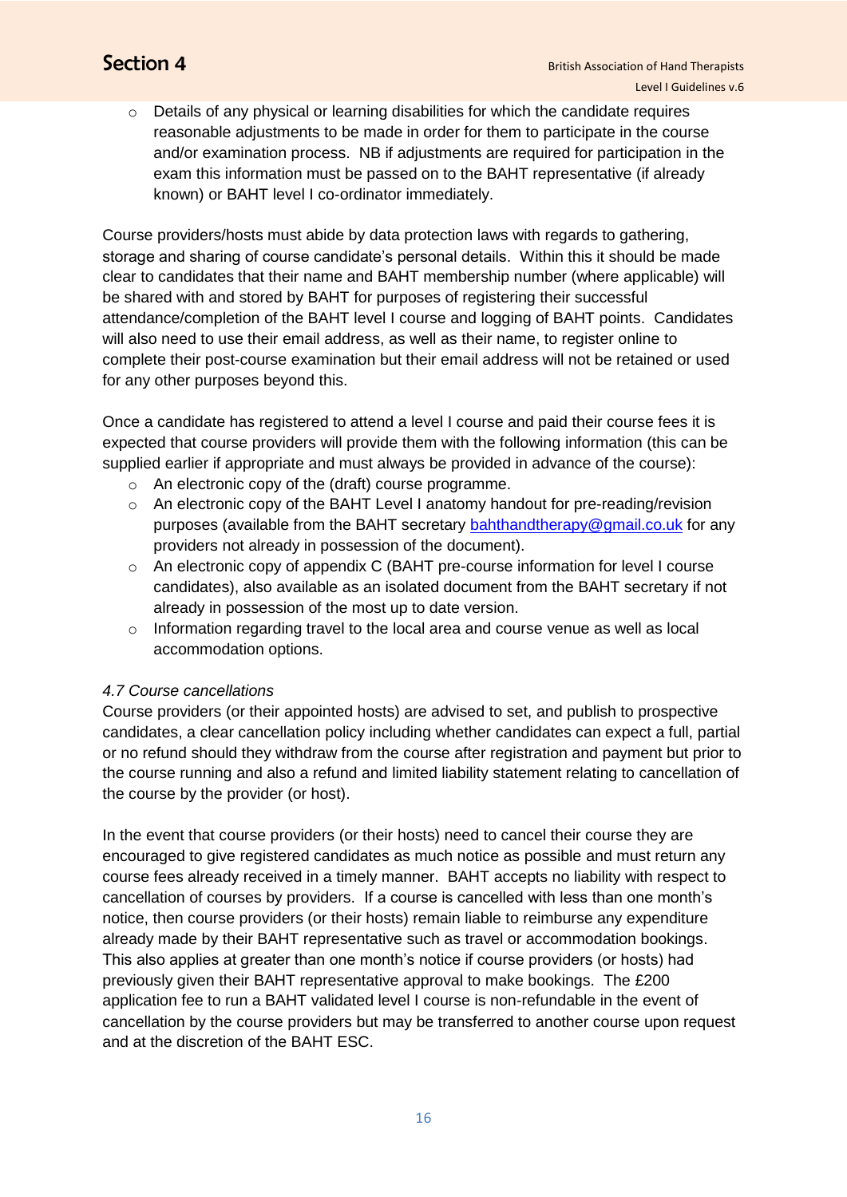- Details of any physical or learning disabilities for which the candidate requires reasonable adjustments to be made in order for them to participate in the course and/or examination process. NB if adjustments are required for participation in the exam this information must be passed on to the BAHT representative (if already known) or BAHT level I co-ordinator immediately.

Course providers/hosts must abide by data protection laws with regards to gathering, storage and sharing of course candidate's personal details. Within this it should be made clear to candidates that their name and BAHT membership number (where applicable) will be shared with and stored by BAHT for purposes of registering their successful attendance/completion of the BAHT level I course and logging of BAHT points. Candidates will also need to use their email address, as well as their name, to register online to complete their post-course examination but their email address will not be retained or used for any other purposes beyond this.

Once a candidate has registered to attend a level I course and paid their course fees it is expected that course providers will provide them with the following information (this can be supplied earlier if appropriate and must always be provided in advance of the course):

- An electronic copy of the (draft) course programme.
- An electronic copy of the BAHT Level I anatomy handout for pre-reading/revision purposes (available from the BAHT secretary bahthandtherapy@gmail.co.uk for any providers not already in possession of the document).
- An electronic copy of appendix C (BAHT pre-course information for level I course candidates), also available as an isolated document from the BAHT secretary if not already in possession of the most up to date version.
- Information regarding travel to the local area and course venue as well as local accommodation options.

*4.7 Course cancellations*

Course providers (or their appointed hosts) are advised to set, and publish to prospective candidates, a clear cancellation policy including whether candidates can expect a full, partial or no refund should they withdraw from the course after registration and payment but prior to the course running and also a refund and limited liability statement relating to cancellation of the course by the provider (or host).

In the event that course providers (or their hosts) need to cancel their course they are encouraged to give registered candidates as much notice as possible and must return any course fees already received in a timely manner. BAHT accepts no liability with respect to cancellation of courses by providers. If a course is cancelled with less than one month's notice, then course providers (or their hosts) remain liable to reimburse any expenditure already made by their BAHT representative such as travel or accommodation bookings. This also applies at greater than one month's notice if course providers (or hosts) had previously given their BAHT representative approval to make bookings. The £200 application fee to run a BAHT validated level I course is non-refundable in the event of cancellation by the course providers but may be transferred to another course upon request and at the discretion of the BAHT ESC.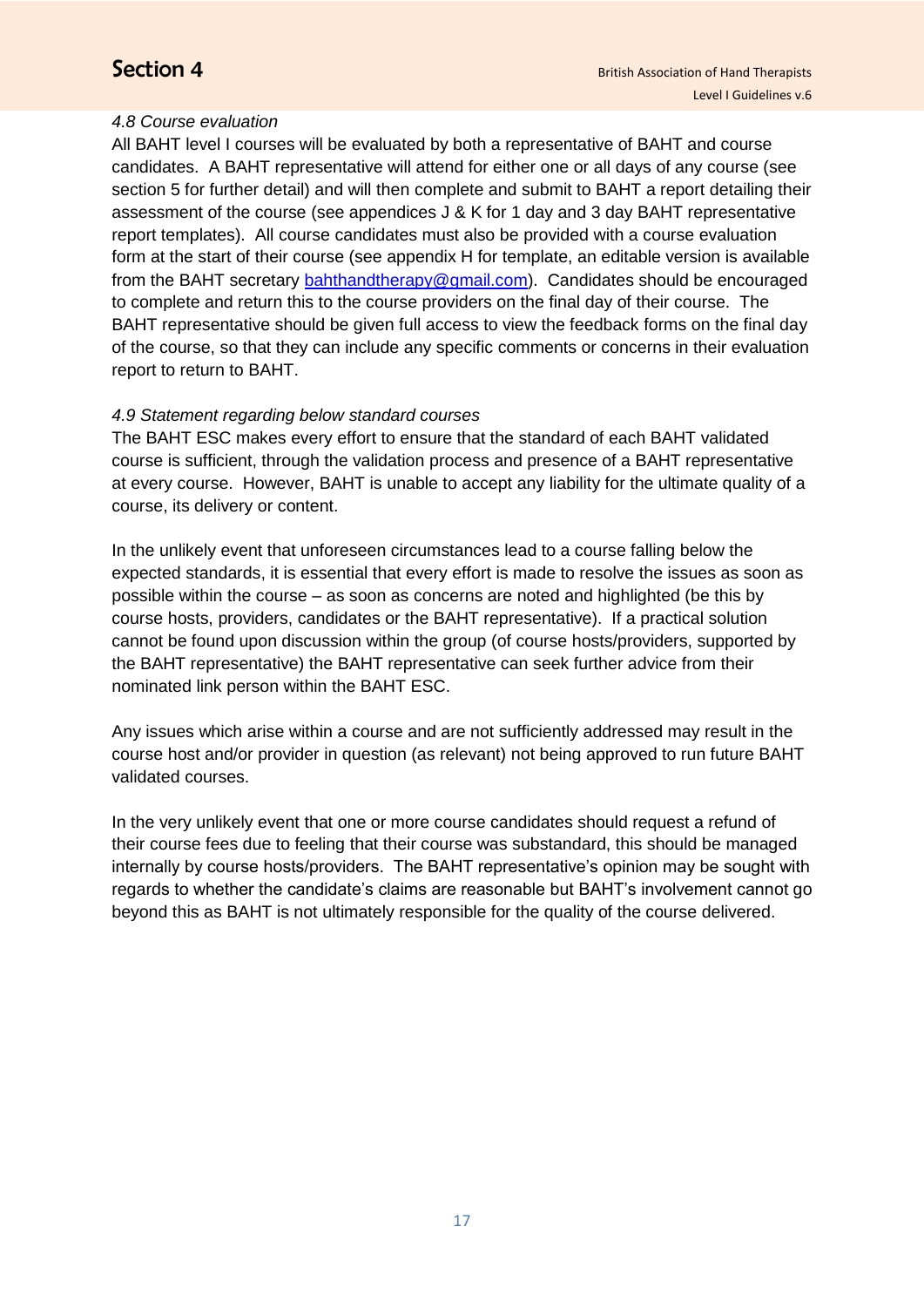*4.8 Course evaluation*

All BAHT level I courses will be evaluated by both a representative of BAHT and course candidates. A BAHT representative will attend for either one or all days of any course (see section 5 for further detail) and will then complete and submit to BAHT a report detailing their assessment of the course (see appendices J & K for 1 day and 3 day BAHT representative report templates). All course candidates must also be provided with a course evaluation form at the start of their course (see appendix H for template, an editable version is available from the BAHT secretary bahthandtherapy@gmail.com). Candidates should be encouraged to complete and return this to the course providers on the final day of their course. The BAHT representative should be given full access to view the feedback forms on the final day of the course, so that they can include any specific comments or concerns in their evaluation report to return to BAHT.

*4.9 Statement regarding below standard courses*

The BAHT ESC makes every effort to ensure that the standard of each BAHT validated course is sufficient, through the validation process and presence of a BAHT representative at every course. However, BAHT is unable to accept any liability for the ultimate quality of a course, its delivery or content.

In the unlikely event that unforeseen circumstances lead to a course falling below the expected standards, it is essential that every effort is made to resolve the issues as soon as possible within the course – as soon as concerns are noted and highlighted (be this by course hosts, providers, candidates or the BAHT representative). If a practical solution cannot be found upon discussion within the group (of course hosts/providers, supported by the BAHT representative) the BAHT representative can seek further advice from their nominated link person within the BAHT ESC.

Any issues which arise within a course and are not sufficiently addressed may result in the course host and/or provider in question (as relevant) not being approved to run future BAHT validated courses.

In the very unlikely event that one or more course candidates should request a refund of their course fees due to feeling that their course was substandard, this should be managed internally by course hosts/providers. The BAHT representative's opinion may be sought with regards to whether the candidate's claims are reasonable but BAHT's involvement cannot go beyond this as BAHT is not ultimately responsible for the quality of the course delivered.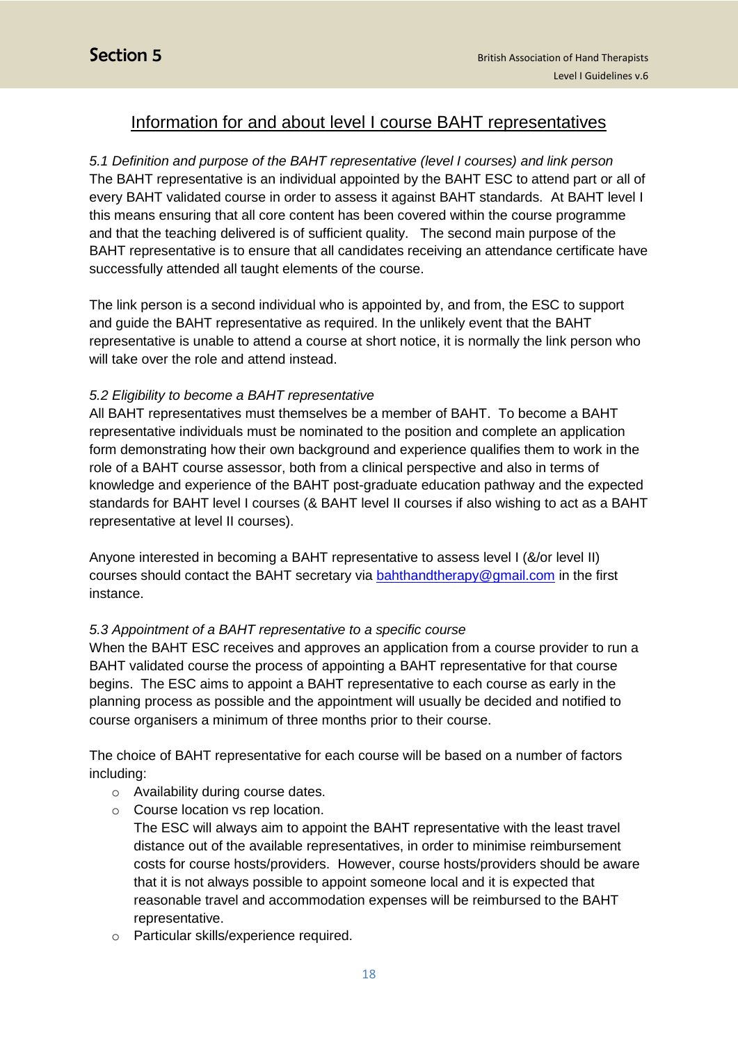## Information for and about level I course BAHT representatives

*5.1 Definition and purpose of the BAHT representative (level I courses) and link person*

The BAHT representative is an individual appointed by the BAHT ESC to attend part or all of every BAHT validated course in order to assess it against BAHT standards. At BAHT level I this means ensuring that all core content has been covered within the course programme and that the teaching delivered is of sufficient quality. The second main purpose of the BAHT representative is to ensure that all candidates receiving an attendance certificate have successfully attended all taught elements of the course.

The link person is a second individual who is appointed by, and from, the ESC to support and guide the BAHT representative as required. In the unlikely event that the BAHT representative is unable to attend a course at short notice, it is normally the link person who will take over the role and attend instead.

*5.2 Eligibility to become a BAHT representative*

All BAHT representatives must themselves be a member of BAHT. To become a BAHT representative individuals must be nominated to the position and complete an application form demonstrating how their own background and experience qualifies them to work in the role of a BAHT course assessor, both from a clinical perspective and also in terms of knowledge and experience of the BAHT post-graduate education pathway and the expected standards for BAHT level I courses (& BAHT level II courses if also wishing to act as a BAHT representative at level II courses).

Anyone interested in becoming a BAHT representative to assess level I (&/or level II) courses should contact the BAHT secretary via bahthandtherapy@gmail.com in the first instance.

*5.3 Appointment of a BAHT representative to a specific course*

When the BAHT ESC receives and approves an application from a course provider to run a BAHT validated course the process of appointing a BAHT representative for that course begins. The ESC aims to appoint a BAHT representative to each course as early in the planning process as possible and the appointment will usually be decided and notified to course organisers a minimum of three months prior to their course.

The choice of BAHT representative for each course will be based on a number of factors including:

- Availability during course dates.
- Course location vs rep location.
  The ESC will always aim to appoint the BAHT representative with the least travel distance out of the available representatives, in order to minimise reimbursement costs for course hosts/providers. However, course hosts/providers should be aware that it is not always possible to appoint someone local and it is expected that reasonable travel and accommodation expenses will be reimbursed to the BAHT representative.
- Particular skills/experience required.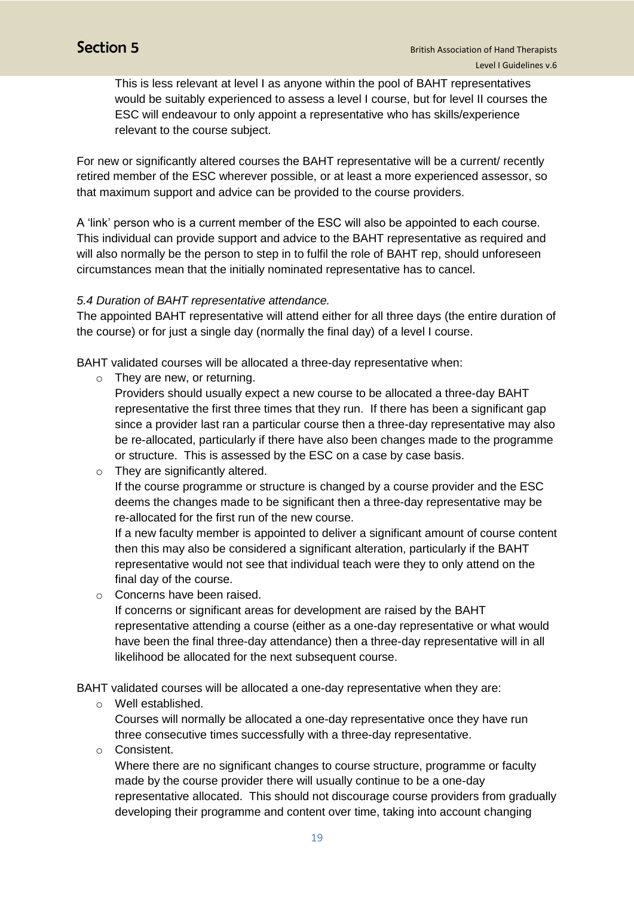This is less relevant at level I as anyone within the pool of BAHT representatives would be suitably experienced to assess a level I course, but for level II courses the ESC will endeavour to only appoint a representative who has skills/experience relevant to the course subject.

For new or significantly altered courses the BAHT representative will be a current/ recently retired member of the ESC wherever possible, or at least a more experienced assessor, so that maximum support and advice can be provided to the course providers.

A 'link' person who is a current member of the ESC will also be appointed to each course. This individual can provide support and advice to the BAHT representative as required and will also normally be the person to step in to fulfil the role of BAHT rep, should unforeseen circumstances mean that the initially nominated representative has to cancel.

*5.4 Duration of BAHT representative attendance.*

The appointed BAHT representative will attend either for all three days (the entire duration of the course) or for just a single day (normally the final day) of a level I course.

BAHT validated courses will be allocated a three-day representative when:

- They are new, or returning.
  Providers should usually expect a new course to be allocated a three-day BAHT representative the first three times that they run. If there has been a significant gap since a provider last ran a particular course then a three-day representative may also be re-allocated, particularly if there have also been changes made to the programme or structure. This is assessed by the ESC on a case by case basis.
- They are significantly altered.
  If the course programme or structure is changed by a course provider and the ESC deems the changes made to be significant then a three-day representative may be re-allocated for the first run of the new course.
  If a new faculty member is appointed to deliver a significant amount of course content then this may also be considered a significant alteration, particularly if the BAHT representative would not see that individual teach were they to only attend on the final day of the course.
- Concerns have been raised.
  If concerns or significant areas for development are raised by the BAHT representative attending a course (either as a one-day representative or what would have been the final three-day attendance) then a three-day representative will in all likelihood be allocated for the next subsequent course.

BAHT validated courses will be allocated a one-day representative when they are:

- Well established.
  Courses will normally be allocated a one-day representative once they have run three consecutive times successfully with a three-day representative.
- Consistent.
  Where there are no significant changes to course structure, programme or faculty made by the course provider there will usually continue to be a one-day representative allocated. This should not discourage course providers from gradually developing their programme and content over time, taking into account changing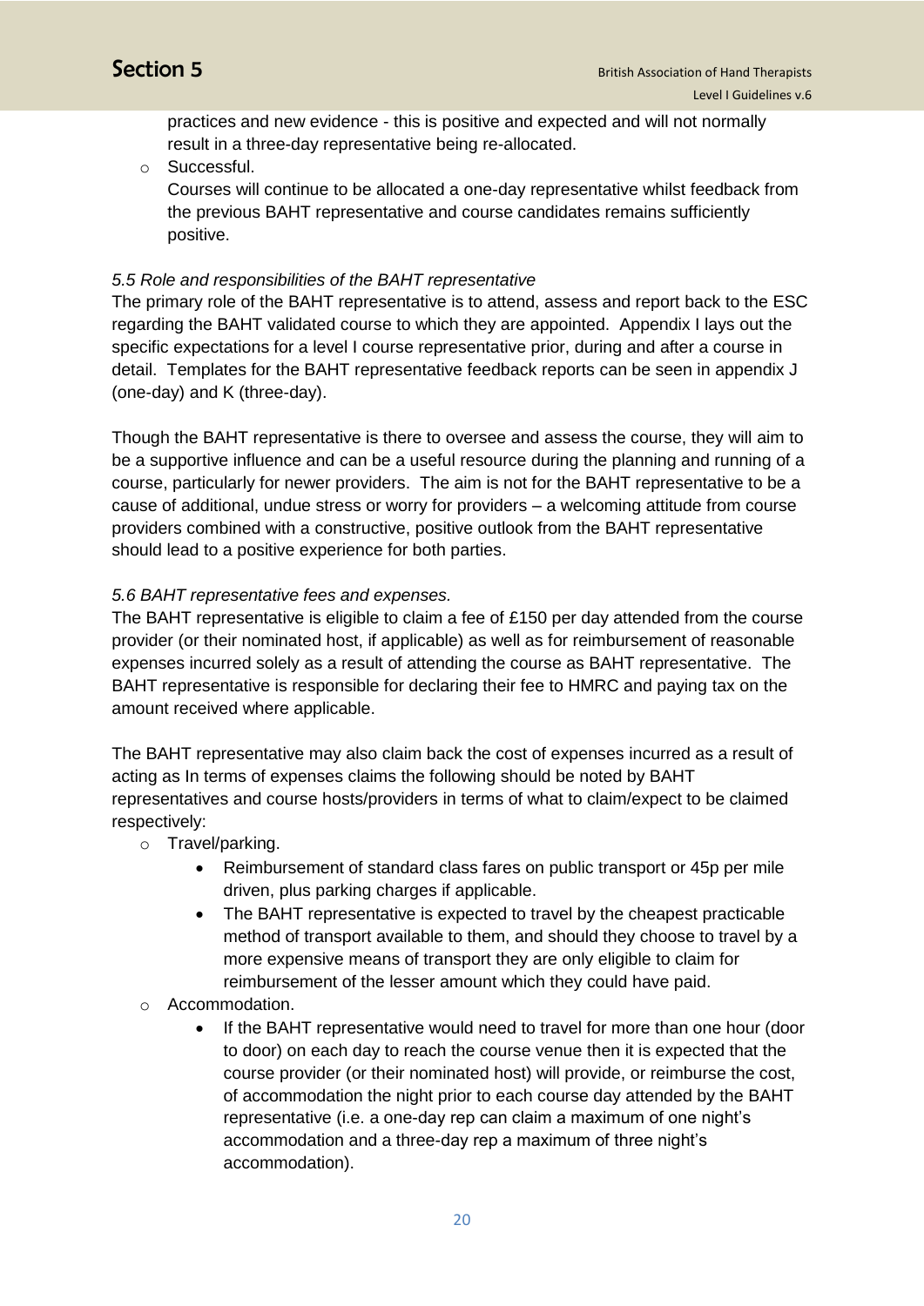practices and new evidence - this is positive and expected and will not normally result in a three-day representative being re-allocated.

- Successful.
  Courses will continue to be allocated a one-day representative whilst feedback from the previous BAHT representative and course candidates remains sufficiently positive.

*5.5 Role and responsibilities of the BAHT representative*

The primary role of the BAHT representative is to attend, assess and report back to the ESC regarding the BAHT validated course to which they are appointed. Appendix I lays out the specific expectations for a level I course representative prior, during and after a course in detail. Templates for the BAHT representative feedback reports can be seen in appendix J (one-day) and K (three-day).

Though the BAHT representative is there to oversee and assess the course, they will aim to be a supportive influence and can be a useful resource during the planning and running of a course, particularly for newer providers. The aim is not for the BAHT representative to be a cause of additional, undue stress or worry for providers – a welcoming attitude from course providers combined with a constructive, positive outlook from the BAHT representative should lead to a positive experience for both parties.

*5.6 BAHT representative fees and expenses.*

The BAHT representative is eligible to claim a fee of £150 per day attended from the course provider (or their nominated host, if applicable) as well as for reimbursement of reasonable expenses incurred solely as a result of attending the course as BAHT representative. The BAHT representative is responsible for declaring their fee to HMRC and paying tax on the amount received where applicable.

The BAHT representative may also claim back the cost of expenses incurred as a result of acting as In terms of expenses claims the following should be noted by BAHT representatives and course hosts/providers in terms of what to claim/expect to be claimed respectively:

- Travel/parking.
  - Reimbursement of standard class fares on public transport or 45p per mile driven, plus parking charges if applicable.
  - The BAHT representative is expected to travel by the cheapest practicable method of transport available to them, and should they choose to travel by a more expensive means of transport they are only eligible to claim for reimbursement of the lesser amount which they could have paid.
- Accommodation.
  - If the BAHT representative would need to travel for more than one hour (door to door) on each day to reach the course venue then it is expected that the course provider (or their nominated host) will provide, or reimburse the cost, of accommodation the night prior to each course day attended by the BAHT representative (i.e. a one-day rep can claim a maximum of one night's accommodation and a three-day rep a maximum of three night's accommodation).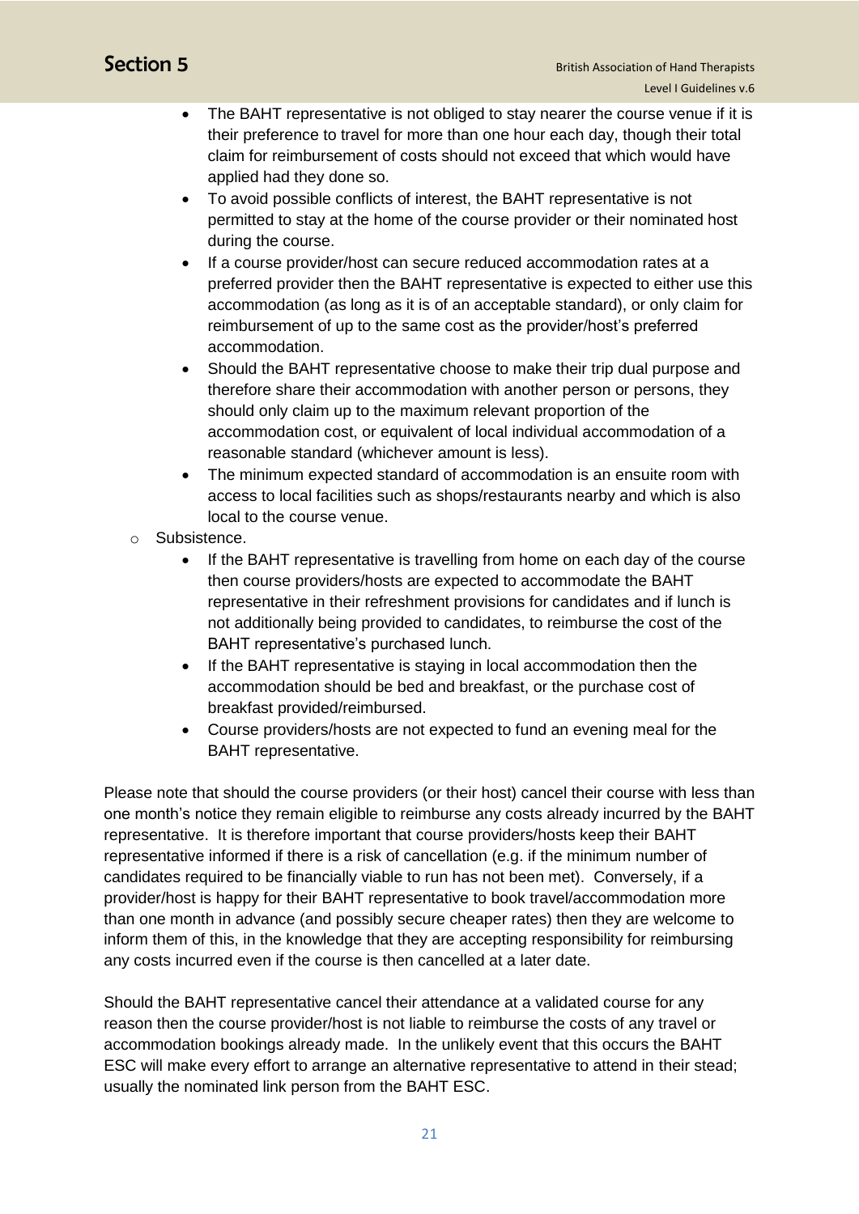- The BAHT representative is not obliged to stay nearer the course venue if it is their preference to travel for more than one hour each day, though their total claim for reimbursement of costs should not exceed that which would have applied had they done so.
    - To avoid possible conflicts of interest, the BAHT representative is not permitted to stay at the home of the course provider or their nominated host during the course.
    - If a course provider/host can secure reduced accommodation rates at a preferred provider then the BAHT representative is expected to either use this accommodation (as long as it is of an acceptable standard), or only claim for reimbursement of up to the same cost as the provider/host's preferred accommodation.
    - Should the BAHT representative choose to make their trip dual purpose and therefore share their accommodation with another person or persons, they should only claim up to the maximum relevant proportion of the accommodation cost, or equivalent of local individual accommodation of a reasonable standard (whichever amount is less).
    - The minimum expected standard of accommodation is an ensuite room with access to local facilities such as shops/restaurants nearby and which is also local to the course venue.
  - Subsistence.
    - If the BAHT representative is travelling from home on each day of the course then course providers/hosts are expected to accommodate the BAHT representative in their refreshment provisions for candidates and if lunch is not additionally being provided to candidates, to reimburse the cost of the BAHT representative's purchased lunch.
    - If the BAHT representative is staying in local accommodation then the accommodation should be bed and breakfast, or the purchase cost of breakfast provided/reimbursed.
    - Course providers/hosts are not expected to fund an evening meal for the BAHT representative.

Please note that should the course providers (or their host) cancel their course with less than one month's notice they remain eligible to reimburse any costs already incurred by the BAHT representative. It is therefore important that course providers/hosts keep their BAHT representative informed if there is a risk of cancellation (e.g. if the minimum number of candidates required to be financially viable to run has not been met). Conversely, if a provider/host is happy for their BAHT representative to book travel/accommodation more than one month in advance (and possibly secure cheaper rates) then they are welcome to inform them of this, in the knowledge that they are accepting responsibility for reimbursing any costs incurred even if the course is then cancelled at a later date.

Should the BAHT representative cancel their attendance at a validated course for any reason then the course provider/host is not liable to reimburse the costs of any travel or accommodation bookings already made. In the unlikely event that this occurs the BAHT ESC will make every effort to arrange an alternative representative to attend in their stead; usually the nominated link person from the BAHT ESC.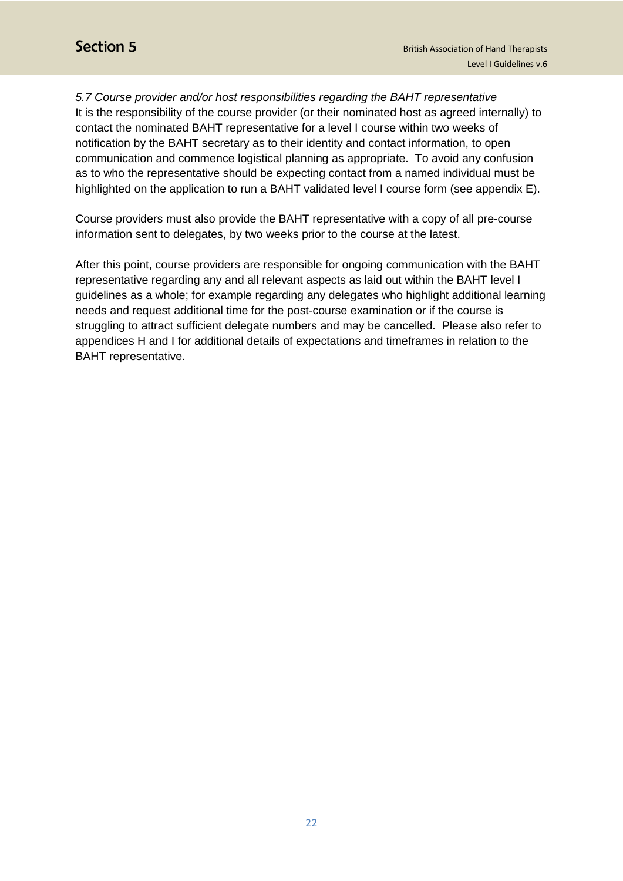*5.7 Course provider and/or host responsibilities regarding the BAHT representative*

It is the responsibility of the course provider (or their nominated host as agreed internally) to contact the nominated BAHT representative for a level I course within two weeks of notification by the BAHT secretary as to their identity and contact information, to open communication and commence logistical planning as appropriate. To avoid any confusion as to who the representative should be expecting contact from a named individual must be highlighted on the application to run a BAHT validated level I course form (see appendix E).

Course providers must also provide the BAHT representative with a copy of all pre-course information sent to delegates, by two weeks prior to the course at the latest.

After this point, course providers are responsible for ongoing communication with the BAHT representative regarding any and all relevant aspects as laid out within the BAHT level I guidelines as a whole; for example regarding any delegates who highlight additional learning needs and request additional time for the post-course examination or if the course is struggling to attract sufficient delegate numbers and may be cancelled. Please also refer to appendices H and I for additional details of expectations and timeframes in relation to the BAHT representative.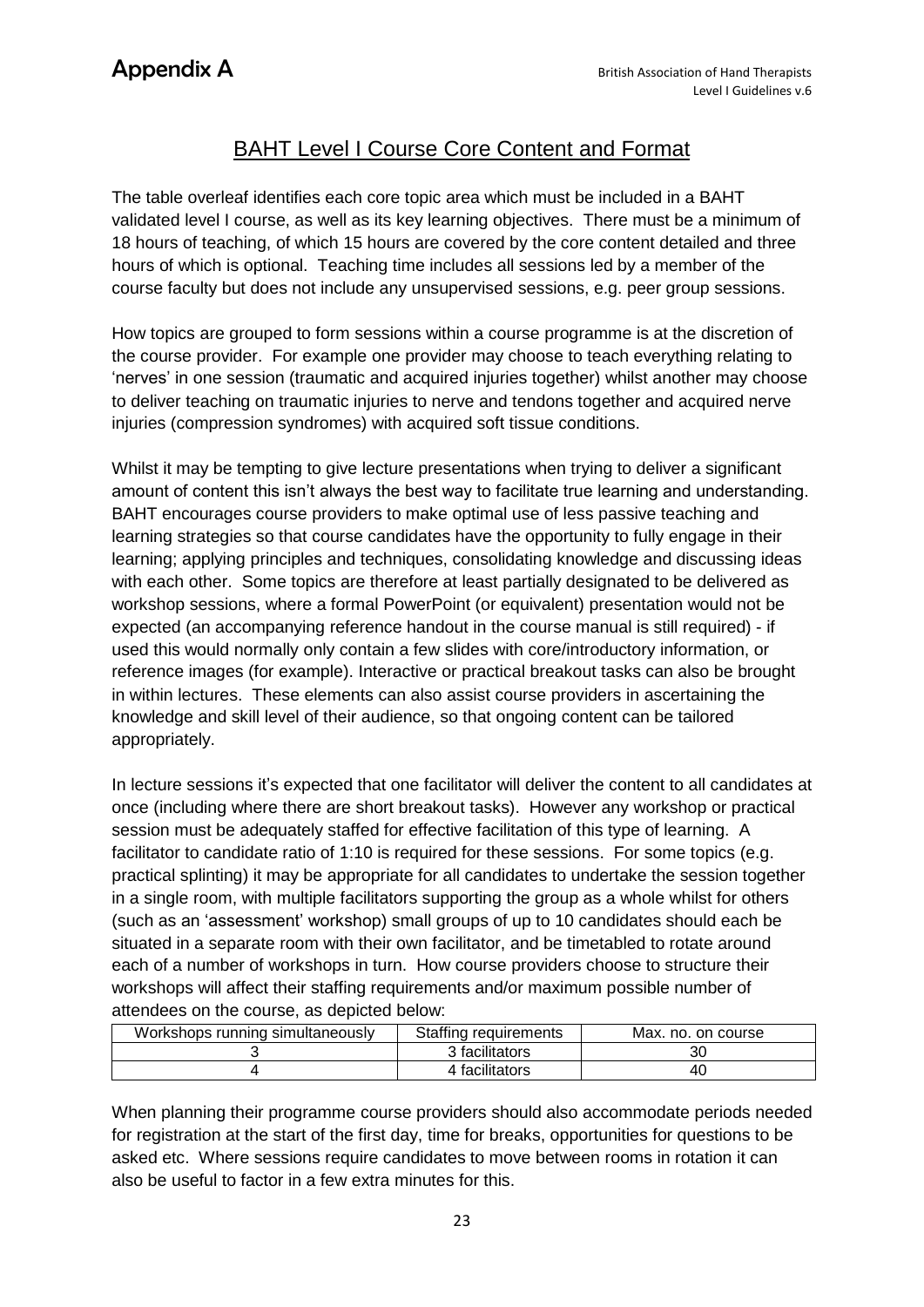# Appendix A

## BAHT Level I Course Core Content and Format

The table overleaf identifies each core topic area which must be included in a BAHT validated level I course, as well as its key learning objectives. There must be a minimum of 18 hours of teaching, of which 15 hours are covered by the core content detailed and three hours of which is optional. Teaching time includes all sessions led by a member of the course faculty but does not include any unsupervised sessions, e.g. peer group sessions.

How topics are grouped to form sessions within a course programme is at the discretion of the course provider. For example one provider may choose to teach everything relating to 'nerves' in one session (traumatic and acquired injuries together) whilst another may choose to deliver teaching on traumatic injuries to nerve and tendons together and acquired nerve injuries (compression syndromes) with acquired soft tissue conditions.

Whilst it may be tempting to give lecture presentations when trying to deliver a significant amount of content this isn't always the best way to facilitate true learning and understanding. BAHT encourages course providers to make optimal use of less passive teaching and learning strategies so that course candidates have the opportunity to fully engage in their learning; applying principles and techniques, consolidating knowledge and discussing ideas with each other. Some topics are therefore at least partially designated to be delivered as workshop sessions, where a formal PowerPoint (or equivalent) presentation would not be expected (an accompanying reference handout in the course manual is still required) - if used this would normally only contain a few slides with core/introductory information, or reference images (for example). Interactive or practical breakout tasks can also be brought in within lectures. These elements can also assist course providers in ascertaining the knowledge and skill level of their audience, so that ongoing content can be tailored appropriately.

In lecture sessions it's expected that one facilitator will deliver the content to all candidates at once (including where there are short breakout tasks). However any workshop or practical session must be adequately staffed for effective facilitation of this type of learning. A facilitator to candidate ratio of 1:10 is required for these sessions. For some topics (e.g. practical splinting) it may be appropriate for all candidates to undertake the session together in a single room, with multiple facilitators supporting the group as a whole whilst for others (such as an 'assessment' workshop) small groups of up to 10 candidates should each be situated in a separate room with their own facilitator, and be timetabled to rotate around each of a number of workshops in turn. How course providers choose to structure their workshops will affect their staffing requirements and/or maximum possible number of attendees on the course, as depicted below:

| Workshops running simultaneously | Staffing requirements | Max. no. on course |
|---|---|---|
| 3 | 3 facilitators | 30 |
| 4 | 4 facilitators | 40 |

When planning their programme course providers should also accommodate periods needed for registration at the start of the first day, time for breaks, opportunities for questions to be asked etc. Where sessions require candidates to move between rooms in rotation it can also be useful to factor in a few extra minutes for this.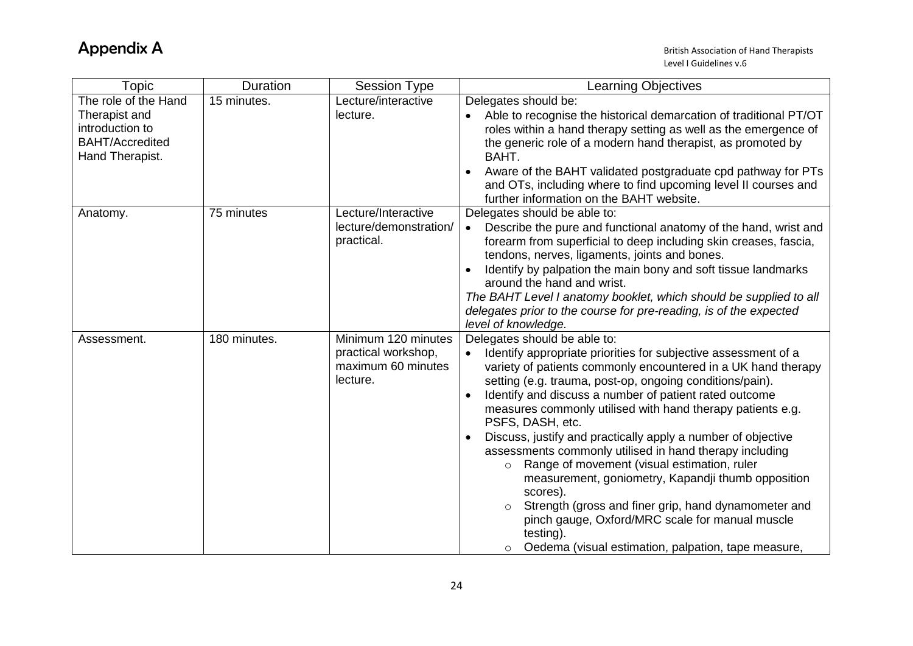# Appendix A

| Topic | Duration | Session Type | Learning Objectives |
|---|---|---|---|
| The role of the Hand Therapist and introduction to BAHT/Accredited Hand Therapist. | 15 minutes. | Lecture/interactive lecture. | Delegates should be:<br>• Able to recognise the historical demarcation of traditional PT/OT roles within a hand therapy setting as well as the emergence of the generic role of a modern hand therapist, as promoted by BAHT.<br>• Aware of the BAHT validated postgraduate cpd pathway for PTs and OTs, including where to find upcoming level II courses and further information on the BAHT website. |
| Anatomy. | 75 minutes | Lecture/Interactive lecture/demonstration/ practical. | Delegates should be able to:<br>• Describe the pure and functional anatomy of the hand, wrist and forearm from superficial to deep including skin creases, fascia, tendons, nerves, ligaments, joints and bones.<br>• Identify by palpation the main bony and soft tissue landmarks around the hand and wrist.<br>*The BAHT Level I anatomy booklet, which should be supplied to all delegates prior to the course for pre-reading, is of the expected level of knowledge.* |
| Assessment. | 180 minutes. | Minimum 120 minutes practical workshop, maximum 60 minutes lecture. | Delegates should be able to:<br>• Identify appropriate priorities for subjective assessment of a variety of patients commonly encountered in a UK hand therapy setting (e.g. trauma, post-op, ongoing conditions/pain).<br>• Identify and discuss a number of patient rated outcome measures commonly utilised with hand therapy patients e.g. PSFS, DASH, etc.<br>• Discuss, justify and practically apply a number of objective assessments commonly utilised in hand therapy including<br>&nbsp;&nbsp;&nbsp;&nbsp;○ Range of movement (visual estimation, ruler measurement, goniometry, Kapandji thumb opposition scores).<br>&nbsp;&nbsp;&nbsp;&nbsp;○ Strength (gross and finer grip, hand dynamometer and pinch gauge, Oxford/MRC scale for manual muscle testing).<br>&nbsp;&nbsp;&nbsp;&nbsp;○ Oedema (visual estimation, palpation, tape measure, |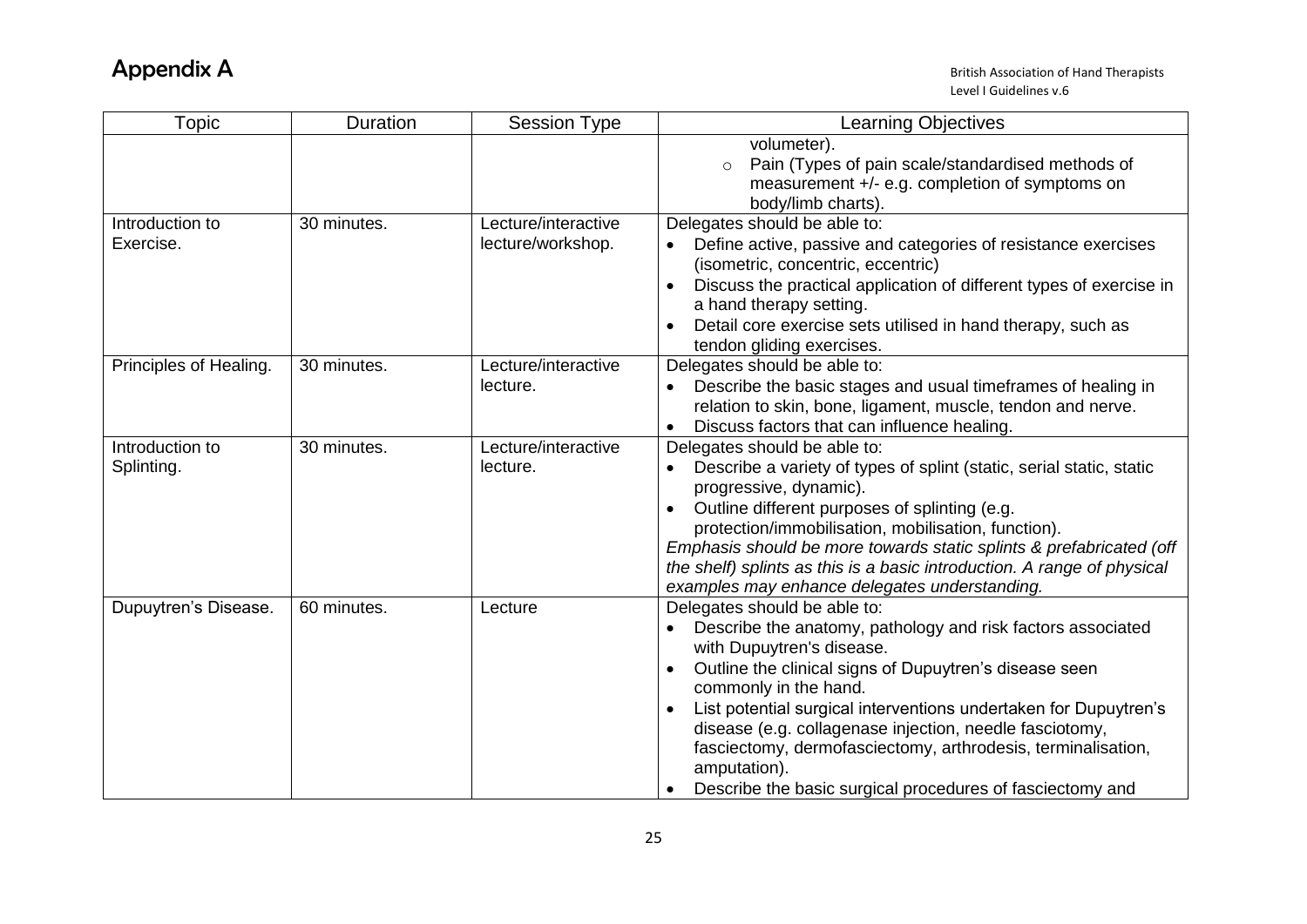# Appendix A

| Topic | Duration | Session Type | Learning Objectives |
| --- | --- | --- | --- |
| | | | volumeter).<br>◦ Pain (Types of pain scale/standardised methods of measurement +/- e.g. completion of symptoms on body/limb charts). |
| Introduction to Exercise. | 30 minutes. | Lecture/interactive lecture/workshop. | Delegates should be able to:<br>• Define active, passive and categories of resistance exercises (isometric, concentric, eccentric)<br>• Discuss the practical application of different types of exercise in a hand therapy setting.<br>• Detail core exercise sets utilised in hand therapy, such as tendon gliding exercises. |
| Principles of Healing. | 30 minutes. | Lecture/interactive lecture. | Delegates should be able to:<br>• Describe the basic stages and usual timeframes of healing in relation to skin, bone, ligament, muscle, tendon and nerve.<br>• Discuss factors that can influence healing. |
| Introduction to Splinting. | 30 minutes. | Lecture/interactive lecture. | Delegates should be able to:<br>• Describe a variety of types of splint (static, serial static, static progressive, dynamic).<br>• Outline different purposes of splinting (e.g. protection/immobilisation, mobilisation, function).<br>*Emphasis should be more towards static splints & prefabricated (off the shelf) splints as this is a basic introduction. A range of physical examples may enhance delegates understanding.* |
| Dupuytren's Disease. | 60 minutes. | Lecture | Delegates should be able to:<br>• Describe the anatomy, pathology and risk factors associated with Dupuytren's disease.<br>• Outline the clinical signs of Dupuytren's disease seen commonly in the hand.<br>• List potential surgical interventions undertaken for Dupuytren's disease (e.g. collagenase injection, needle fasciotomy, fasciectomy, dermofasciectomy, arthrodesis, terminalisation, amputation).<br>• Describe the basic surgical procedures of fasciectomy and |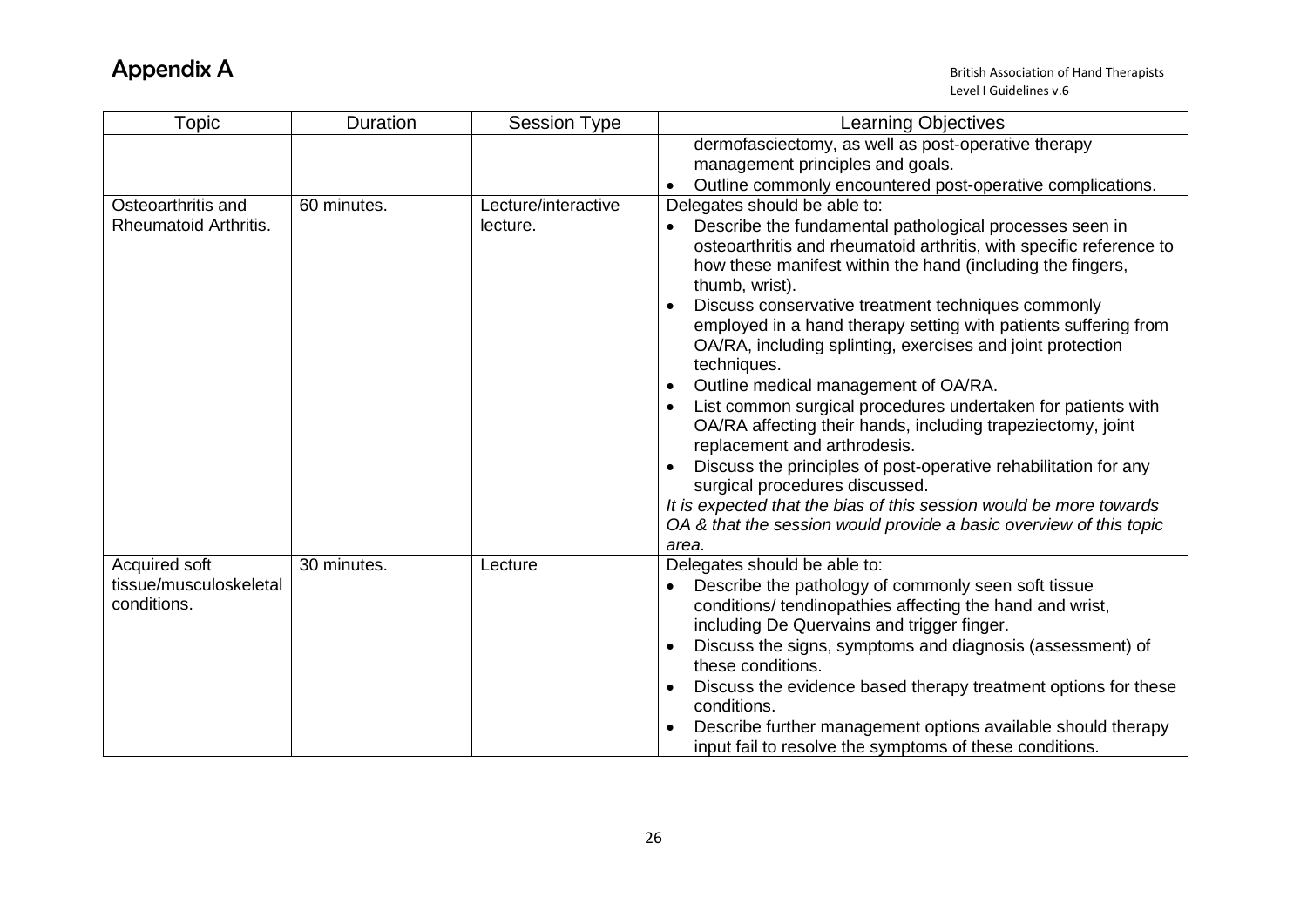# Appendix A

| Topic | Duration | Session Type | Learning Objectives |
|---|---|---|---|
| | | | dermofasciectomy, as well as post-operative therapy management principles and goals.<br>• Outline commonly encountered post-operative complications. |
| Osteoarthritis and Rheumatoid Arthritis. | 60 minutes. | Lecture/interactive lecture. | Delegates should be able to:<br>• Describe the fundamental pathological processes seen in osteoarthritis and rheumatoid arthritis, with specific reference to how these manifest within the hand (including the fingers, thumb, wrist).<br>• Discuss conservative treatment techniques commonly employed in a hand therapy setting with patients suffering from OA/RA, including splinting, exercises and joint protection techniques.<br>• Outline medical management of OA/RA.<br>• List common surgical procedures undertaken for patients with OA/RA affecting their hands, including trapeziectomy, joint replacement and arthrodesis.<br>• Discuss the principles of post-operative rehabilitation for any surgical procedures discussed.<br>*It is expected that the bias of this session would be more towards OA & that the session would provide a basic overview of this topic area.* |
| Acquired soft tissue/musculoskeletal conditions. | 30 minutes. | Lecture | Delegates should be able to:<br>• Describe the pathology of commonly seen soft tissue conditions/ tendinopathies affecting the hand and wrist, including De Quervains and trigger finger.<br>• Discuss the signs, symptoms and diagnosis (assessment) of these conditions.<br>• Discuss the evidence based therapy treatment options for these conditions.<br>• Describe further management options available should therapy input fail to resolve the symptoms of these conditions. |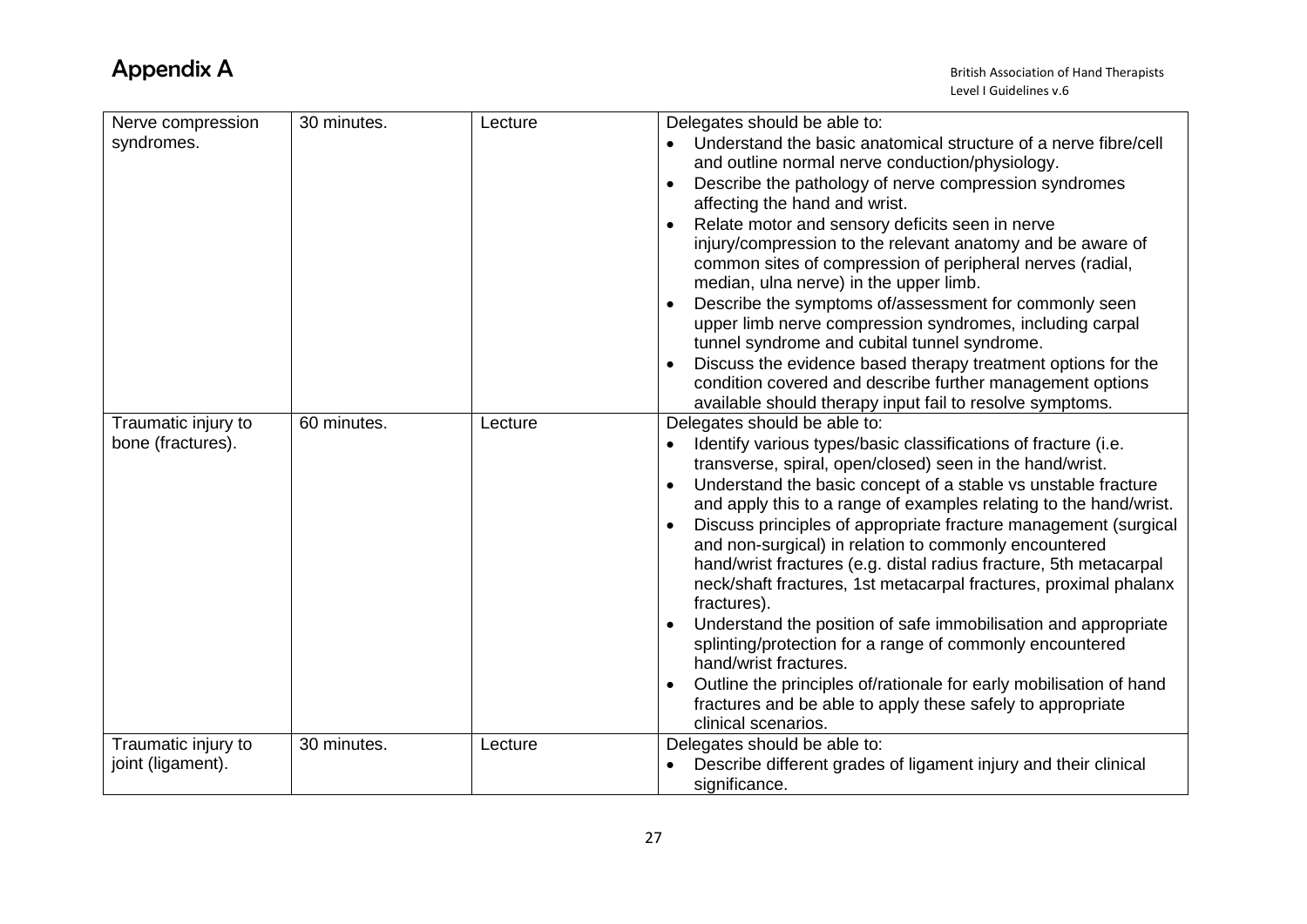# Appendix A

| | | | |
|---|---|---|---|
| Nerve compression syndromes. | 30 minutes. | Lecture | Delegates should be able to:<br>• Understand the basic anatomical structure of a nerve fibre/cell and outline normal nerve conduction/physiology.<br>• Describe the pathology of nerve compression syndromes affecting the hand and wrist.<br>• Relate motor and sensory deficits seen in nerve injury/compression to the relevant anatomy and be aware of common sites of compression of peripheral nerves (radial, median, ulna nerve) in the upper limb.<br>• Describe the symptoms of/assessment for commonly seen upper limb nerve compression syndromes, including carpal tunnel syndrome and cubital tunnel syndrome.<br>• Discuss the evidence based therapy treatment options for the condition covered and describe further management options available should therapy input fail to resolve symptoms. |
| Traumatic injury to bone (fractures). | 60 minutes. | Lecture | Delegates should be able to:<br>• Identify various types/basic classifications of fracture (i.e. transverse, spiral, open/closed) seen in the hand/wrist.<br>• Understand the basic concept of a stable vs unstable fracture and apply this to a range of examples relating to the hand/wrist.<br>• Discuss principles of appropriate fracture management (surgical and non-surgical) in relation to commonly encountered hand/wrist fractures (e.g. distal radius fracture, 5th metacarpal neck/shaft fractures, 1st metacarpal fractures, proximal phalanx fractures).<br>• Understand the position of safe immobilisation and appropriate splinting/protection for a range of commonly encountered hand/wrist fractures.<br>• Outline the principles of/rationale for early mobilisation of hand fractures and be able to apply these safely to appropriate clinical scenarios. |
| Traumatic injury to joint (ligament). | 30 minutes. | Lecture | Delegates should be able to:<br>• Describe different grades of ligament injury and their clinical significance. |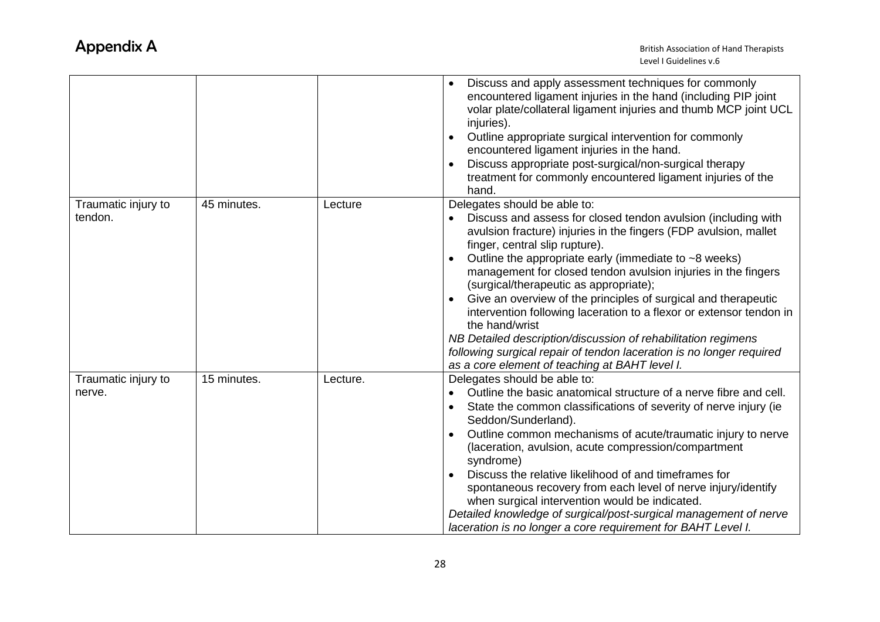# Appendix A

| | | | |
|---|---|---|---|
| | | | • Discuss and apply assessment techniques for commonly encountered ligament injuries in the hand (including PIP joint volar plate/collateral ligament injuries and thumb MCP joint UCL injuries).<br>• Outline appropriate surgical intervention for commonly encountered ligament injuries in the hand.<br>• Discuss appropriate post-surgical/non-surgical therapy treatment for commonly encountered ligament injuries of the hand. |
| Traumatic injury to tendon. | 45 minutes. | Lecture | Delegates should be able to:<br>• Discuss and assess for closed tendon avulsion (including with avulsion fracture) injuries in the fingers (FDP avulsion, mallet finger, central slip rupture).<br>• Outline the appropriate early (immediate to ~8 weeks) management for closed tendon avulsion injuries in the fingers (surgical/therapeutic as appropriate);<br>• Give an overview of the principles of surgical and therapeutic intervention following laceration to a flexor or extensor tendon in the hand/wrist<br>*NB Detailed description/discussion of rehabilitation regimens following surgical repair of tendon laceration is no longer required as a core element of teaching at BAHT level I.* |
| Traumatic injury to nerve. | 15 minutes. | Lecture. | Delegates should be able to:<br>• Outline the basic anatomical structure of a nerve fibre and cell.<br>• State the common classifications of severity of nerve injury (ie Seddon/Sunderland).<br>• Outline common mechanisms of acute/traumatic injury to nerve (laceration, avulsion, acute compression/compartment syndrome)<br>• Discuss the relative likelihood of and timeframes for spontaneous recovery from each level of nerve injury/identify when surgical intervention would be indicated.<br>*Detailed knowledge of surgical/post-surgical management of nerve laceration is no longer a core requirement for BAHT Level I.* |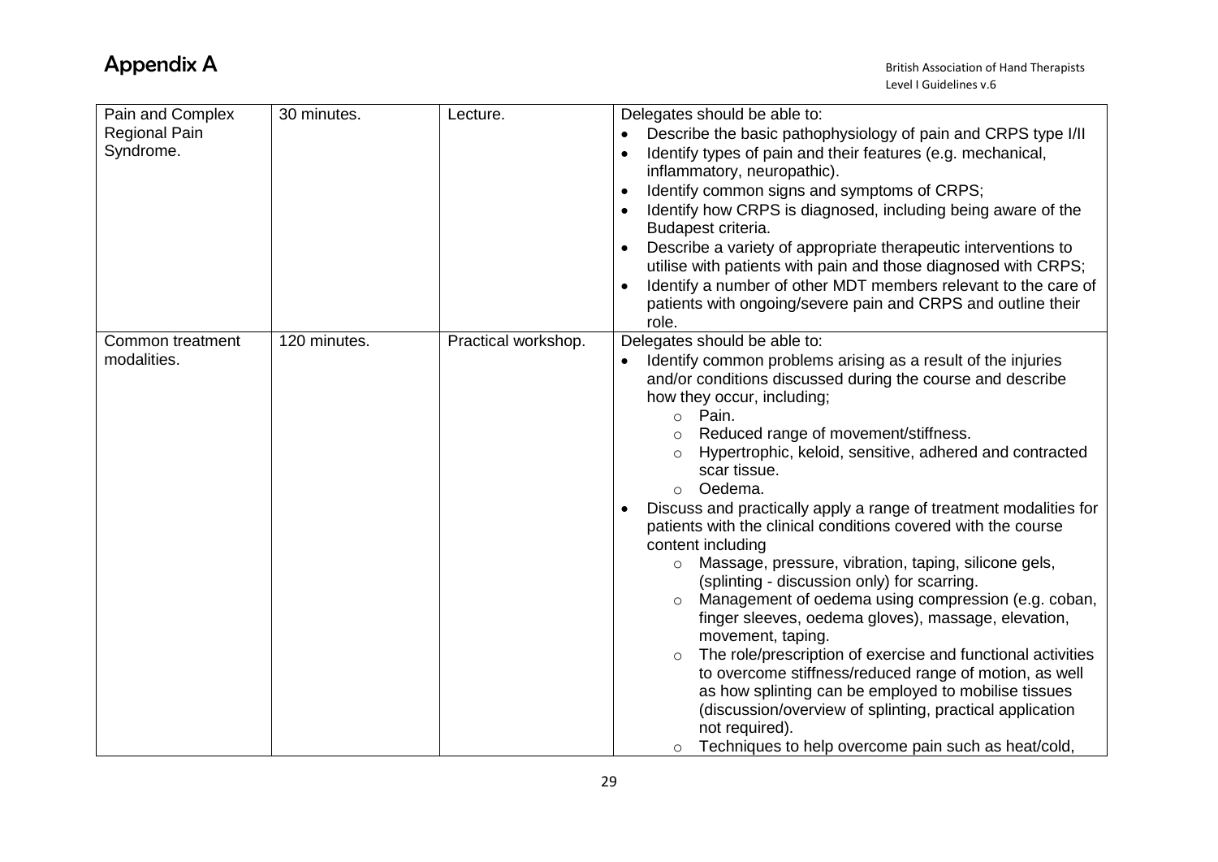# Appendix A

| | | | |
|---|---|---|---|
| Pain and Complex Regional Pain Syndrome. | 30 minutes. | Lecture. | Delegates should be able to:<br>• Describe the basic pathophysiology of pain and CRPS type I/II<br>• Identify types of pain and their features (e.g. mechanical, inflammatory, neuropathic).<br>• Identify common signs and symptoms of CRPS;<br>• Identify how CRPS is diagnosed, including being aware of the Budapest criteria.<br>• Describe a variety of appropriate therapeutic interventions to utilise with patients with pain and those diagnosed with CRPS;<br>• Identify a number of other MDT members relevant to the care of patients with ongoing/severe pain and CRPS and outline their role. |
| Common treatment modalities. | 120 minutes. | Practical workshop. | Delegates should be able to:<br>• Identify common problems arising as a result of the injuries and/or conditions discussed during the course and describe how they occur, including;<br>  ○ Pain.<br>  ○ Reduced range of movement/stiffness.<br>  ○ Hypertrophic, keloid, sensitive, adhered and contracted scar tissue.<br>  ○ Oedema.<br>• Discuss and practically apply a range of treatment modalities for patients with the clinical conditions covered with the course content including<br>  ○ Massage, pressure, vibration, taping, silicone gels, (splinting - discussion only) for scarring.<br>  ○ Management of oedema using compression (e.g. coban, finger sleeves, oedema gloves), massage, elevation, movement, taping.<br>  ○ The role/prescription of exercise and functional activities to overcome stiffness/reduced range of motion, as well as how splinting can be employed to mobilise tissues (discussion/overview of splinting, practical application not required).<br>  ○ Techniques to help overcome pain such as heat/cold, |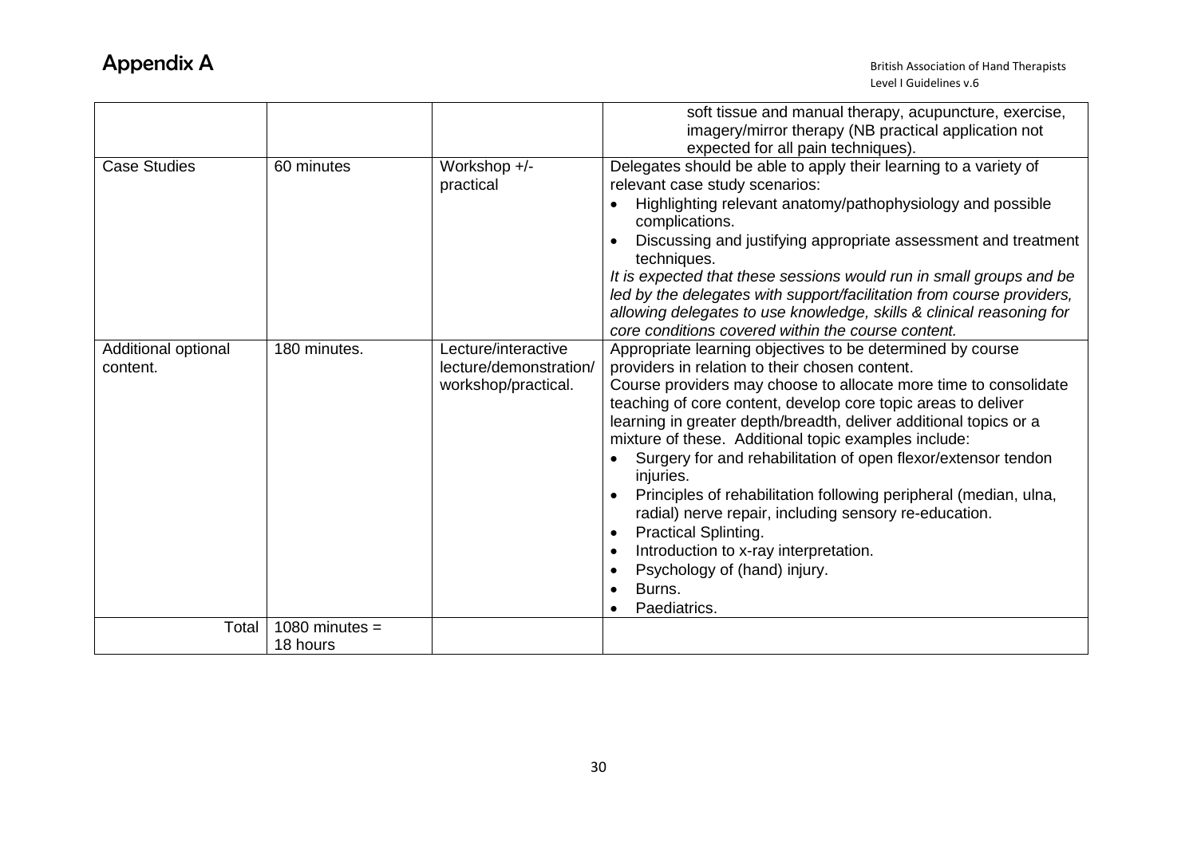# Appendix A

| | | | |
|---|---|---|---|
| | | | soft tissue and manual therapy, acupuncture, exercise, imagery/mirror therapy (NB practical application not expected for all pain techniques). |
| Case Studies | 60 minutes | Workshop +/- practical | Delegates should be able to apply their learning to a variety of relevant case study scenarios:<br>• Highlighting relevant anatomy/pathophysiology and possible complications.<br>• Discussing and justifying appropriate assessment and treatment techniques.<br>*It is expected that these sessions would run in small groups and be led by the delegates with support/facilitation from course providers, allowing delegates to use knowledge, skills & clinical reasoning for core conditions covered within the course content.* |
| Additional optional content. | 180 minutes. | Lecture/interactive lecture/demonstration/ workshop/practical. | Appropriate learning objectives to be determined by course providers in relation to their chosen content.<br>Course providers may choose to allocate more time to consolidate teaching of core content, develop core topic areas to deliver learning in greater depth/breadth, deliver additional topics or a mixture of these. Additional topic examples include:<br>• Surgery for and rehabilitation of open flexor/extensor tendon injuries.<br>• Principles of rehabilitation following peripheral (median, ulna, radial) nerve repair, including sensory re-education.<br>• Practical Splinting.<br>• Introduction to x-ray interpretation.<br>• Psychology of (hand) injury.<br>• Burns.<br>• Paediatrics. |
| Total | 1080 minutes = 18 hours | | |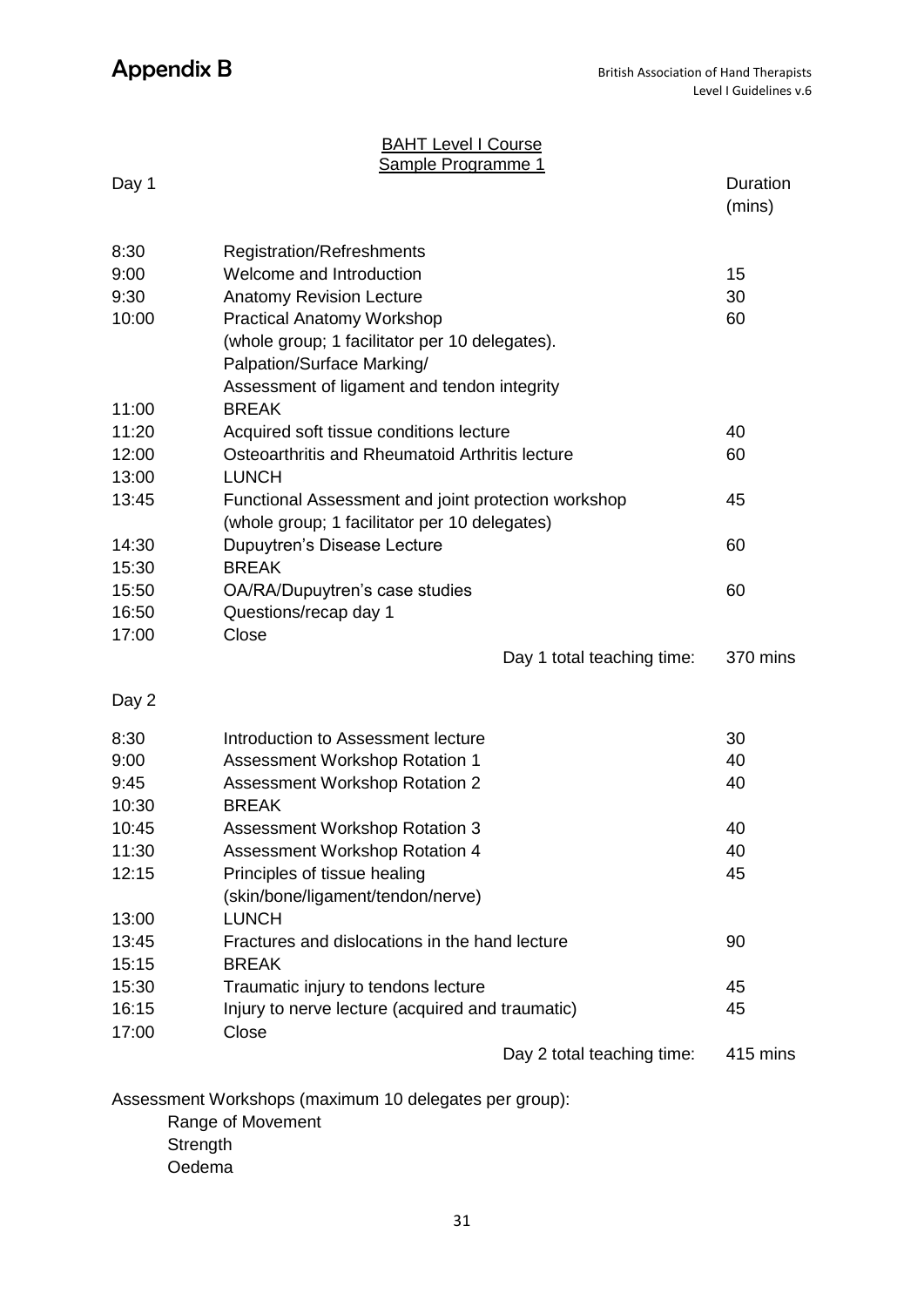# Appendix B

**BAHT Level I Course**
**Sample Programme 1**

| Day 1 | | Duration (mins) |
|---|---|---|
| 8:30 | Registration/Refreshments | |
| 9:00 | Welcome and Introduction | 15 |
| 9:30 | Anatomy Revision Lecture | 30 |
| 10:00 | Practical Anatomy Workshop (whole group; 1 facilitator per 10 delegates). Palpation/Surface Marking/ Assessment of ligament and tendon integrity | 60 |
| 11:00 | BREAK | |
| 11:20 | Acquired soft tissue conditions lecture | 40 |
| 12:00 | Osteoarthritis and Rheumatoid Arthritis lecture | 60 |
| 13:00 | LUNCH | |
| 13:45 | Functional Assessment and joint protection workshop (whole group; 1 facilitator per 10 delegates) | 45 |
| 14:30 | Dupuytren's Disease Lecture | 60 |
| 15:30 | BREAK | |
| 15:50 | OA/RA/Dupuytren's case studies | 60 |
| 16:50 | Questions/recap day 1 | |
| 17:00 | Close | |
| | Day 1 total teaching time: | 370 mins |

| Day 2 | | |
|---|---|---|
| 8:30 | Introduction to Assessment lecture | 30 |
| 9:00 | Assessment Workshop Rotation 1 | 40 |
| 9:45 | Assessment Workshop Rotation 2 | 40 |
| 10:30 | BREAK | |
| 10:45 | Assessment Workshop Rotation 3 | 40 |
| 11:30 | Assessment Workshop Rotation 4 | 40 |
| 12:15 | Principles of tissue healing (skin/bone/ligament/tendon/nerve) | 45 |
| 13:00 | LUNCH | |
| 13:45 | Fractures and dislocations in the hand lecture | 90 |
| 15:15 | BREAK | |
| 15:30 | Traumatic injury to tendons lecture | 45 |
| 16:15 | Injury to nerve lecture (acquired and traumatic) | 45 |
| 17:00 | Close | |
| | Day 2 total teaching time: | 415 mins |

Assessment Workshops (maximum 10 delegates per group):

- Range of Movement
- Strength
- Oedema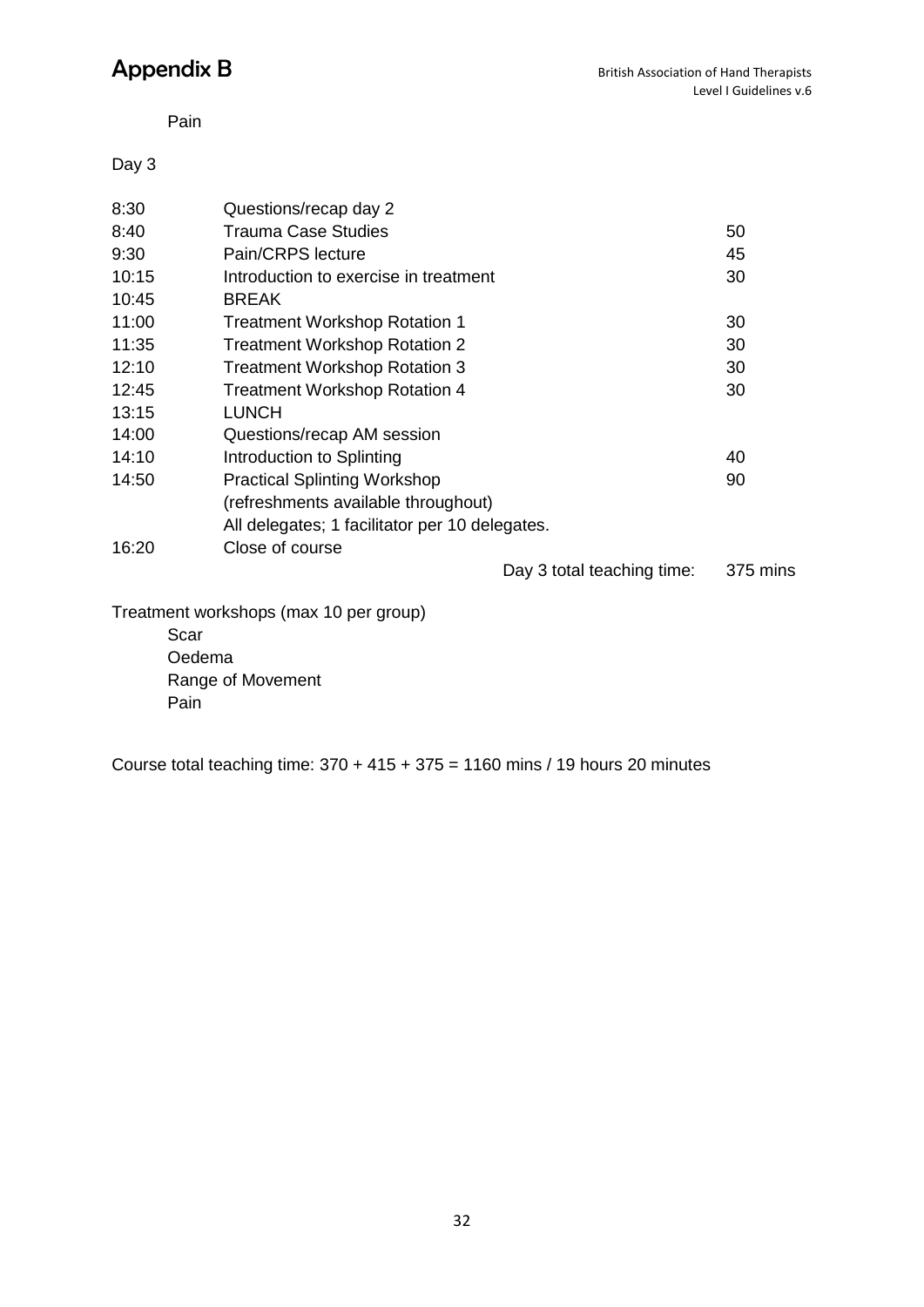# Appendix B

Pain

Day 3

| | | |
|---|---|---|
| 8:30 | Questions/recap day 2 | |
| 8:40 | Trauma Case Studies | 50 |
| 9:30 | Pain/CRPS lecture | 45 |
| 10:15 | Introduction to exercise in treatment | 30 |
| 10:45 | BREAK | |
| 11:00 | Treatment Workshop Rotation 1 | 30 |
| 11:35 | Treatment Workshop Rotation 2 | 30 |
| 12:10 | Treatment Workshop Rotation 3 | 30 |
| 12:45 | Treatment Workshop Rotation 4 | 30 |
| 13:15 | LUNCH | |
| 14:00 | Questions/recap AM session | |
| 14:10 | Introduction to Splinting | 40 |
| 14:50 | Practical Splinting Workshop<br>(refreshments available throughout)<br>All delegates; 1 facilitator per 10 delegates. | 90 |
| 16:20 | Close of course | |
| | Day 3 total teaching time: | 375 mins |

Treatment workshops (max 10 per group)

- Scar
- Oedema
- Range of Movement
- Pain

Course total teaching time: 370 + 415 + 375 = 1160 mins / 19 hours 20 minutes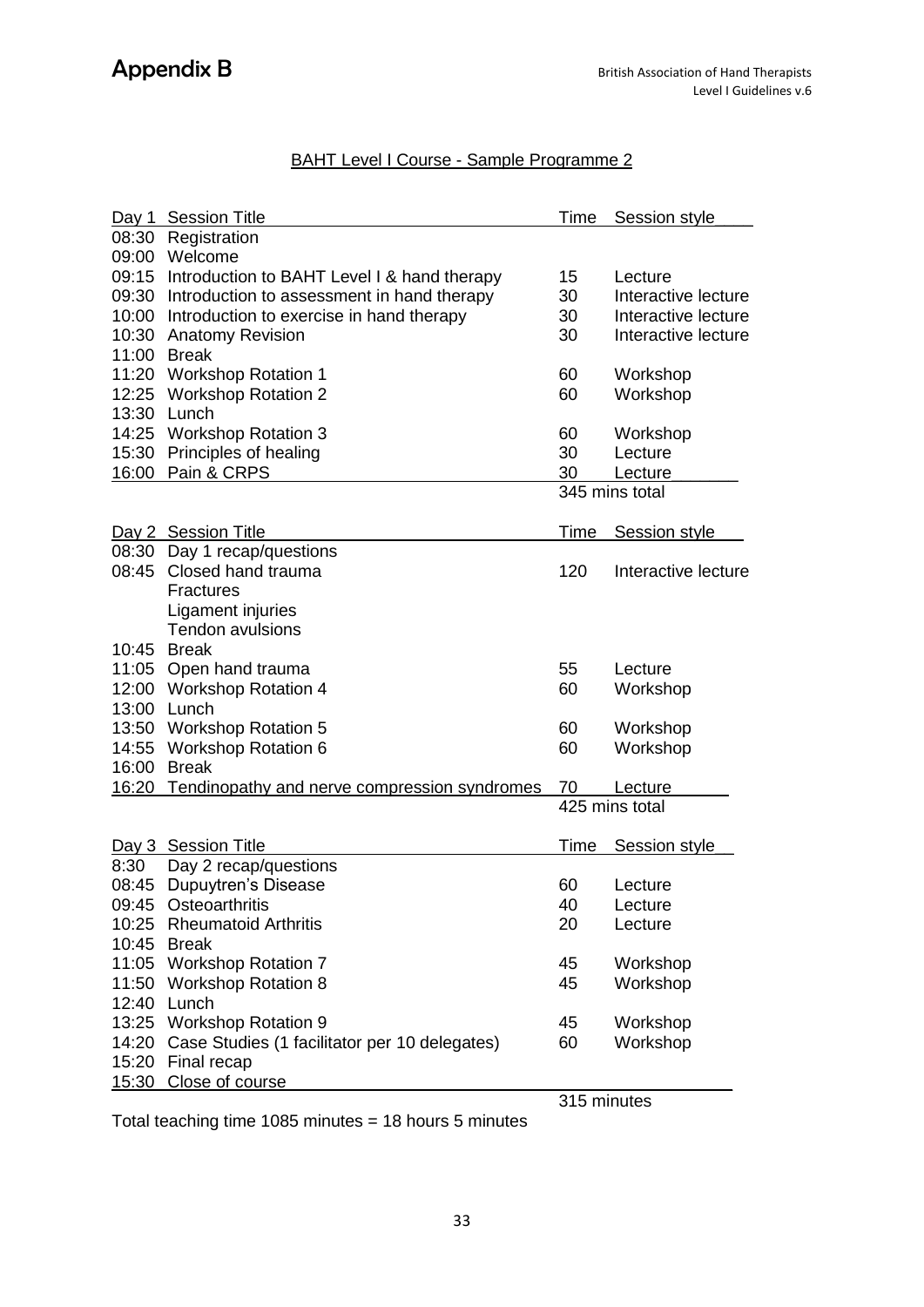# Appendix B

## BAHT Level I Course - Sample Programme 2

| Day 1 | Session Title | Time | Session style |
|---|---|---|---|
| 08:30 | Registration | | |
| 09:00 | Welcome | | |
| 09:15 | Introduction to BAHT Level I & hand therapy | 15 | Lecture |
| 09:30 | Introduction to assessment in hand therapy | 30 | Interactive lecture |
| 10:00 | Introduction to exercise in hand therapy | 30 | Interactive lecture |
| 10:30 | Anatomy Revision | 30 | Interactive lecture |
| 11:00 | Break | | |
| 11:20 | Workshop Rotation 1 | 60 | Workshop |
| 12:25 | Workshop Rotation 2 | 60 | Workshop |
| 13:30 | Lunch | | |
| 14:25 | Workshop Rotation 3 | 60 | Workshop |
| 15:30 | Principles of healing | 30 | Lecture |
| 16:00 | Pain & CRPS | 30 | Lecture |
| | | 345 mins total | |

| Day 2 | Session Title | Time | Session style |
|---|---|---|---|
| 08:30 | Day 1 recap/questions | | |
| 08:45 | Closed hand trauma<br>Fractures<br>Ligament injuries<br>Tendon avulsions | 120 | Interactive lecture |
| 10:45 | Break | | |
| 11:05 | Open hand trauma | 55 | Lecture |
| 12:00 | Workshop Rotation 4 | 60 | Workshop |
| 13:00 | Lunch | | |
| 13:50 | Workshop Rotation 5 | 60 | Workshop |
| 14:55 | Workshop Rotation 6 | 60 | Workshop |
| 16:00 | Break | | |
| 16:20 | Tendinopathy and nerve compression syndromes | 70 | Lecture |
| | | 425 mins total | |

| Day 3 | Session Title | Time | Session style |
|---|---|---|---|
| 8:30 | Day 2 recap/questions | | |
| 08:45 | Dupuytren's Disease | 60 | Lecture |
| 09:45 | Osteoarthritis | 40 | Lecture |
| 10:25 | Rheumatoid Arthritis | 20 | Lecture |
| 10:45 | Break | | |
| 11:05 | Workshop Rotation 7 | 45 | Workshop |
| 11:50 | Workshop Rotation 8 | 45 | Workshop |
| 12:40 | Lunch | | |
| 13:25 | Workshop Rotation 9 | 45 | Workshop |
| 14:20 | Case Studies (1 facilitator per 10 delegates) | 60 | Workshop |
| 15:20 | Final recap | | |
| 15:30 | Close of course | | |
| | | 315 minutes | |

Total teaching time 1085 minutes = 18 hours 5 minutes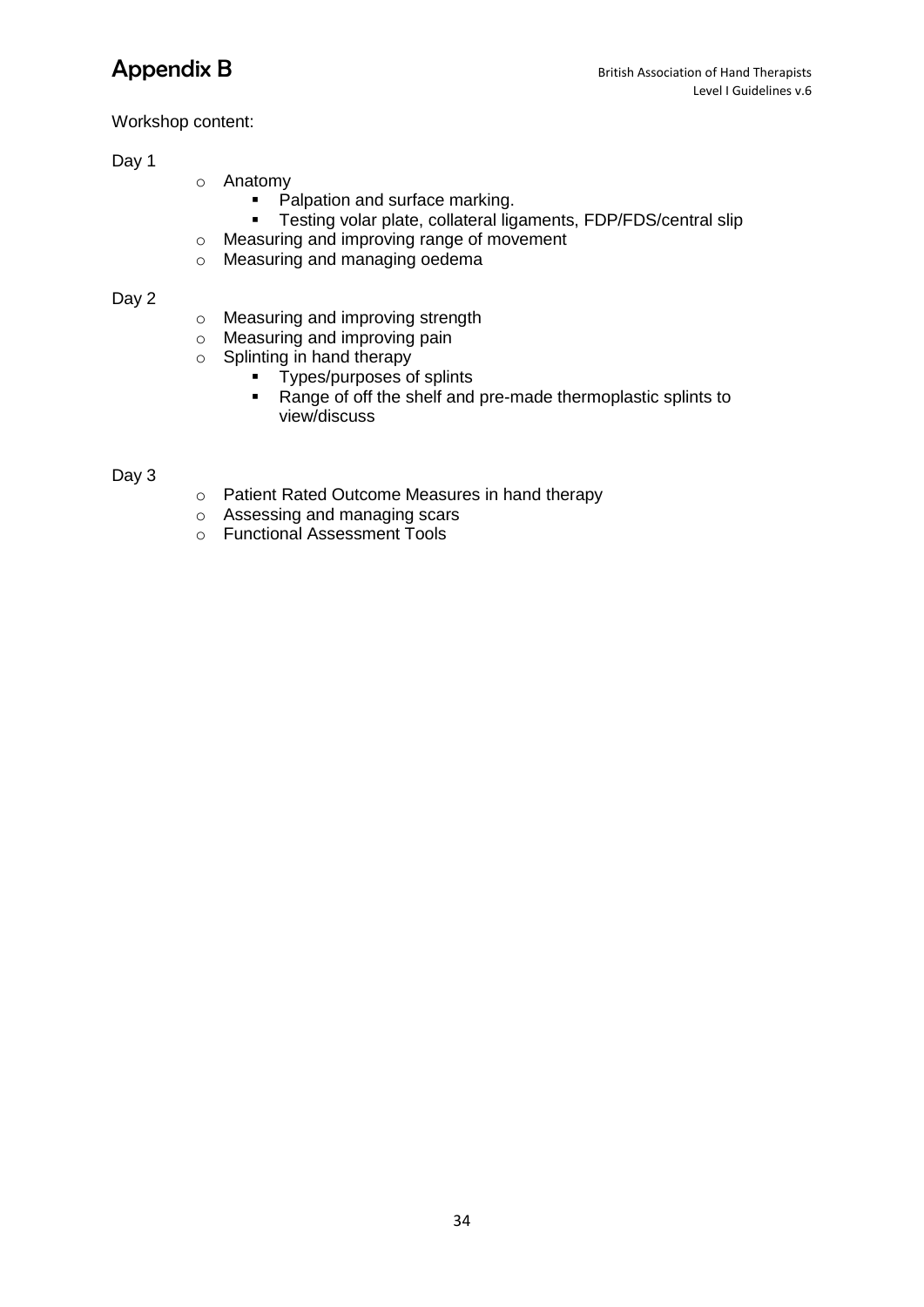# Appendix B

Workshop content:

Day 1

- Anatomy
  - Palpation and surface marking.
  - Testing volar plate, collateral ligaments, FDP/FDS/central slip
- Measuring and improving range of movement
- Measuring and managing oedema

Day 2

- Measuring and improving strength
- Measuring and improving pain
- Splinting in hand therapy
  - Types/purposes of splints
  - Range of off the shelf and pre-made thermoplastic splints to view/discuss

Day 3

- Patient Rated Outcome Measures in hand therapy
- Assessing and managing scars
- Functional Assessment Tools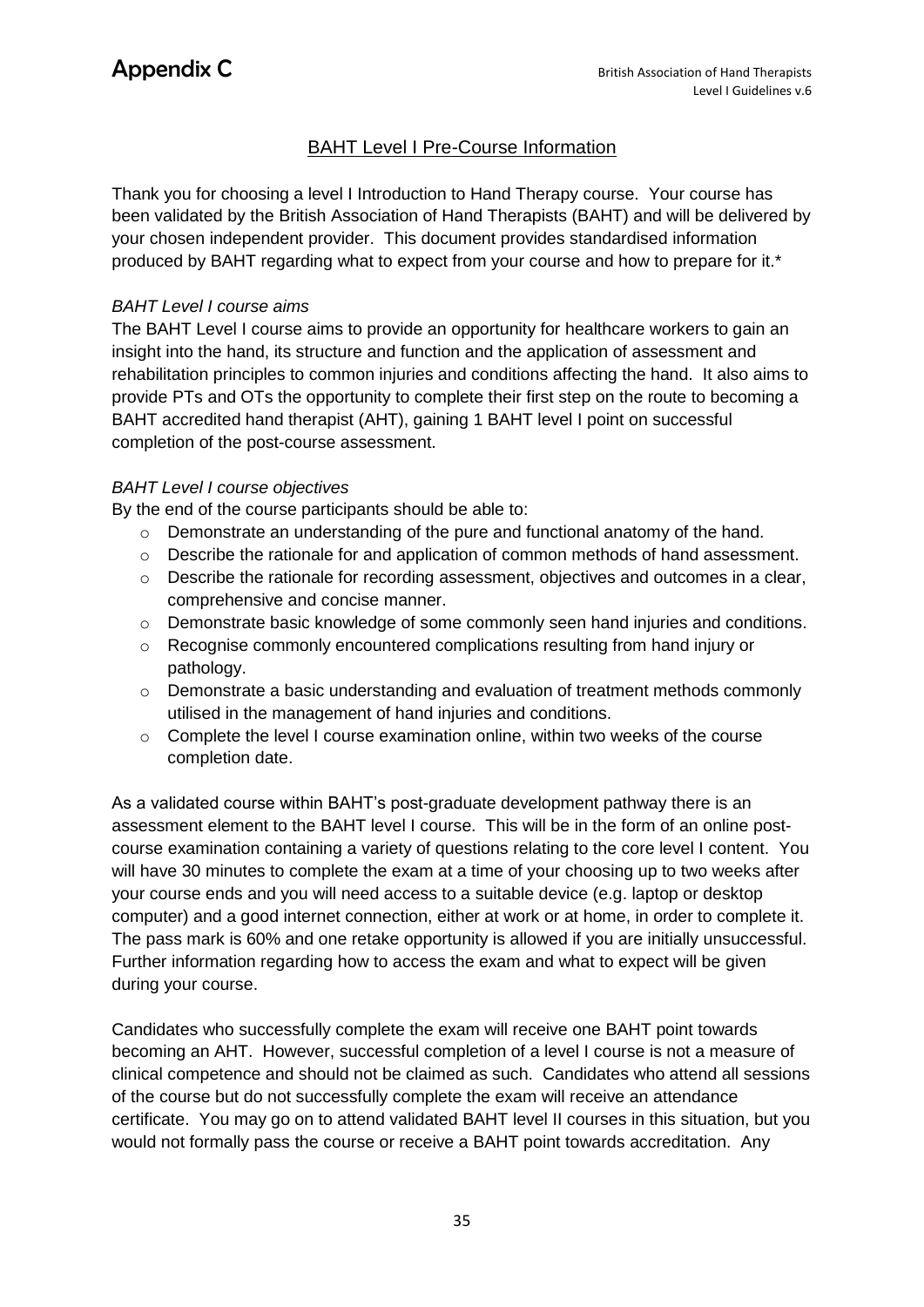# Appendix C

## BAHT Level I Pre-Course Information

Thank you for choosing a level I Introduction to Hand Therapy course. Your course has been validated by the British Association of Hand Therapists (BAHT) and will be delivered by your chosen independent provider. This document provides standardised information produced by BAHT regarding what to expect from your course and how to prepare for it.*

*BAHT Level I course aims*

The BAHT Level I course aims to provide an opportunity for healthcare workers to gain an insight into the hand, its structure and function and the application of assessment and rehabilitation principles to common injuries and conditions affecting the hand. It also aims to provide PTs and OTs the opportunity to complete their first step on the route to becoming a BAHT accredited hand therapist (AHT), gaining 1 BAHT level I point on successful completion of the post-course assessment.

*BAHT Level I course objectives*

By the end of the course participants should be able to:

- Demonstrate an understanding of the pure and functional anatomy of the hand.
- Describe the rationale for and application of common methods of hand assessment.
- Describe the rationale for recording assessment, objectives and outcomes in a clear, comprehensive and concise manner.
- Demonstrate basic knowledge of some commonly seen hand injuries and conditions.
- Recognise commonly encountered complications resulting from hand injury or pathology.
- Demonstrate a basic understanding and evaluation of treatment methods commonly utilised in the management of hand injuries and conditions.
- Complete the level I course examination online, within two weeks of the course completion date.

As a validated course within BAHT's post-graduate development pathway there is an assessment element to the BAHT level I course. This will be in the form of an online post-course examination containing a variety of questions relating to the core level I content. You will have 30 minutes to complete the exam at a time of your choosing up to two weeks after your course ends and you will need access to a suitable device (e.g. laptop or desktop computer) and a good internet connection, either at work or at home, in order to complete it. The pass mark is 60% and one retake opportunity is allowed if you are initially unsuccessful. Further information regarding how to access the exam and what to expect will be given during your course.

Candidates who successfully complete the exam will receive one BAHT point towards becoming an AHT. However, successful completion of a level I course is not a measure of clinical competence and should not be claimed as such. Candidates who attend all sessions of the course but do not successfully complete the exam will receive an attendance certificate. You may go on to attend validated BAHT level II courses in this situation, but you would not formally pass the course or receive a BAHT point towards accreditation. Any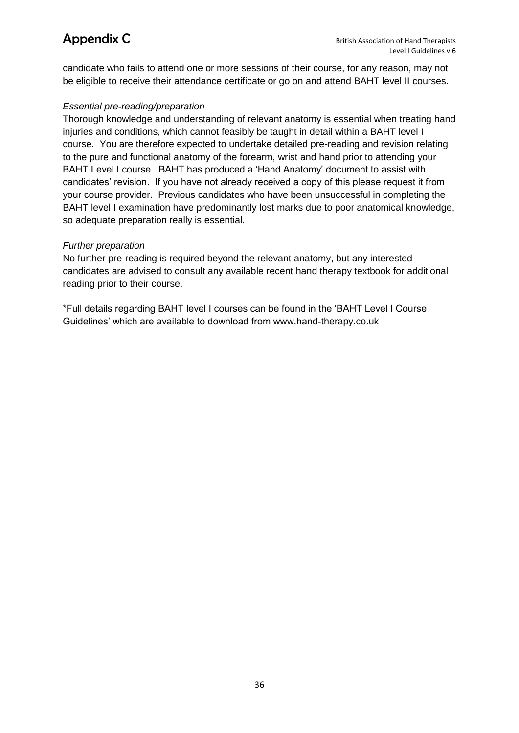candidate who fails to attend one or more sessions of their course, for any reason, may not be eligible to receive their attendance certificate or go on and attend BAHT level II courses.

*Essential pre-reading/preparation*

Thorough knowledge and understanding of relevant anatomy is essential when treating hand injuries and conditions, which cannot feasibly be taught in detail within a BAHT level I course. You are therefore expected to undertake detailed pre-reading and revision relating to the pure and functional anatomy of the forearm, wrist and hand prior to attending your BAHT Level I course. BAHT has produced a 'Hand Anatomy' document to assist with candidates' revision. If you have not already received a copy of this please request it from your course provider. Previous candidates who have been unsuccessful in completing the BAHT level I examination have predominantly lost marks due to poor anatomical knowledge, so adequate preparation really is essential.

*Further preparation*

No further pre-reading is required beyond the relevant anatomy, but any interested candidates are advised to consult any available recent hand therapy textbook for additional reading prior to their course.

*Full details regarding BAHT level I courses can be found in the 'BAHT Level I Course Guidelines' which are available to download from www.hand-therapy.co.uk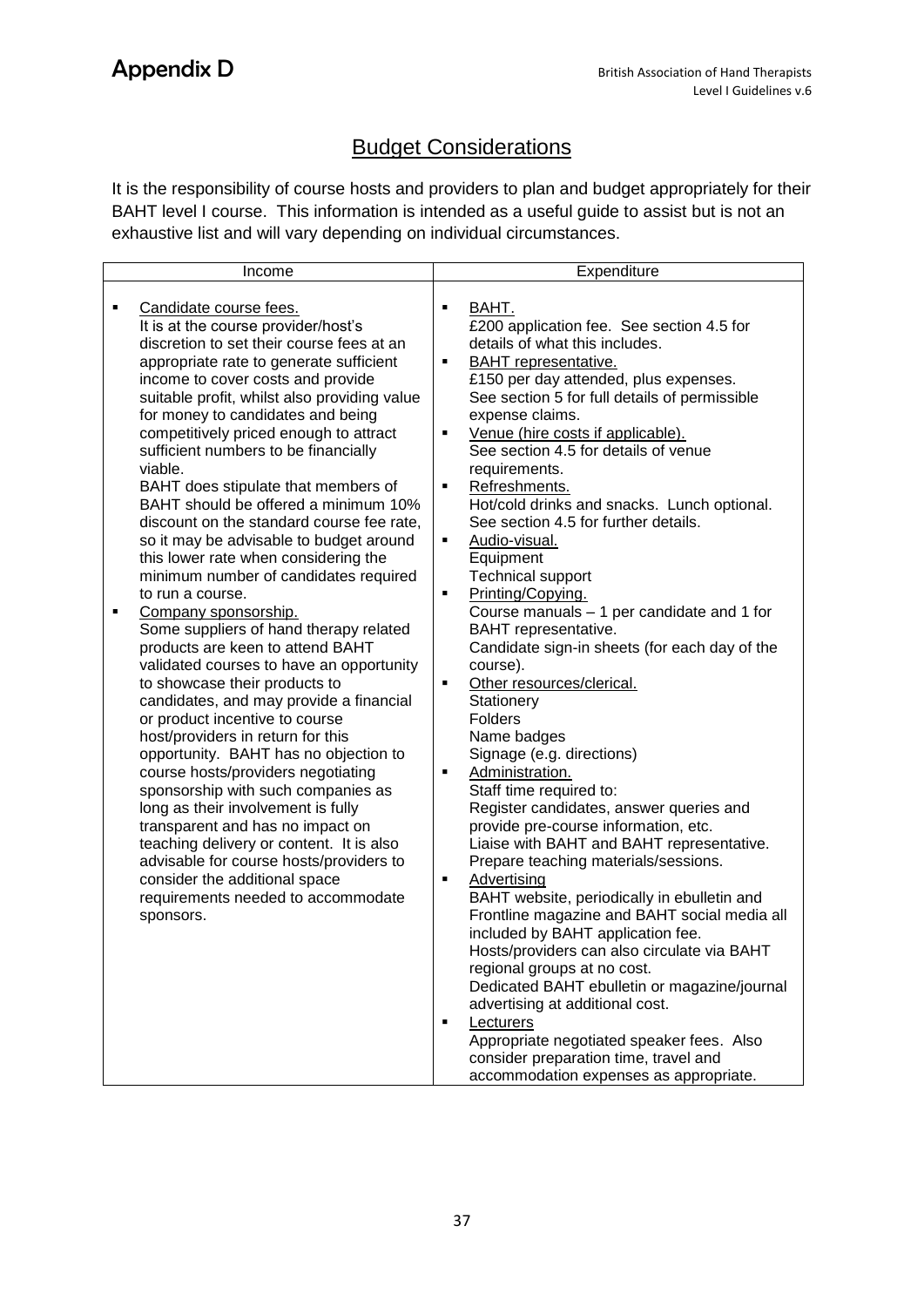# Appendix D

## Budget Considerations

It is the responsibility of course hosts and providers to plan and budget appropriately for their BAHT level I course. This information is intended as a useful guide to assist but is not an exhaustive list and will vary depending on individual circumstances.

| Income | Expenditure |
| --- | --- |
| ▪ Candidate course fees.<br>It is at the course provider/host's discretion to set their course fees at an appropriate rate to generate sufficient income to cover costs and provide suitable profit, whilst also providing value for money to candidates and being competitively priced enough to attract sufficient numbers to be financially viable.<br>BAHT does stipulate that members of BAHT should be offered a minimum 10% discount on the standard course fee rate, so it may be advisable to budget around this lower rate when considering the minimum number of candidates required to run a course.<br>▪ Company sponsorship.<br>Some suppliers of hand therapy related products are keen to attend BAHT validated courses to have an opportunity to showcase their products to candidates, and may provide a financial or product incentive to course host/providers in return for this opportunity. BAHT has no objection to course hosts/providers negotiating sponsorship with such companies as long as their involvement is fully transparent and has no impact on teaching delivery or content. It is also advisable for course hosts/providers to consider the additional space requirements needed to accommodate sponsors. | ▪ BAHT.<br>£200 application fee. See section 4.5 for details of what this includes.<br>▪ BAHT representative.<br>£150 per day attended, plus expenses. See section 5 for full details of permissible expense claims.<br>▪ Venue (hire costs if applicable).<br>See section 4.5 for details of venue requirements.<br>▪ Refreshments.<br>Hot/cold drinks and snacks. Lunch optional. See section 4.5 for further details.<br>▪ Audio-visual.<br>Equipment<br>Technical support<br>▪ Printing/Copying.<br>Course manuals – 1 per candidate and 1 for BAHT representative.<br>Candidate sign-in sheets (for each day of the course).<br>▪ Other resources/clerical.<br>Stationery<br>Folders<br>Name badges<br>Signage (e.g. directions)<br>▪ Administration.<br>Staff time required to:<br>Register candidates, answer queries and provide pre-course information, etc.<br>Liaise with BAHT and BAHT representative.<br>Prepare teaching materials/sessions.<br>▪ Advertising<br>BAHT website, periodically in ebulletin and Frontline magazine and BAHT social media all included by BAHT application fee.<br>Hosts/providers can also circulate via BAHT regional groups at no cost.<br>Dedicated BAHT ebulletin or magazine/journal advertising at additional cost.<br>▪ Lecturers<br>Appropriate negotiated speaker fees. Also consider preparation time, travel and accommodation expenses as appropriate. |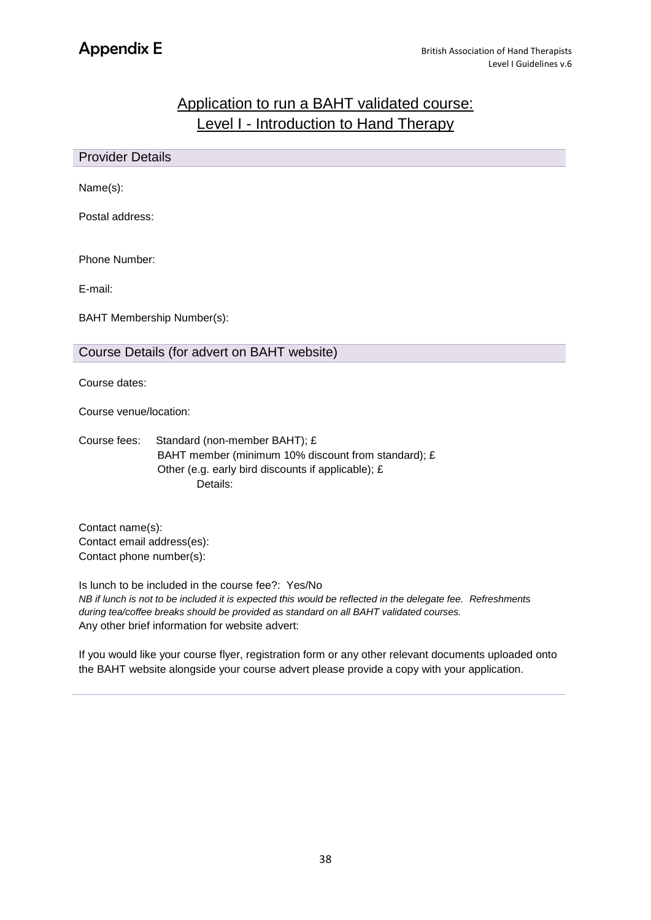# Appendix E

## Application to run a BAHT validated course: Level I - Introduction to Hand Therapy

### Provider Details

Name(s):

Postal address:

Phone Number:

E-mail:

BAHT Membership Number(s):

### Course Details (for advert on BAHT website)

Course dates:

Course venue/location:

Course fees: Standard (non-member BAHT); £
BAHT member (minimum 10% discount from standard); £
Other (e.g. early bird discounts if applicable); £
Details:

Contact name(s):
Contact email address(es):
Contact phone number(s):

Is lunch to be included in the course fee?: Yes/No
*NB if lunch is not to be included it is expected this would be reflected in the delegate fee. Refreshments during tea/coffee breaks should be provided as standard on all BAHT validated courses.*
Any other brief information for website advert:

If you would like your course flyer, registration form or any other relevant documents uploaded onto the BAHT website alongside your course advert please provide a copy with your application.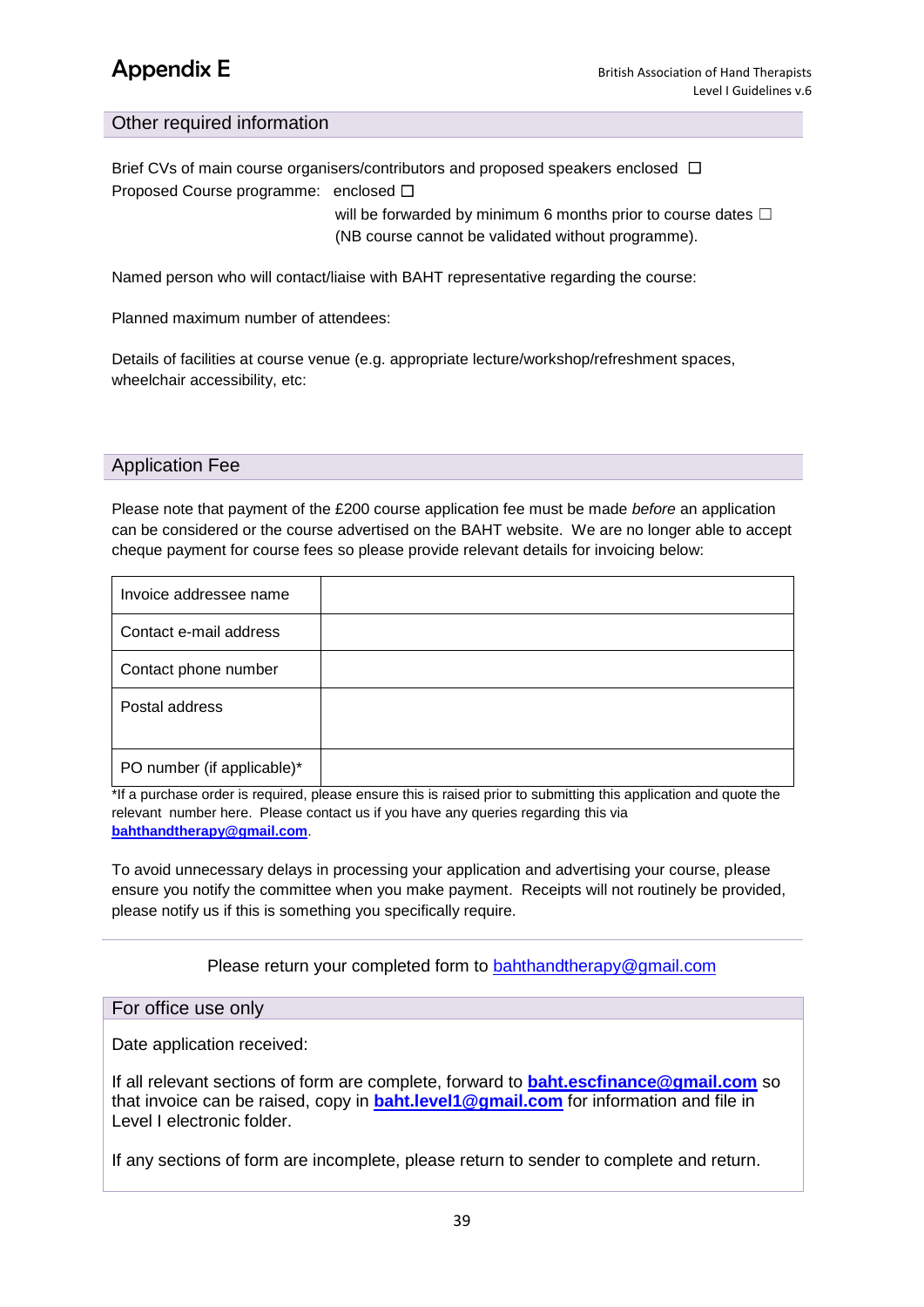# Appendix E

## Other required information

Brief CVs of main course organisers/contributors and proposed speakers enclosed ☐

Proposed Course programme: enclosed ☐

will be forwarded by minimum 6 months prior to course dates ☐
(NB course cannot be validated without programme).

Named person who will contact/liaise with BAHT representative regarding the course:

Planned maximum number of attendees:

Details of facilities at course venue (e.g. appropriate lecture/workshop/refreshment spaces, wheelchair accessibility, etc:

## Application Fee

Please note that payment of the £200 course application fee must be made *before* an application can be considered or the course advertised on the BAHT website. We are no longer able to accept cheque payment for course fees so please provide relevant details for invoicing below:

| | |
|---|---|
| Invoice addressee name | |
| Contact e-mail address | |
| Contact phone number | |
| Postal address | |
| PO number (if applicable)* | |

*If a purchase order is required, please ensure this is raised prior to submitting this application and quote the relevant number here. Please contact us if you have any queries regarding this via **bahthandtherapy@gmail.com**.

To avoid unnecessary delays in processing your application and advertising your course, please ensure you notify the committee when you make payment. Receipts will not routinely be provided, please notify us if this is something you specifically require.

Please return your completed form to bahthandtherapy@gmail.com

## For office use only

Date application received:

If all relevant sections of form are complete, forward to **baht.escfinance@gmail.com** so that invoice can be raised, copy in **baht.level1@gmail.com** for information and file in Level I electronic folder.

If any sections of form are incomplete, please return to sender to complete and return.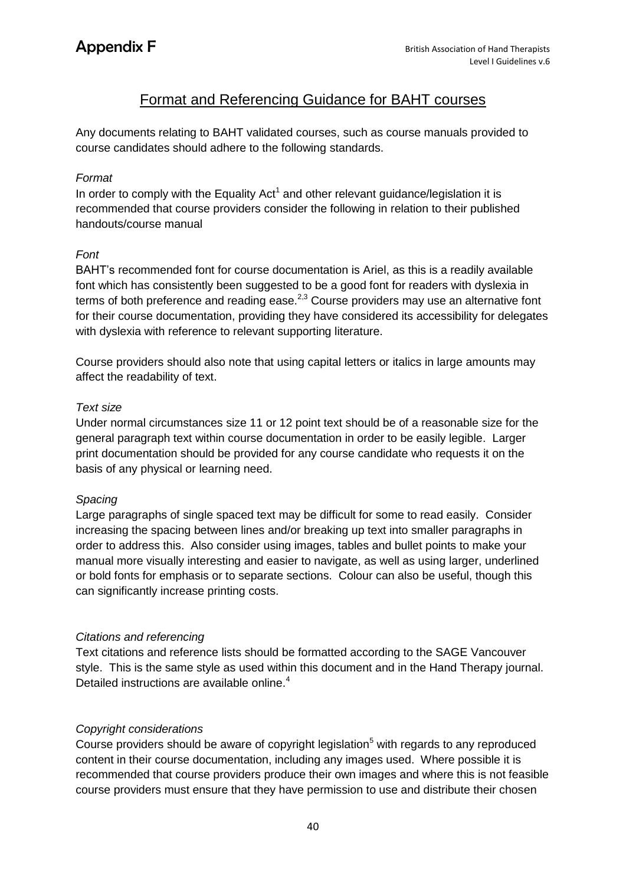# Appendix F

## Format and Referencing Guidance for BAHT courses

Any documents relating to BAHT validated courses, such as course manuals provided to course candidates should adhere to the following standards.

*Format*

In order to comply with the Equality Act[1] and other relevant guidance/legislation it is recommended that course providers consider the following in relation to their published handouts/course manual

*Font*

BAHT's recommended font for course documentation is Ariel, as this is a readily available font which has consistently been suggested to be a good font for readers with dyslexia in terms of both preference and reading ease.[2,3] Course providers may use an alternative font for their course documentation, providing they have considered its accessibility for delegates with dyslexia with reference to relevant supporting literature.

Course providers should also note that using capital letters or italics in large amounts may affect the readability of text.

*Text size*

Under normal circumstances size 11 or 12 point text should be of a reasonable size for the general paragraph text within course documentation in order to be easily legible. Larger print documentation should be provided for any course candidate who requests it on the basis of any physical or learning need.

*Spacing*

Large paragraphs of single spaced text may be difficult for some to read easily. Consider increasing the spacing between lines and/or breaking up text into smaller paragraphs in order to address this. Also consider using images, tables and bullet points to make your manual more visually interesting and easier to navigate, as well as using larger, underlined or bold fonts for emphasis or to separate sections. Colour can also be useful, though this can significantly increase printing costs.

*Citations and referencing*

Text citations and reference lists should be formatted according to the SAGE Vancouver style. This is the same style as used within this document and in the Hand Therapy journal. Detailed instructions are available online.[4]

*Copyright considerations*

Course providers should be aware of copyright legislation[5] with regards to any reproduced content in their course documentation, including any images used. Where possible it is recommended that course providers produce their own images and where this is not feasible course providers must ensure that they have permission to use and distribute their chosen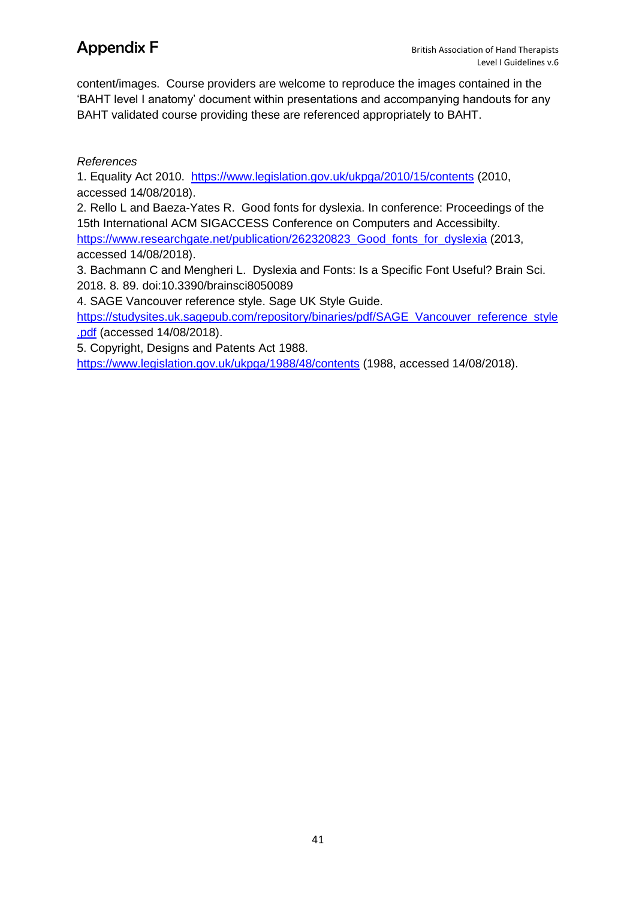content/images. Course providers are welcome to reproduce the images contained in the 'BAHT level I anatomy' document within presentations and accompanying handouts for any BAHT validated course providing these are referenced appropriately to BAHT.

*References*

1. Equality Act 2010. https://www.legislation.gov.uk/ukpga/2010/15/contents (2010, accessed 14/08/2018).
2. Rello L and Baeza-Yates R. Good fonts for dyslexia. In conference: Proceedings of the 15th International ACM SIGACCESS Conference on Computers and Accessibilty. https://www.researchgate.net/publication/262320823_Good_fonts_for_dyslexia (2013, accessed 14/08/2018).
3. Bachmann C and Mengheri L. Dyslexia and Fonts: Is a Specific Font Useful? Brain Sci. 2018. 8. 89. doi:10.3390/brainsci8050089
4. SAGE Vancouver reference style. Sage UK Style Guide. https://studysites.uk.sagepub.com/repository/binaries/pdf/SAGE_Vancouver_reference_style.pdf (accessed 14/08/2018).
5. Copyright, Designs and Patents Act 1988. https://www.legislation.gov.uk/ukpga/1988/48/contents (1988, accessed 14/08/2018).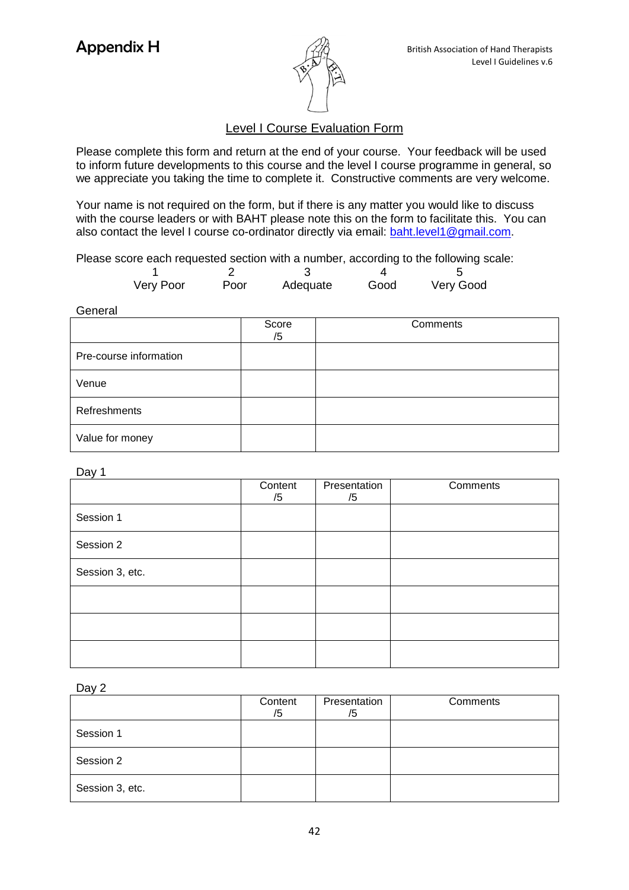# Appendix H

British Association of Hand Therapists
Level I Guidelines v.6

## Level I Course Evaluation Form

Please complete this form and return at the end of your course. Your feedback will be used to inform future developments to this course and the level I course programme in general, so we appreciate you taking the time to complete it. Constructive comments are very welcome.

Your name is not required on the form, but if there is any matter you would like to discuss with the course leaders or with BAHT please note this on the form to facilitate this. You can also contact the level I course co-ordinator directly via email: baht.level1@gmail.com.

Please score each requested section with a number, according to the following scale:

| 1 | 2 | 3 | 4 | 5 |
|---|---|---|---|---|
| Very Poor | Poor | Adequate | Good | Very Good |

General

| | Score /5 | Comments |
|---|---|---|
| Pre-course information | | |
| Venue | | |
| Refreshments | | |
| Value for money | | |

Day 1

| | Content /5 | Presentation /5 | Comments |
|---|---|---|---|
| Session 1 | | | |
| Session 2 | | | |
| Session 3, etc. | | | |
| | | | |
| | | | |
| | | | |

Day 2

| | Content /5 | Presentation /5 | Comments |
|---|---|---|---|
| Session 1 | | | |
| Session 2 | | | |
| Session 3, etc. | | | |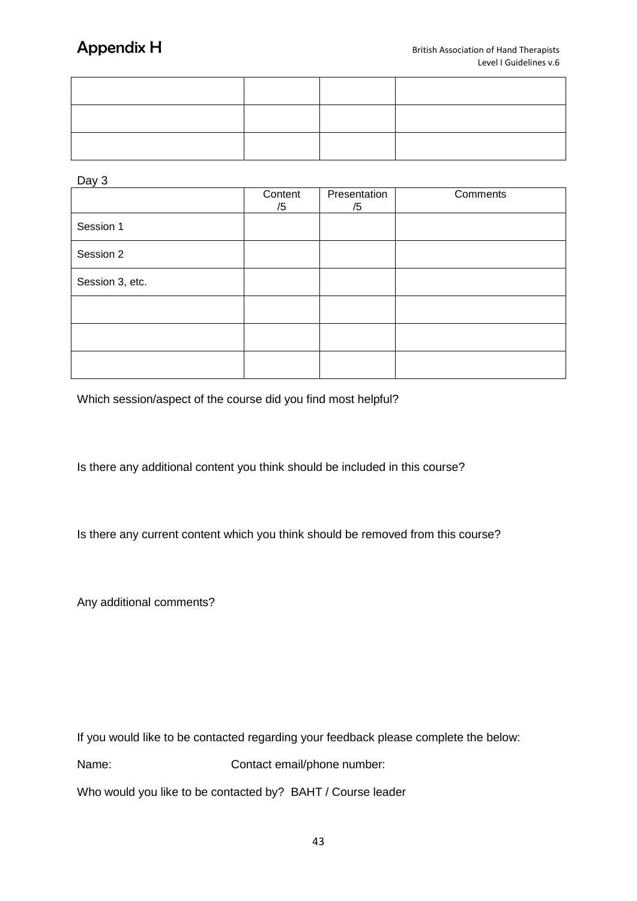# Appendix H

| | | | |
|---|---|---|---|
| | | | |
| | | | |
| | | | |

Day 3

| | Content /5 | Presentation /5 | Comments |
|---|---|---|---|
| Session 1 | | | |
| Session 2 | | | |
| Session 3, etc. | | | |
| | | | |
| | | | |
| | | | |

Which session/aspect of the course did you find most helpful?

Is there any additional content you think should be included in this course?

Is there any current content which you think should be removed from this course?

Any additional comments?

If you would like to be contacted regarding your feedback please complete the below:

Name: Contact email/phone number:

Who would you like to be contacted by? BAHT / Course leader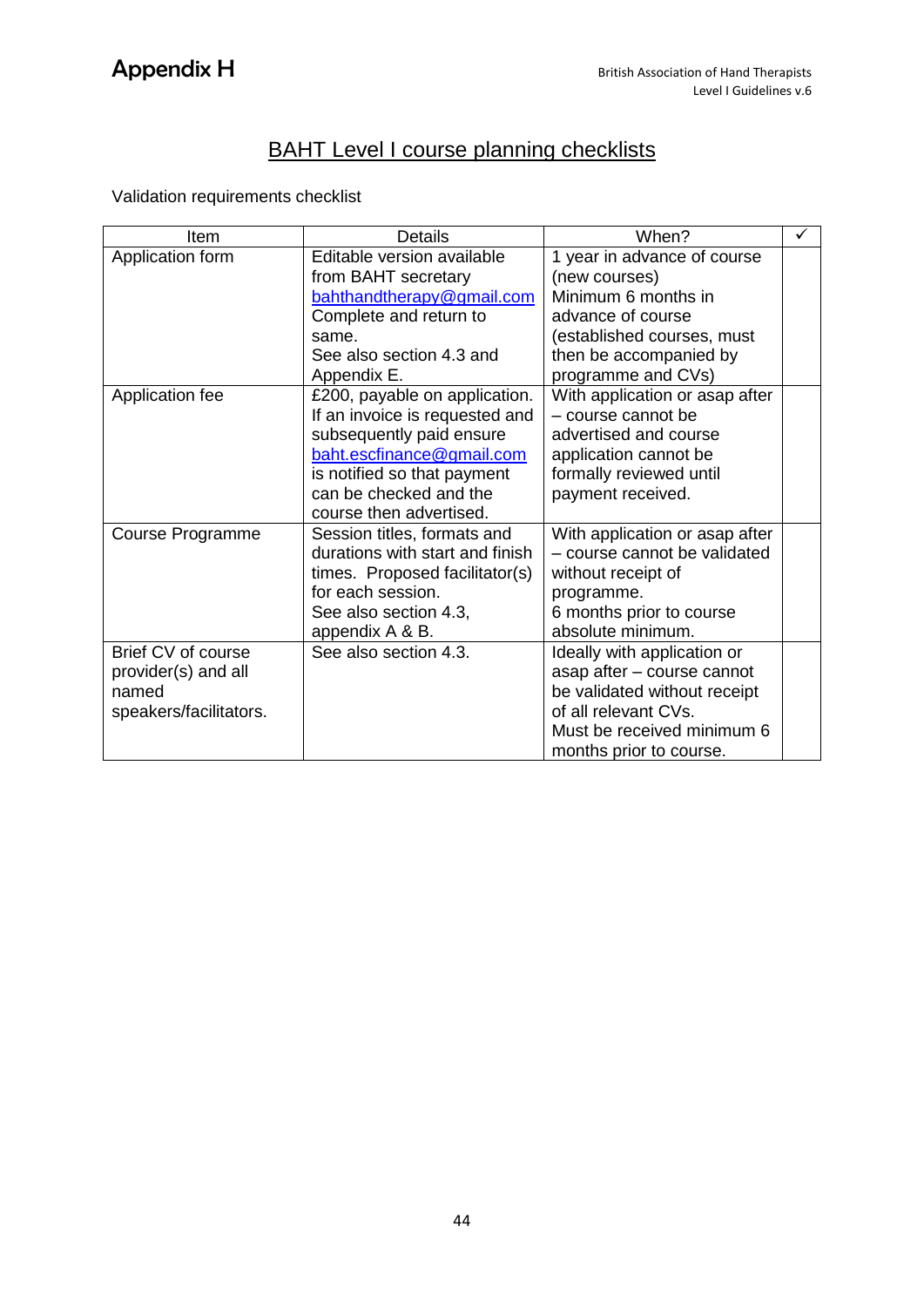# Appendix H

## BAHT Level I course planning checklists

Validation requirements checklist

| Item | Details | When? | ✓ |
|---|---|---|---|
| Application form | Editable version available from BAHT secretary bahthandtherapy@gmail.com Complete and return to same. See also section 4.3 and Appendix E. | 1 year in advance of course (new courses) Minimum 6 months in advance of course (established courses, must then be accompanied by programme and CVs) | |
| Application fee | £200, payable on application. If an invoice is requested and subsequently paid ensure baht.escfinance@gmail.com is notified so that payment can be checked and the course then advertised. | With application or asap after – course cannot be advertised and course application cannot be formally reviewed until payment received. | |
| Course Programme | Session titles, formats and durations with start and finish times. Proposed facilitator(s) for each session. See also section 4.3, appendix A & B. | With application or asap after – course cannot be validated without receipt of programme. 6 months prior to course absolute minimum. | |
| Brief CV of course provider(s) and all named speakers/facilitators. | See also section 4.3. | Ideally with application or asap after – course cannot be validated without receipt of all relevant CVs. Must be received minimum 6 months prior to course. | |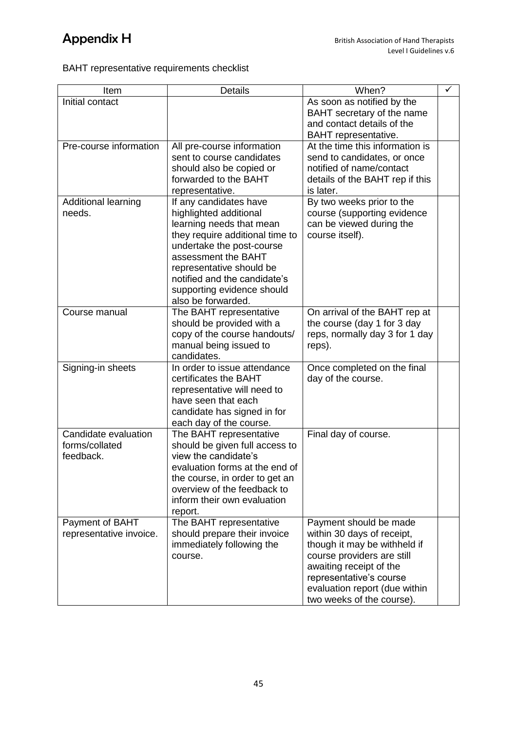# Appendix H

BAHT representative requirements checklist

| Item | Details | When? | ✓ |
|---|---|---|---|
| Initial contact | | As soon as notified by the BAHT secretary of the name and contact details of the BAHT representative. | |
| Pre-course information | All pre-course information sent to course candidates should also be copied or forwarded to the BAHT representative. | At the time this information is send to candidates, or once notified of name/contact details of the BAHT rep if this is later. | |
| Additional learning needs. | If any candidates have highlighted additional learning needs that mean they require additional time to undertake the post-course assessment the BAHT representative should be notified and the candidate's supporting evidence should also be forwarded. | By two weeks prior to the course (supporting evidence can be viewed during the course itself). | |
| Course manual | The BAHT representative should be provided with a copy of the course handouts/ manual being issued to candidates. | On arrival of the BAHT rep at the course (day 1 for 3 day reps, normally day 3 for 1 day reps). | |
| Signing-in sheets | In order to issue attendance certificates the BAHT representative will need to have seen that each candidate has signed in for each day of the course. | Once completed on the final day of the course. | |
| Candidate evaluation forms/collated feedback. | The BAHT representative should be given full access to view the candidate's evaluation forms at the end of the course, in order to get an overview of the feedback to inform their own evaluation report. | Final day of course. | |
| Payment of BAHT representative invoice. | The BAHT representative should prepare their invoice immediately following the course. | Payment should be made within 30 days of receipt, though it may be withheld if course providers are still awaiting receipt of the representative's course evaluation report (due within two weeks of the course). | |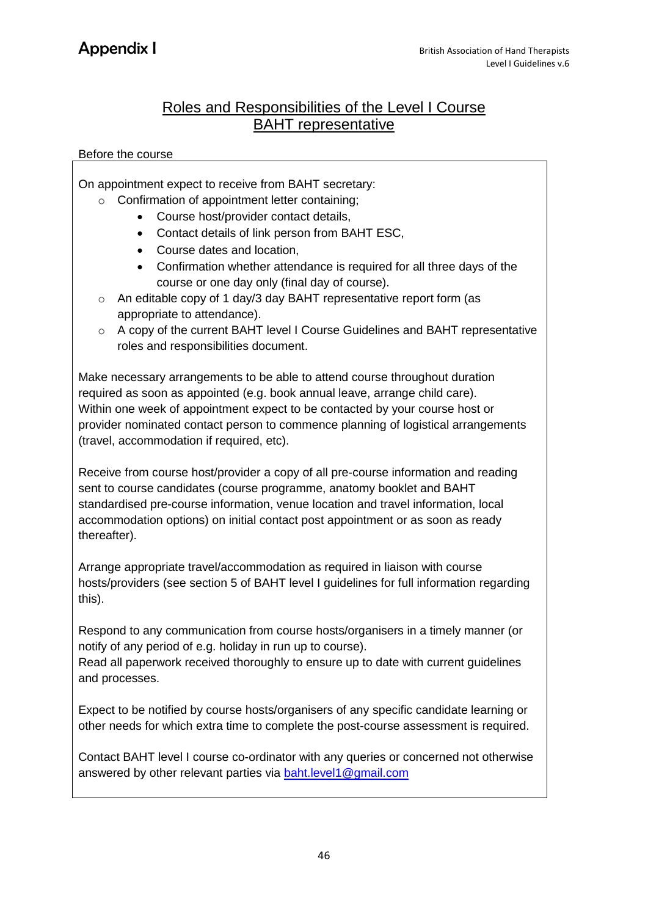# Appendix I

## Roles and Responsibilities of the Level I Course BAHT representative

Before the course

On appointment expect to receive from BAHT secretary:

- Confirmation of appointment letter containing;
    - Course host/provider contact details,
    - Contact details of link person from BAHT ESC,
    - Course dates and location,
    - Confirmation whether attendance is required for all three days of the course or one day only (final day of course).
- An editable copy of 1 day/3 day BAHT representative report form (as appropriate to attendance).
- A copy of the current BAHT level I Course Guidelines and BAHT representative roles and responsibilities document.

Make necessary arrangements to be able to attend course throughout duration required as soon as appointed (e.g. book annual leave, arrange child care).
Within one week of appointment expect to be contacted by your course host or provider nominated contact person to commence planning of logistical arrangements (travel, accommodation if required, etc).

Receive from course host/provider a copy of all pre-course information and reading sent to course candidates (course programme, anatomy booklet and BAHT standardised pre-course information, venue location and travel information, local accommodation options) on initial contact post appointment or as soon as ready thereafter).

Arrange appropriate travel/accommodation as required in liaison with course hosts/providers (see section 5 of BAHT level I guidelines for full information regarding this).

Respond to any communication from course hosts/organisers in a timely manner (or notify of any period of e.g. holiday in run up to course).
Read all paperwork received thoroughly to ensure up to date with current guidelines and processes.

Expect to be notified by course hosts/organisers of any specific candidate learning or other needs for which extra time to complete the post-course assessment is required.

Contact BAHT level I course co-ordinator with any queries or concerned not otherwise answered by other relevant parties via baht.level1@gmail.com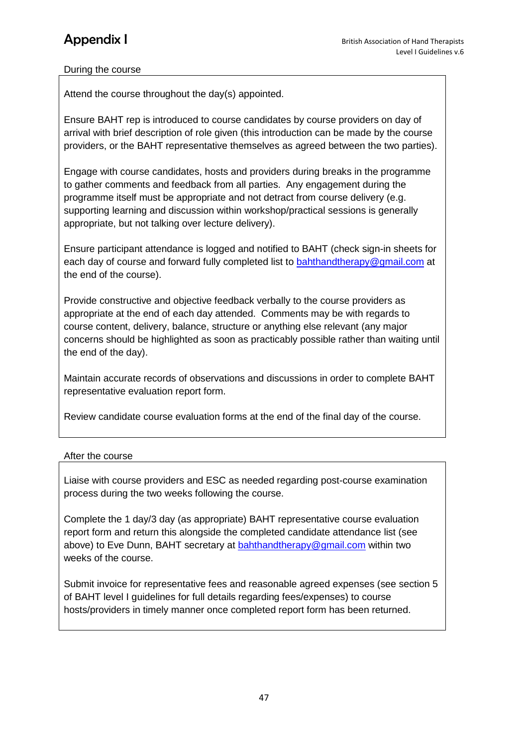# Appendix I

During the course

Attend the course throughout the day(s) appointed.

Ensure BAHT rep is introduced to course candidates by course providers on day of arrival with brief description of role given (this introduction can be made by the course providers, or the BAHT representative themselves as agreed between the two parties).

Engage with course candidates, hosts and providers during breaks in the programme to gather comments and feedback from all parties. Any engagement during the programme itself must be appropriate and not detract from course delivery (e.g. supporting learning and discussion within workshop/practical sessions is generally appropriate, but not talking over lecture delivery).

Ensure participant attendance is logged and notified to BAHT (check sign-in sheets for each day of course and forward fully completed list to bahthandtherapy@gmail.com at the end of the course).

Provide constructive and objective feedback verbally to the course providers as appropriate at the end of each day attended. Comments may be with regards to course content, delivery, balance, structure or anything else relevant (any major concerns should be highlighted as soon as practicably possible rather than waiting until the end of the day).

Maintain accurate records of observations and discussions in order to complete BAHT representative evaluation report form.

Review candidate course evaluation forms at the end of the final day of the course.

After the course

Liaise with course providers and ESC as needed regarding post-course examination process during the two weeks following the course.

Complete the 1 day/3 day (as appropriate) BAHT representative course evaluation report form and return this alongside the completed candidate attendance list (see above) to Eve Dunn, BAHT secretary at bahthandtherapy@gmail.com within two weeks of the course.

Submit invoice for representative fees and reasonable agreed expenses (see section 5 of BAHT level I guidelines for full details regarding fees/expenses) to course hosts/providers in timely manner once completed report form has been returned.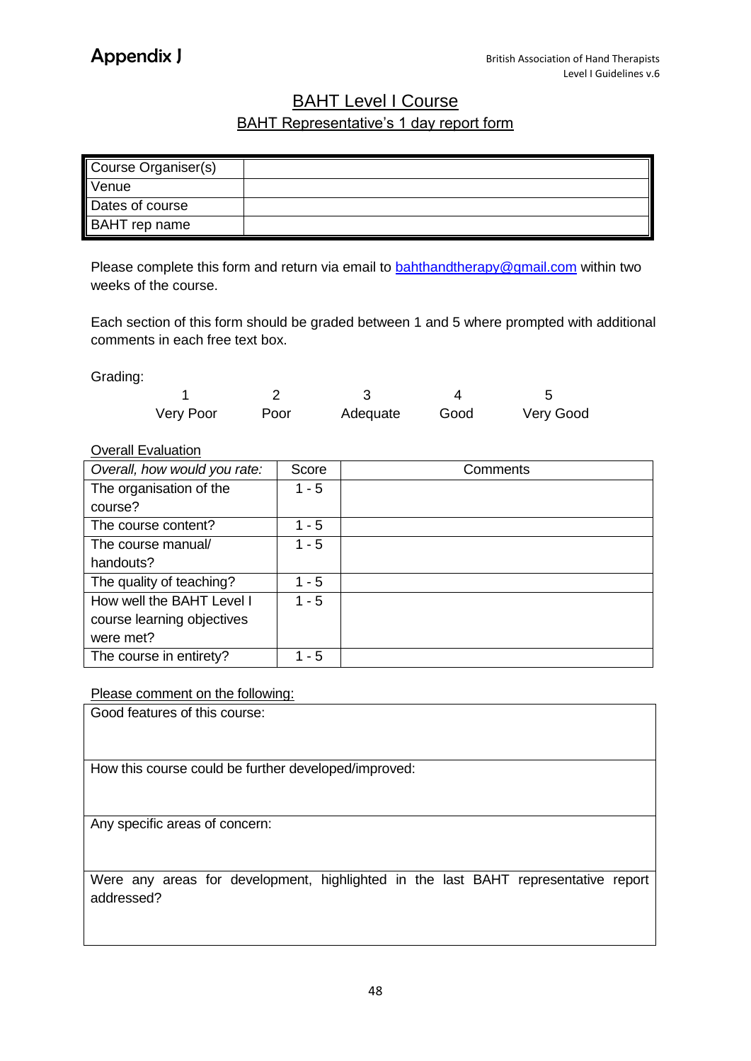# Appendix J

## BAHT Level I Course

### BAHT Representative's 1 day report form

| Course Organiser(s) | |
|---|---|
| Venue | |
| Dates of course | |
| BAHT rep name | |

Please complete this form and return via email to bahthandtherapy@gmail.com within two weeks of the course.

Each section of this form should be graded between 1 and 5 where prompted with additional comments in each free text box.

Grading:

| 1 | 2 | 3 | 4 | 5 |
|---|---|---|---|---|
| Very Poor | Poor | Adequate | Good | Very Good |

Overall Evaluation

| *Overall, how would you rate:* | Score | Comments |
|---|---|---|
| The organisation of the course? | 1 - 5 | |
| The course content? | 1 - 5 | |
| The course manual/ handouts? | 1 - 5 | |
| The quality of teaching? | 1 - 5 | |
| How well the BAHT Level I course learning objectives were met? | 1 - 5 | |
| The course in entirety? | 1 - 5 | |

Please comment on the following:

| Good features of this course: |
|---|
| How this course could be further developed/improved: |
| Any specific areas of concern: |
| Were any areas for development, highlighted in the last BAHT representative report addressed? |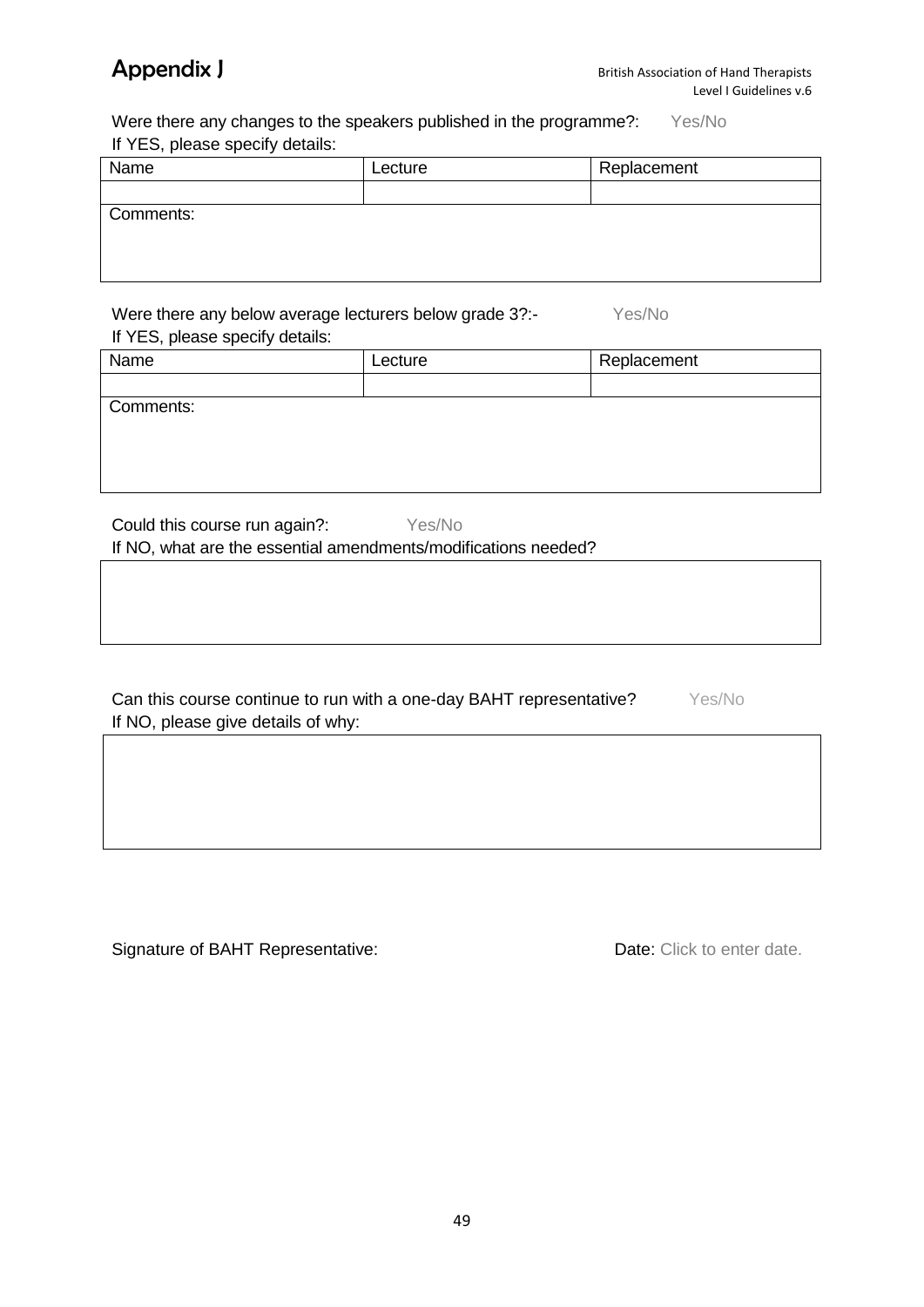# Appendix J

Were there any changes to the speakers published in the programme?: Yes/No

If YES, please specify details:

| Name | Lecture | Replacement |
| --- | --- | --- |
| | | |
| Comments: | | |

Were there any below average lecturers below grade 3?:- Yes/No

If YES, please specify details:

| Name | Lecture | Replacement |
| --- | --- | --- |
| | | |
| Comments: | | |

Could this course run again?: Yes/No

If NO, what are the essential amendments/modifications needed?

| |
| --- |
| |

Can this course continue to run with a one-day BAHT representative? Yes/No

If NO, please give details of why:

| |
| --- |
| |

Signature of BAHT Representative:

**Date:** Click to enter date.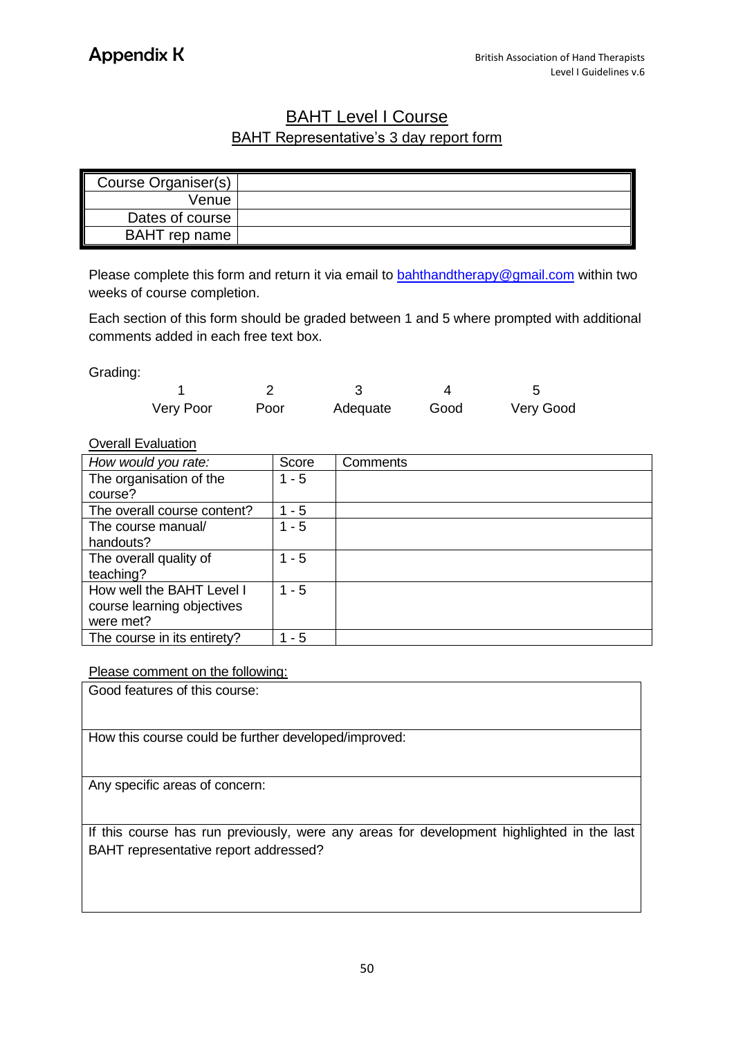# Appendix K

## BAHT Level I Course

### BAHT Representative's 3 day report form

| | |
|---|---|
| Course Organiser(s) | |
| Venue | |
| Dates of course | |
| BAHT rep name | |

Please complete this form and return it via email to bahthandtherapy@gmail.com within two weeks of course completion.

Each section of this form should be graded between 1 and 5 where prompted with additional comments added in each free text box.

Grading:

| 1 | 2 | 3 | 4 | 5 |
|---|---|---|---|---|
| Very Poor | Poor | Adequate | Good | Very Good |

Overall Evaluation

| *How would you rate:* | Score | Comments |
|---|---|---|
| The organisation of the course? | 1 - 5 | |
| The overall course content? | 1 - 5 | |
| The course manual/ handouts? | 1 - 5 | |
| The overall quality of teaching? | 1 - 5 | |
| How well the BAHT Level I course learning objectives were met? | 1 - 5 | |
| The course in its entirety? | 1 - 5 | |

Please comment on the following:

| |
|---|
| Good features of this course: |
| How this course could be further developed/improved: |
| Any specific areas of concern: |
| If this course has run previously, were any areas for development highlighted in the last BAHT representative report addressed? |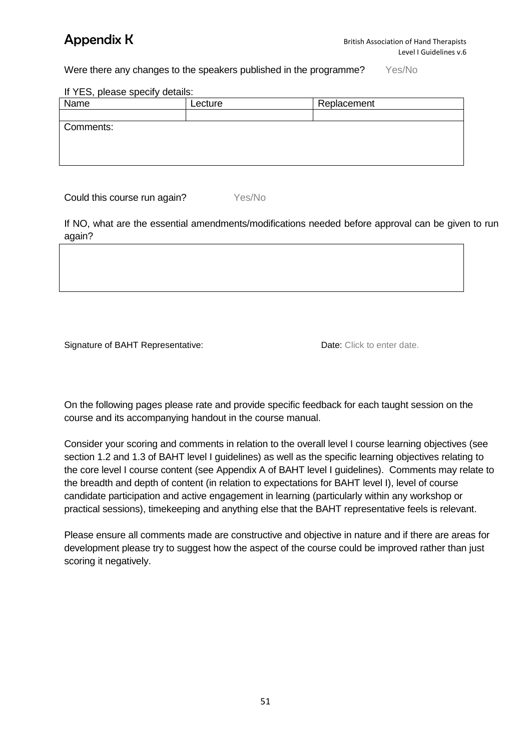# Appendix K

Were there any changes to the speakers published in the programme? Yes/No

If YES, please specify details:

| Name | Lecture | Replacement |
|---|---|---|
| | | |
| Comments: | | |

Could this course run again? Yes/No

If NO, what are the essential amendments/modifications needed before approval can be given to run again?

| |
|---|
| |

Signature of BAHT Representative: Date: Click to enter date.

On the following pages please rate and provide specific feedback for each taught session on the course and its accompanying handout in the course manual.

Consider your scoring and comments in relation to the overall level I course learning objectives (see section 1.2 and 1.3 of BAHT level I guidelines) as well as the specific learning objectives relating to the core level I course content (see Appendix A of BAHT level I guidelines). Comments may relate to the breadth and depth of content (in relation to expectations for BAHT level I), level of course candidate participation and active engagement in learning (particularly within any workshop or practical sessions), timekeeping and anything else that the BAHT representative feels is relevant.

Please ensure all comments made are constructive and objective in nature and if there are areas for development please try to suggest how the aspect of the course could be improved rather than just scoring it negatively.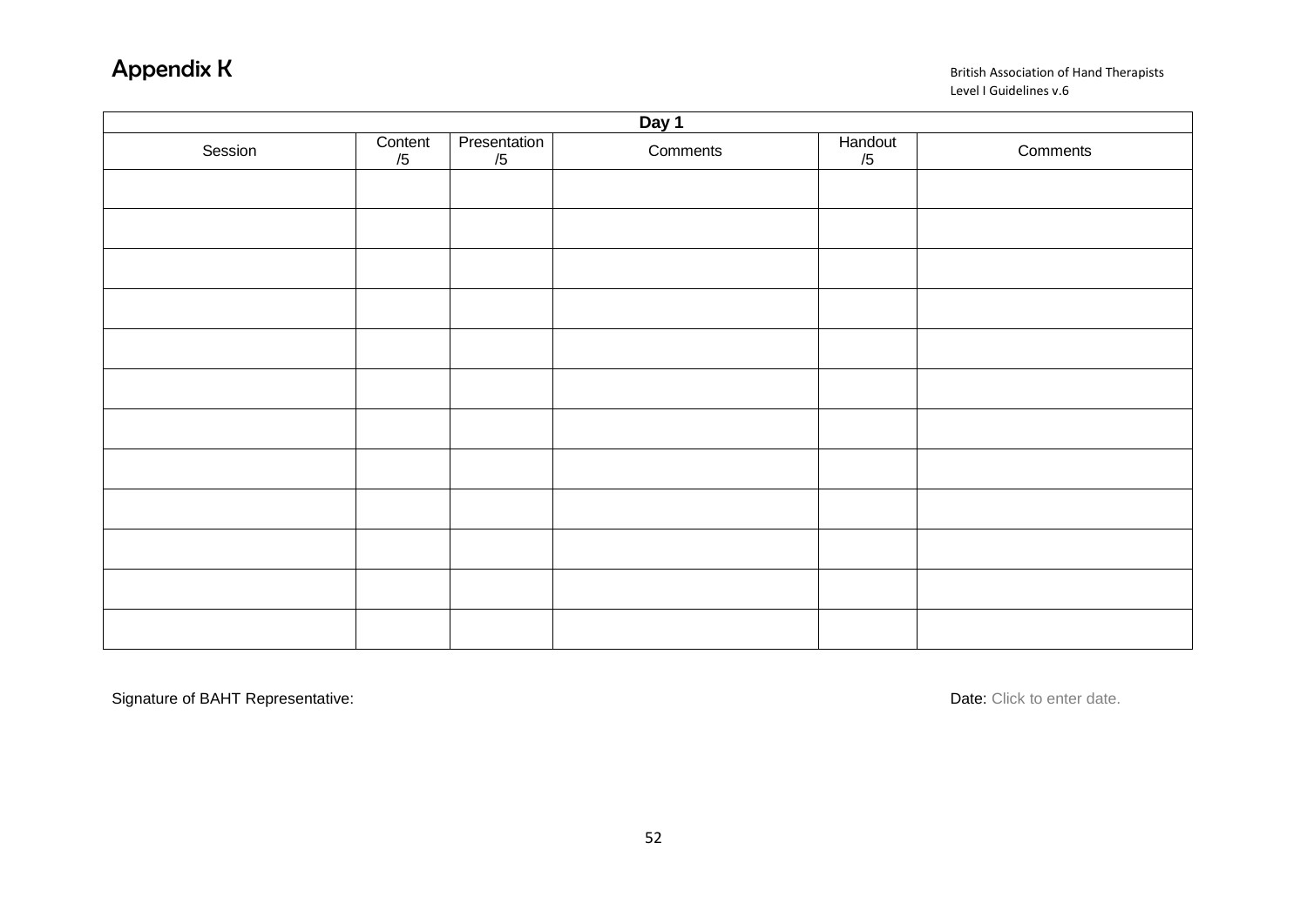# Appendix K

British Association of Hand Therapists
Level I Guidelines v.6

| Day 1 | | | | | |
|---|---|---|---|---|---|
| Session | Content /5 | Presentation /5 | Comments | Handout /5 | Comments |
| | | | | | |
| | | | | | |
| | | | | | |
| | | | | | |
| | | | | | |
| | | | | | |
| | | | | | |
| | | | | | |
| | | | | | |
| | | | | | |
| | | | | | |
| | | | | | |

Signature of BAHT Representative:

Date: Click to enter date.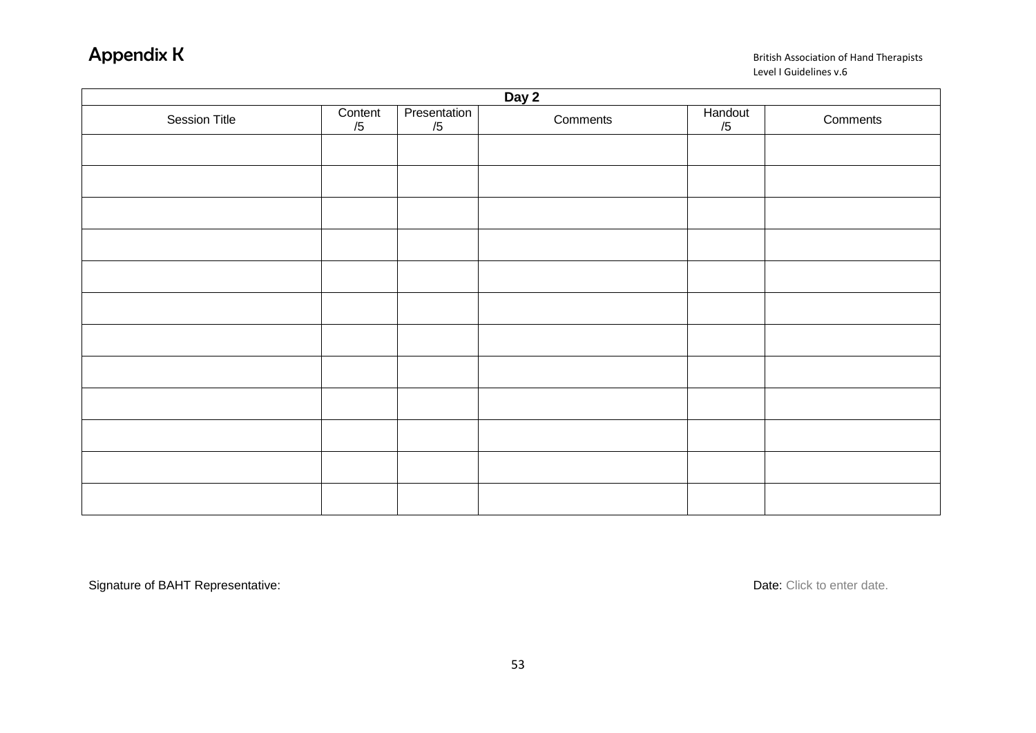# Appendix K

British Association of Hand Therapists
Level I Guidelines v.6

| Day 2 | | | | | |
|---|---|---|---|---|---|
| Session Title | Content /5 | Presentation /5 | Comments | Handout /5 | Comments |
| | | | | | |
| | | | | | |
| | | | | | |
| | | | | | |
| | | | | | |
| | | | | | |
| | | | | | |
| | | | | | |
| | | | | | |
| | | | | | |
| | | | | | |
| | | | | | |

Signature of BAHT Representative:

Date: Click to enter date.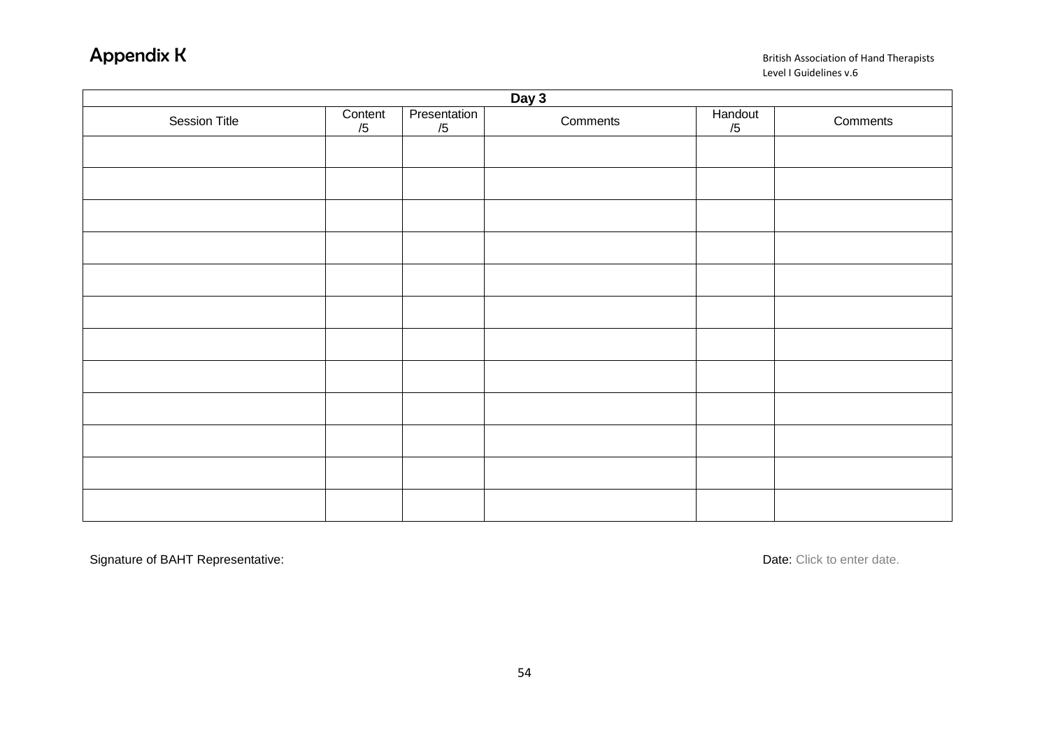# Appendix K

British Association of Hand Therapists
Level I Guidelines v.6

| Day 3 | | | | | |
|---|---|---|---|---|---|
| Session Title | Content /5 | Presentation /5 | Comments | Handout /5 | Comments |
| | | | | | |
| | | | | | |
| | | | | | |
| | | | | | |
| | | | | | |
| | | | | | |
| | | | | | |
| | | | | | |
| | | | | | |
| | | | | | |
| | | | | | |
| | | | | | |

Signature of BAHT Representative:

Date: Click to enter date.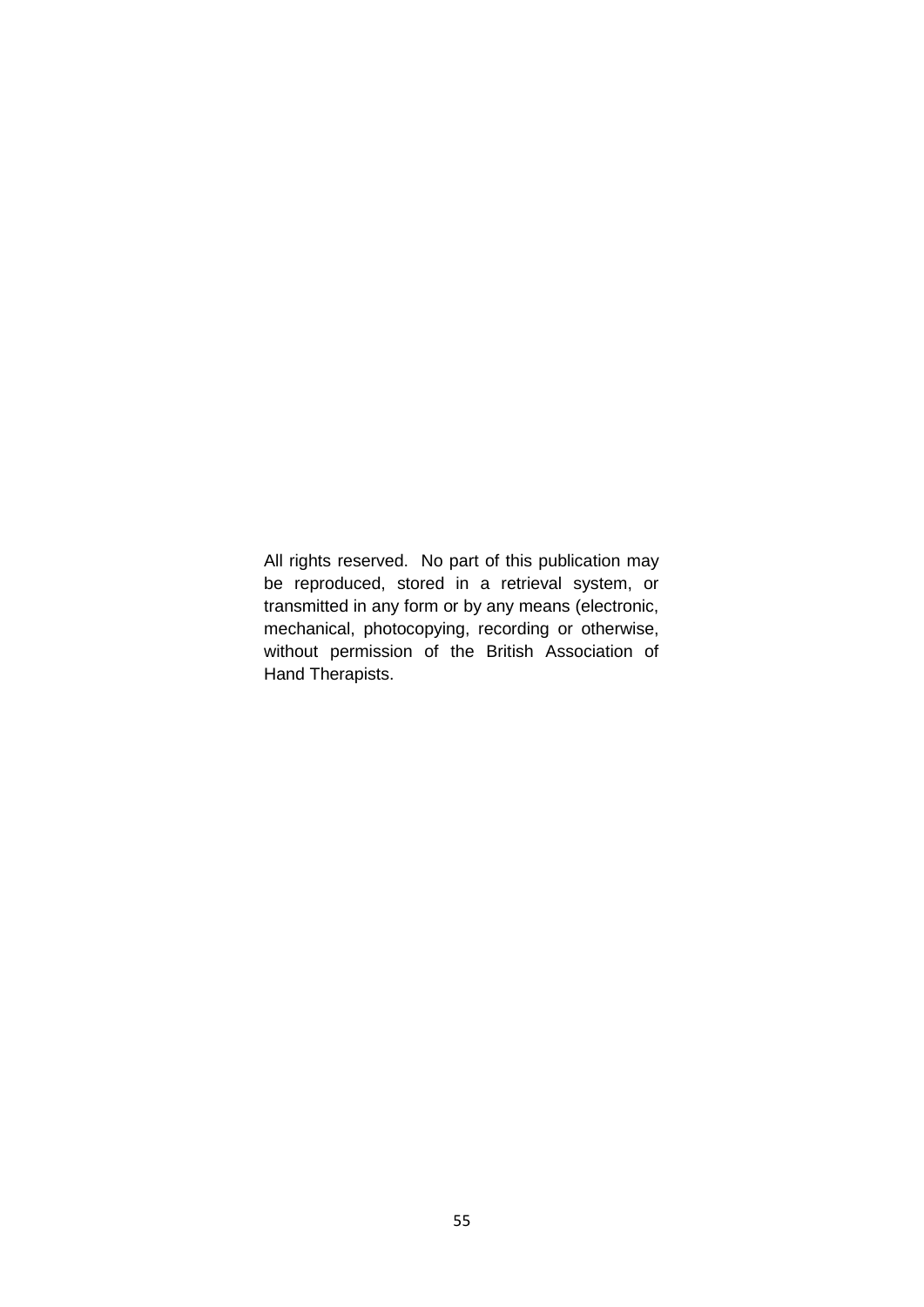All rights reserved. No part of this publication may be reproduced, stored in a retrieval system, or transmitted in any form or by any means (electronic, mechanical, photocopying, recording or otherwise, without permission of the British Association of Hand Therapists.